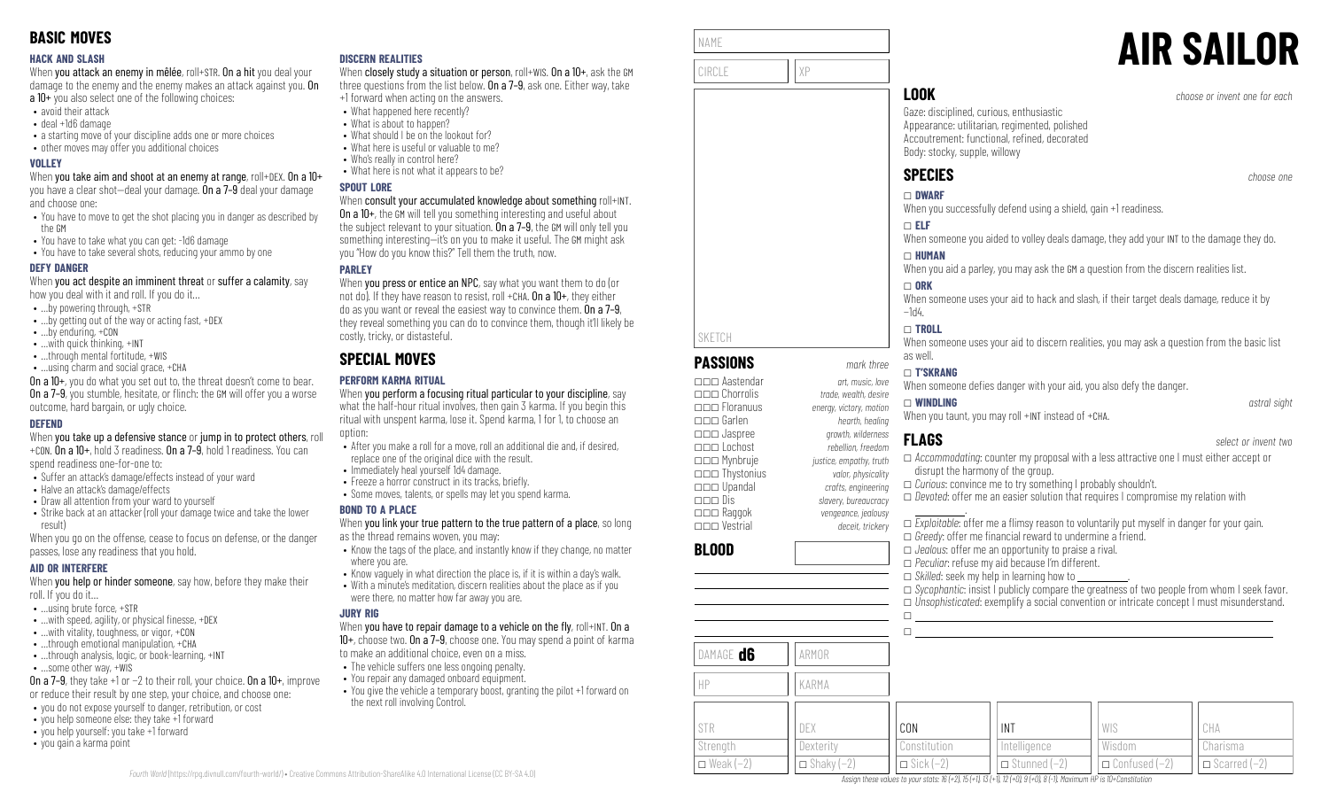# BASIC MOVES

### HACK AND SLASH

When **you attack an enemy in mêlée**, roll+STR. **On a hit** you deal your damage to the enemy and the enemy makes an attack against you. **On a 10+** you also select one of the following choices:

- avoid their attack
- deal +1d6 damage
- a starting move of your discipline adds one or more choices
- other moves may offer you additional choices

### VOLLEY

When **you take aim and shoot at an enemy at range**, roll+DEX. **On a 10+** you have a clear shot—deal your damage. **On a 7–9** deal your damage and choose one:

- You have to move to get the shot placing you in danger as described by the GM
- You have to take what you can get: -1d6 damage
- You have to take several shots, reducing your ammo by one

### DEFY DANGER

When **you act despite an imminent threat** or **suffer a calamity**, say how you deal with it and roll. If you do it…

- …by powering through, +STR
- …by getting out of the way or acting fast, +DEX
- …by enduring, +CON
- …with quick thinking, +INT
- …through mental fortitude, +WIS
- …using charm and social grace, +CHA

**On a 10+**, you do what you set out to, the threat doesn't come to bear. **On a 7–9**, you stumble, hesitate, or flinch: the GM will offer you a worse outcome, hard bargain, or ugly choice.

### DEFEND

When **you take up a defensive stance** or **jump in to protect others**, roll +CON. **On a 10+**, hold 3 readiness. **On a 7–9**, hold 1 readiness. You can spend readiness one-for-one to:

- Suffer an attack's damage/effects instead of your ward
- Halve an attack's damage/effects
- Draw all attention from your ward to yourself
- Strike back at an attacker (roll your damage twice and take the lower result)

When you go on the offense, cease to focus on defense, or the danger passes, lose any readiness that you hold.

### AID OR INTERFERE

When **you help or hinder someone**, say how, before they make their roll. If you do it…

- …using brute force, +STR
- …with speed, agility, or physical finesse, +DEX
- …with vitality, toughness, or vigor, +CON
- …through emotional manipulation, +CHA
- …through analysis, logic, or book-learning, +INT
- …some other way, +WIS

**On a 7–9**, they take +1 or −2 to their roll, your choice. **On a 10+**, improve or reduce their result by one step, your choice, and choose one:

- you do not expose yourself to danger, retribution, or cost
- you help someone else: they take +1 forward
- you help yourself: you take +1 forward
- you gain a karma point

### DISCERN REALITIES

When **closely study a situation or person**, roll+WIS. **On a 10+**, ask the GM three questions from the list below. **On a 7–9**, ask one. Either way, take +1 forward when acting on the answers.

- What happened here recently?
- What is about to happen?
- What should I be on the lookout for?
- What here is useful or valuable to me?
- Who's really in control here?
- What here is not what it appears to be?

### SPOUT LORE

When **you consult your accumulated knowledge about something** roll+INT. **On a 10+**, the GM will tell you something interesting and useful about the subject relevant to your situation. **On a 7–9**, the GM will only tell you something interesting—it's on you to make it useful. The GM might ask you "How do you know this?" Tell them the truth, now.

### PARLEY

When **you press or entice an NPC**, say what you want them to do (or not do). If they have reason to resist, roll +CHA. **On a 10+**, they either do as you want or reveal the easiest way to convince them. **On a 7–9**, they reveal something you can do to convince them, though it'll likely be costly, tricky, or distasteful.

# SPECIAL MOVES

### PERFORM KARMA RITUAL

When **you perform a focusing ritual particular to your discipline**, say what the half-hour ritual involves, then gain 3 karma. If you begin this ritual with unspent karma, lose it. Spend karma, 1 for 1, to choose an option:

- After you make a roll for a move, roll an additional die and, if desired, replace one of the original dice with the result.
- Immediately heal yourself 1d4 damage.
- Freeze a horror construct in its tracks, briefly.
- Some moves, talents, or spells may let you spend karma.

### BOND TO A PLACE

When **you link your true pattern to the true pattern of a place**, so long as the thread remains woven, you may:

- Know the tags of the place, and instantly know if they change, no matter where you are.
- Know vaguely in what direction the place is, if it is within a day's walk.
- With a minute's meditation, discern realities about the place as if you were there, no matter how far away you are.

### JURY RIG

When **you have to repair damage to a vehicle on the fly**, roll+INT. **On a 10+**, choose two. **On a 7–9**, choose one. You may spend a point of karma to make an additional choice, even on a miss.

- The vehicle suffers one less ongoing penalty.
- You repair any damaged onboard equipment.
- You give the vehicle a temporary boost, granting the pilot +1 forward on the next roll involving Control.

*Fourth World* (https://rpg.divnull.com/fourth-world/) • Creative Commons Attribution-ShareAlike 4.0 International License (CC BY-SA 4.0)

# AIR SAILOR

NAME

CIRCLE | XP

SKETCH

## PASSIONS

*mark three*

- □□□ Aastendar — *art, music, love*
- □□□ Chorrolis — *trade, wealth, desire*
- □□□ Floranuus — *energy, victory, motion*
- □□□ Garlen — *hearth, healing*
- □□□ Jaspree — *growth, wilderness*
- □□□ Lochost — *rebellion, freedom*
- □□□ Mynbruje — *justice, empathy, truth*
- □□□ Thystonius — *valor, physicality*
- □□□ Upandal — *crafts, engineering*
- □□□ Dis — *slavery, bureaucracy*
- □□□ Raggok — *vengeance, jealousy*
- □□□ Vestrial — *deceit, trickery*

## BLOOD

DAMAGE **d6** | ARMOR

HP | KARMA

## LOOK

*choose or invent one for each*

Gaze: disciplined, curious, enthusiastic
Appearance: utilitarian, regimented, polished
Accoutrement: functional, refined, decorated
Body: stocky, supple, willowy

## SPECIES

*choose one*

□ **DWARF**
When you successfully defend using a shield, gain +1 readiness.

□ **ELF**
When someone you aided to volley deals damage, they add your INT to the damage they do.

□ **HUMAN**
When you aid a parley, you may ask the GM a question from the discern realities list.

□ **ORK**
When someone uses your aid to hack and slash, if their target deals damage, reduce it by −1d4.

□ **TROLL**
When someone uses your aid to discern realities, you may ask a question from the basic list as well.

□ **T'SKRANG**
When someone defies danger with your aid, you also defy the danger.

□ **WINDLING** — *astral sight*
When you taunt, you may roll +INT instead of +CHA.

## FLAGS

*select or invent two*

- □ *Accommodating*: counter my proposal with a less attractive one I must either accept or disrupt the harmony of the group.
- □ *Curious*: convince me to try something I probably shouldn't.
- □ *Devoted*: offer me an easier solution that requires I compromise my relation with ________.
- □ *Exploitable*: offer me a flimsy reason to voluntarily put myself in danger for your gain.
- □ *Greedy*: offer me financial reward to undermine a friend.
- □ *Jealous*: offer me an opportunity to praise a rival.
- □ *Peculiar*: refuse my aid because I'm different.
- □ *Skilled*: seek my help in learning how to ________.
- □ *Sycophantic*: insist I publicly compare the greatness of two people from whom I seek favor.
- □ *Unsophisticated*: exemplify a social convention or intricate concept I must misunderstand.
- □ ________
- □ ________

| STR | DEX | CON | INT | WIS | CHA |
| --- | --- | --- | --- | --- | --- |
| Strength | Dexterity | Constitution | Intelligence | Wisdom | Charisma |
| □ Weak (−2) | □ Shaky (−2) | □ Sick (−2) | □ Stunned (−2) | □ Confused (−2) | □ Scarred (−2) |

*Assign these values to your stats: 16 (+2), 15 (+1), 13 (+1), 12 (+0), 9 (+0), 8 (−1). Maximum HP is 10+Constitution*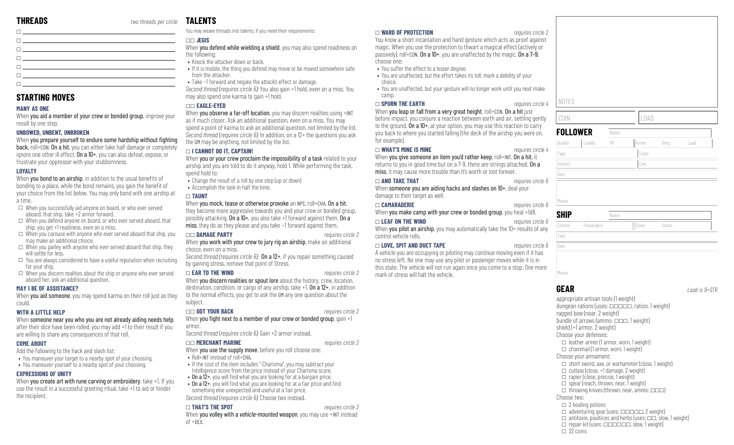## THREADS

*two threads per circle*

- ☐ 
- ☐ 
- ☐ 
- ☐ 
- ☐ 
- ☐ 
- ☐ 

## STARTING MOVES

### MANY AS ONE

When **you aid a member of your crew or bonded group**, improve your result by one step.

### UNBOWED, UNBENT, UNBROKEN

When **you prepare yourself to endure some hardship without fighting back**, roll+CON. **On a hit**, you can either take half damage or completely ignore one other ill effect. **On a 10+**, you can also defeat, expose, or frustrate your oppressor with your stubbornness.

### LOYALTY

When **you bond to an airship**, in addition to the usual benefits of bonding to a place, while the bond remains, you gain the benefit of your choice from the list below. You may only bond with one airship at a time.

- ☐ When you successfully aid anyone on board, or who ever served aboard, that ship, take +2 armor forward.
- ☐ When you defend anyone on board, or who ever served aboard, that ship, you get +1 readiness, even on a miss.
- ☐ When you carouse with anyone who ever served aboard that ship, you may make an additional choice.
- ☐ When you parley with anyone who ever served aboard that ship, they will settle for less.
- ☐ You are always considered to have a useful reputation when recruiting for your ship.
- ☐ When you discern realities about the ship or anyone who ever served aboard her, ask an additional question.

### MAY I BE OF ASSISTANCE?

When **you aid someone**, you may spend karma on their roll just as they could.

### WITH A LITTLE HELP

When **someone near you who you are not already aiding needs help**, after their dice have been rolled, you may add +1 to their result if you are willing to share any consequences of that roll.

### COME ABOUT

Add the following to the hack and slash list:

- You maneuver your target to a nearby spot of your choosing.
- You maneuver yourself to a nearby spot of your choosing.

### EXPRESSIONS OF UNITY

When **you create art with rune carving or embroidery**, take +1. If you use the result in a successful greeting ritual, take +1 to aid or hinder the recipient.

## TALENTS

You may weave threads into talents, if you meet their requirements:

### ☐☐ ÆGIS

When **you defend while wielding a shield**, you may also spend readiness on the following:

- Knock the attacker down or back.
- If it is mobile, the thing you defend may move or be moved somewhere safe from the attacker.
- Take −1 forward and negate the attack's effect or damage.

*Second thread (requires circle 6):* You also gain +1 hold, even on a miss. You may also spend one karma to gain +1 hold.

### ☐☐ EAGLE-EYED

When **you observe a far-off location**, you may discern realities using +INT as if much closer. Ask an additional question, even on a miss. You may spend a point of karma to ask an additional question, not limited by the list.
*Second thread (requires circle 6):* In addition, on a 12+ the questions you ask the GM may be anything, not limited by the list.

### ☐ I CANNOT DO IT, CAPTAIN!

When **you or your crew proclaim the impossibility of a task** related to your airship and you are told to do it anyway, hold 1. While performing the task, spend hold to:

- Change the result of a roll by one step (up or down)
- Accomplish the task in half the time.

### ☐ TAUNT

When **you mock, tease or otherwise provoke** an NPC, roll+CHA. **On a hit**, they become more aggressive towards you and your crew or bonded group, possibly attacking. **On a 10+**, you also take +1 forward against them. **On a miss**, they do as they please and you take −1 forward against them.

### ☐☐ DAMAGE PARTY

*requires circle 2*

When **you work with your crew to jury rig an airship**, make an additional choice, even on a miss.
*Second thread (requires circle 6):* **On a 12+**, if you repair something caused by gaining stress, remove that point of Stress.

### ☐ EAR TO THE WIND

*requires circle 2*

When **you discern realities or spout lore** about the history, crew, location, destination, condition, or cargo of any airship, take +1. **On a 12+**, in addition to the normal effects, you get to ask the GM any one question about the subject.

### ☐☐ GOT YOUR BACK

*requires circle 2*

When **you fight next to a member of your crew or bonded group**, gain +1 armor.
*Second thread (requires circle 6):* Gain +2 armor instead.

### ☐☐ MERCHANT MARINE

*requires circle 2*

When **you use the supply move**, before you roll choose one:

- Roll+INT instead of roll+CHA.
- If the cost of the item includes "-Charisma", you may subtract your Intelligence score from the price instead of your Charisma score.
- **On a 12+**, you will find what you are looking for at a bargain price.
- **On a 12+**, you will find what you are looking for at a fair price and find something else unexpected and useful at a fair price.

*Second thread (requires circle 6):* Choose two instead.

### ☐ THAT'S THE SPOT

*requires circle 2*

When **you volley with a *vehicle-mounted* weapon**, you may use +INT instead of +DEX.

### ☐ WARD OF PROTECTION

*requires circle 2*

You know a short incantation and hand gesture which acts as proof against magic. When you use the protection to thwart a magical effect (actively or passively), roll+CON. **On a 10+**, you are unaffected by the magic. **On a 7–9**, choose one:

- You suffer the effect to a lesser degree.
- You are unaffected, but the effort takes its toll: mark a debility of your choice.
- You are unaffected, but your gesture will no longer work until you next make camp.

### ☐ SPURN THE EARTH

*requires circle 4*

When **you leap or fall from a very great height**, roll+CON. **On a hit** just before impact, you conjure a reaction between earth and air, settling gently to the ground. **On a 10+**, at your option, you may use this reaction to carry you back to where you started falling (the deck of the airship you were on, for example).

### ☐ WHAT'S MINE IS MINE

*requires circle 4*

When **you give someone an item you'd rather keep**, roll+INT. **On a hit**, it returns to you in good time but on a 7–9, there are strings attached. **On a miss**, it may cause more trouble than it's worth or lost forever.

### ☐ AND TAKE THAT

*requires circle 6*

When **someone you are aiding hacks and slashes on 10+**, deal your damage to their target as well.

### ☐ CAMARADERIE

*requires circle 6*

When **you make camp with your crew or bonded group**, you heal +1d8.

### ☐ LEAF ON THE WIND

*requires circle 6*

When **you pilot an airship**, you may automatically take the 10+ results of any control vehicle rolls.

### ☐ LOVE, SPIT AND DUCT TAPE

*requires circle 6*

A vehicle you are occupying or piloting may continue moving even if it has no stress left. No one may use any pilot or passenger moves while it is in this state. The vehicle will not run again once you come to a stop. One more mark of stress will halt the vehicle.

NOTES

| COIN | LOAD |
|---|---|
| | |

## FOLLOWER

Name

| Quality | Loyalty | HP | Armor | Dmg | Load |
|---|---|---|---|---|---|
| | | | | | |

Tags | Traits

Instinct | Cost

Gear

Moves

## SHIP

Name

| Control | Passengers | Cover | Stress |
|---|---|---|---|
| | | | |

Tags

Gear

Moves

## GEAR

*Load is 9+STR*

appropriate artisan tools (1 weight)
dungeon rations (uses: ☐☐☐☐☐, ration, 1 weight)
ragged bow (near, 2 weight)
bundle of arrows (ammo: ☐☐☐, 1 weight)
shield (+1 armor, 2 weight)

Choose your defenses:

- ☐ leather armor (1 armor, worn, 1 weight)
- ☐ chainmail (1 armor, worn, 1 weight)

Choose your armament:

- ☐ short sword, axe, or warhammer (close, 1 weight)
- ☐ cutlass (close, +1 damage, 2 weight)
- ☐ rapier (close, precise, 1 weight)
- ☐ spear (reach, thrown, near, 1 weight)
- ☐ throwing knives (thrown, near, ammo: ☐☐☐)

Choose two:

- ☐ 2 healing potions
- ☐ adventuring gear (uses: ☐☐☐☐☐, 2 weight)
- ☐ antitoxin, poultices and herbs (uses: ☐☐, slow, 1 weight)
- ☐ repair kit (uses: ☐☐☐☐☐☐, slow, 1 weight)
- ☐ 22 coins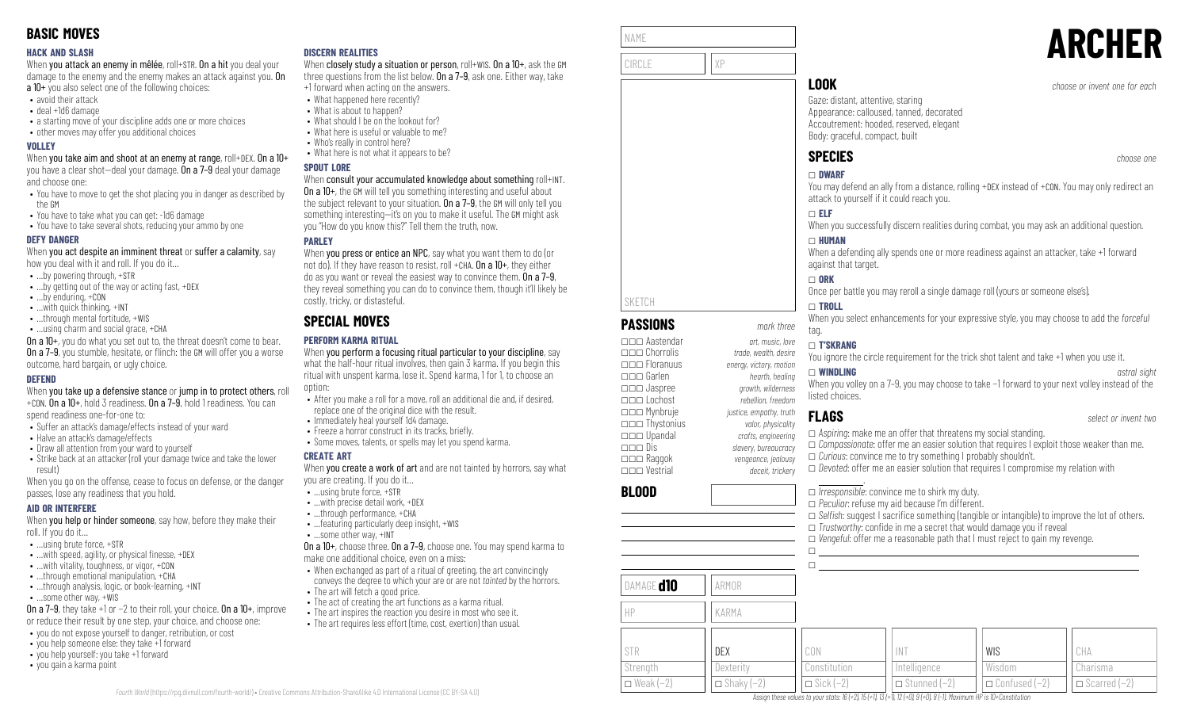## BASIC MOVES

### HACK AND SLASH

When **you attack an enemy in mêlée**, roll+STR. **On a hit** you deal your damage to the enemy and the enemy makes an attack against you. **On a 10+** you also select one of the following choices:

- avoid their attack
- deal +1d6 damage
- a starting move of your discipline adds one or more choices
- other moves may offer you additional choices

### VOLLEY

When **you take aim and shoot at an enemy at range**, roll+DEX. **On a 10+** you have a clear shot—deal your damage. **On a 7–9** deal your damage and choose one:

- You have to move to get the shot placing you in danger as described by the GM
- You have to take what you can get: -1d6 damage
- You have to take several shots, reducing your ammo by one

### DEFY DANGER

When **you act despite an imminent threat** or **suffer a calamity**, say how you deal with it and roll. If you do it…

- …by powering through, +STR
- …by getting out of the way or acting fast, +DEX
- …by enduring, +CON
- …with quick thinking, +INT
- …through mental fortitude, +WIS
- …using charm and social grace, +CHA

**On a 10+**, you do what you set out to, the threat doesn't come to bear. **On a 7–9**, you stumble, hesitate, or flinch: the GM will offer you a worse outcome, hard bargain, or ugly choice.

### DEFEND

When **you take up a defensive stance** or **jump in to protect others**, roll +CON. **On a 10+**, hold 3 readiness. **On a 7–9**, hold 1 readiness. You can spend readiness one-for-one to:

- Suffer an attack's damage/effects instead of your ward
- Halve an attack's damage/effects
- Draw all attention from your ward to yourself
- Strike back at an attacker (roll your damage twice and take the lower result)

When you go on the offense, cease to focus on defense, or the danger passes, lose any readiness that you hold.

### AID OR INTERFERE

When **you help or hinder someone**, say how, before they make their roll. If you do it…

- …using brute force, +STR
- …with speed, agility, or physical finesse, +DEX
- …with vitality, toughness, or vigor, +CON
- …through emotional manipulation, +CHA
- …through analysis, logic, or book-learning, +INT
- …some other way, +WIS

**On a 7–9**, they take +1 or −2 to their roll, your choice. **On a 10+**, improve or reduce their result by one step, your choice, and choose one:

- you do not expose yourself to danger, retribution, or cost
- you help someone else: they take +1 forward
- you help yourself: you take +1 forward
- you gain a karma point

### DISCERN REALITIES

When **closely study a situation or person**, roll+WIS. **On a 10+**, ask the GM three questions from the list below. **On a 7–9**, ask one. Either way, take +1 forward when acting on the answers.

- What happened here recently?
- What is about to happen?
- What should I be on the lookout for?
- What here is useful or valuable to me?
- Who's really in control here?
- What here is not what it appears to be?

### SPOUT LORE

When **consult your accumulated knowledge about something** roll+INT. **On a 10+**, the GM will tell you something interesting and useful about the subject relevant to your situation. **On a 7–9**, the GM will only tell you something interesting—it's on you to make it useful. The GM might ask you "How do you know this?" Tell them the truth, now.

### PARLEY

When **you press or entice an NPC**, say what you want them to do (or not do). If they have reason to resist, roll +CHA. **On a 10+**, they either do as you want or reveal the easiest way to convince them. **On a 7–9**, they reveal something you can do to convince them, though it'll likely be costly, tricky, or distasteful.

## SPECIAL MOVES

### PERFORM KARMA RITUAL

When **you perform a focusing ritual particular to your discipline**, say what the half-hour ritual involves, then gain 3 karma. If you begin this ritual with unspent karma, lose it. Spend karma, 1 for 1, to choose an option:

- After you make a roll for a move, roll an additional die and, if desired, replace one of the original dice with the result.
- Immediately heal yourself 1d4 damage.
- Freeze a horror construct in its tracks, briefly.
- Some moves, talents, or spells may let you spend karma.

### CREATE ART

When **you create a work of art** and are not tainted by horrors, say what you are creating. If you do it…

- …using brute force, +STR
- …with precise detail work, +DEX
- …through performance, +CHA
- …featuring particularly deep insight, +WIS
- …some other way, +INT

**On a 10+**, choose three. **On a 7–9**, choose one. You may spend karma to make one additional choice, even on a miss:

- When exchanged as part of a ritual of greeting, the art convincingly conveys the degree to which your are or are not *tainted* by the horrors.
- The art will fetch a good price.
- The act of creating the art functions as a karma ritual.
- The art inspires the reaction you desire in most who see it.
- The art requires less effort (time, cost, exertion) than usual.

*Fourth World* (https://rpg.divnull.com/fourth-world/) • Creative Commons Attribution-ShareAlike 4.0 International License (CC BY-SA 4.0)

# ARCHER

NAME

CIRCLE | XP

SKETCH

## PASSIONS

*mark three*

- ☐☐☐ Aastendar — *art, music, love*
- ☐☐☐ Chorrolis — *trade, wealth, desire*
- ☐☐☐ Floranuus — *energy, victory, motion*
- ☐☐☐ Garlen — *hearth, healing*
- ☐☐☐ Jaspree — *growth, wilderness*
- ☐☐☐ Lochost — *rebellion, freedom*
- ☐☐☐ Mynbruje — *justice, empathy, truth*
- ☐☐☐ Thystonius — *valor, physicality*
- ☐☐☐ Upandal — *crafts, engineering*
- ☐☐☐ Dis — *slavery, bureaucracy*
- ☐☐☐ Raggok — *vengeance, jealousy*
- ☐☐☐ Vestrial — *deceit, trickery*

## BLOOD

DAMAGE **d10** | ARMOR

HP | KARMA

| STR | DEX | CON | INT | WIS | CHA |
|---|---|---|---|---|---|
| Strength | Dexterity | Constitution | Intelligence | Wisdom | Charisma |
| ☐ Weak (−2) | ☐ Shaky (−2) | ☐ Sick (−2) | ☐ Stunned (−2) | ☐ Confused (−2) | ☐ Scarred (−2) |

*Assign these values to your stats: 16 (+2), 15 (+1), 13 (+1), 12 (+0), 9 (+0), 8 (−1). Maximum HP is 10+Constitution*

## LOOK

*choose or invent one for each*

Gaze: distant, attentive, staring
Appearance: calloused, tanned, decorated
Accoutrement: hooded, reserved, elegant
Body: graceful, compact, built

## SPECIES

*choose one*

☐ **DWARF**
You may defend an ally from a distance, rolling +DEX instead of +CON. You may only redirect an attack to yourself if it could reach you.

☐ **ELF**
When you successfully discern realities during combat, you may ask an additional question.

☐ **HUMAN**
When a defending ally spends one or more readiness against an attacker, take +1 forward against that target.

☐ **ORK**
Once per battle you may reroll a single damage roll (yours or someone else's).

☐ **TROLL**
When you select enhancements for your expressive style, you may choose to add the *forceful* tag.

☐ **T'SKRANG**
You ignore the circle requirement for the trick shot talent and take +1 when you use it.

☐ **WINDLING** — *astral sight*
When you volley on a 7–9, you may choose to take −1 forward to your next volley instead of the listed choices.

## FLAGS

*select or invent two*

- ☐ *Aspiring*: make me an offer that threatens my social standing.
- ☐ *Compassionate*: offer me an easier solution that requires I exploit those weaker than me.
- ☐ *Curious*: convince me to try something I probably shouldn't.
- ☐ *Devoted*: offer me an easier solution that requires I compromise my relation with ________.
- ☐ *Irresponsible*: convince me to shirk my duty.
- ☐ *Peculiar*: refuse my aid because I'm different.
- ☐ *Selfish*: suggest I sacrifice something (tangible or intangible) to improve the lot of others.
- ☐ *Trustworthy*: confide in me a secret that would damage you if reveal
- ☐ *Vengeful*: offer me a reasonable path that I must reject to gain my revenge.
- ☐ ________
- ☐ ________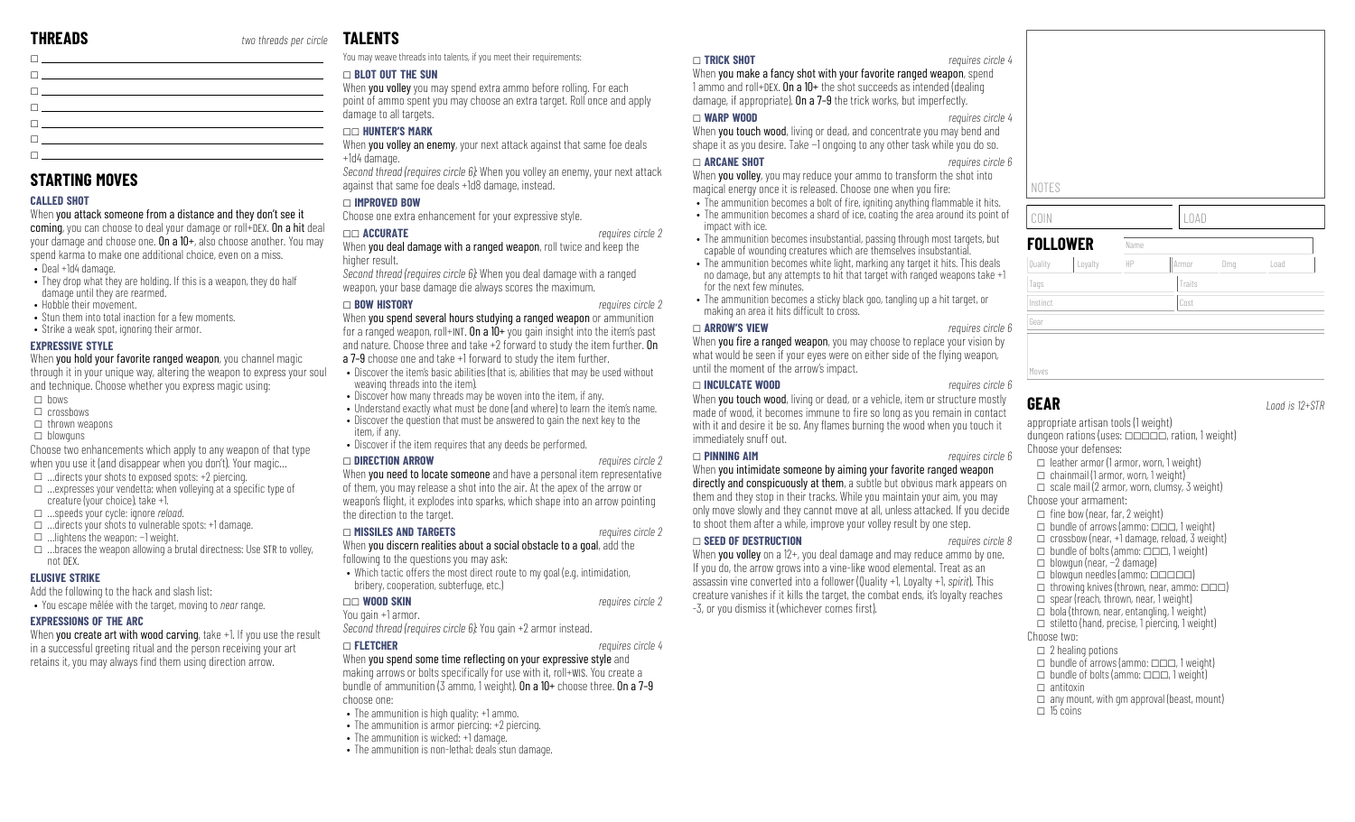## THREADS

*two threads per circle*

- ☐
- ☐
- ☐
- ☐
- ☐
- ☐
- ☐

## STARTING MOVES

### CALLED SHOT

When **you attack someone from a distance and they don't see it coming**, you can choose to deal your damage or roll+DEX. **On a hit** deal your damage and choose one. **On a 10+**, also choose another. You may spend karma to make one additional choice, even on a miss.

- Deal +1d4 damage.
- They drop what they are holding. If this is a weapon, they do half damage until they are rearmed.
- Hobble their movement.
- Stun them into total inaction for a few moments.
- Strike a weak spot, ignoring their armor.

### EXPRESSIVE STYLE

When **you hold your favorite ranged weapon**, you channel magic through it in your unique way, altering the weapon to express your soul and technique. Choose whether you express magic using:

- ☐ bows
- ☐ crossbows
- ☐ thrown weapons
- ☐ blowguns

Choose two enhancements which apply to any weapon of that type when you use it (and disappear when you don't). Your magic...

- ☐ ...directs your shots to exposed spots: +2 piercing.
- ☐ ...expresses your vendetta: when volleying at a specific type of creature (your choice), take +1.
- ☐ ...speeds your cycle: ignore *reload*.
- ☐ ...directs your shots to vulnerable spots: +1 damage.
- ☐ ...lightens the weapon: −1 weight.
- ☐ ...braces the weapon allowing a brutal directness: Use STR to volley, not DEX.

### ELUSIVE STRIKE

Add the following to the hack and slash list:

- You escape mêlée with the target, moving to *near* range.

### EXPRESSIONS OF THE ARC

When **you create art with wood carving**, take +1. If you use the result in a successful greeting ritual and the person receiving your art retains it, you may always find them using direction arrow.

## TALENTS

You may weave threads into talents, if you meet their requirements:

### ☐ BLOT OUT THE SUN

When **you volley** you may spend extra ammo before rolling. For each point of ammo spent you may choose an extra target. Roll once and apply damage to all targets.

### ☐☐ HUNTER'S MARK

When **you volley an enemy**, your next attack against that same foe deals +1d4 damage.

*Second thread (requires circle 6)*: When you volley an enemy, your next attack against that same foe deals +1d8 damage, instead.

### ☐ IMPROVED BOW

Choose one extra enhancement for your expressive style.

### ☐☐ ACCURATE

*requires circle 2*

When **you deal damage with a ranged weapon**, roll twice and keep the higher result.

*Second thread (requires circle 6)*: When you deal damage with a ranged weapon, your base damage die always scores the maximum.

### ☐ BOW HISTORY

*requires circle 2*

When **you spend several hours studying a ranged weapon** or ammunition for a ranged weapon, roll+INT. **On a 10+** you gain insight into the item's past and nature. Choose three and take +2 forward to study the item further. **On a 7–9** choose one and take +1 forward to study the item further.

- Discover the item's basic abilities (that is, abilities that may be used without weaving threads into the item).
- Discover how many threads may be woven into the item, if any.
- Understand exactly what must be done (and where) to learn the item's name.
- Discover the question that must be answered to gain the next key to the item, if any.
- Discover if the item requires that any deeds be performed.

### ☐ DIRECTION ARROW

*requires circle 2*

When **you need to locate someone** and have a personal item representative of them, you may release a shot into the air. At the apex of the arrow or weapon's flight, it explodes into sparks, which shape into an arrow pointing the direction to the target.

### ☐ MISSILES AND TARGETS

*requires circle 2*

When **you discern realities about a social obstacle to a goal**, add the following to the questions you may ask:

- Which tactic offers the most direct route to my goal (e.g. intimidation, bribery, cooperation, subterfuge, etc.)

### ☐☐ WOOD SKIN

*requires circle 2*

You gain +1 armor.

*Second thread (requires circle 6)*: You gain +2 armor instead.

### ☐ FLETCHER

*requires circle 4*

When **you spend some time reflecting on your expressive style** and making arrows or bolts specifically for use with it, roll+WIS. You create a bundle of ammunition (3 ammo, 1 weight). **On a 10+** choose three. **On a 7–9** choose one:

- The ammunition is high quality: +1 ammo.
- The ammunition is armor piercing: +2 piercing.
- The ammunition is wicked: +1 damage.
- The ammunition is non-lethal: deals stun damage.

### ☐ TRICK SHOT

*requires circle 4*

When **you make a fancy shot with your favorite ranged weapon**, spend 1 ammo and roll+DEX. **On a 10+** the shot succeeds as intended (dealing damage, if appropriate). **On a 7–9** the trick works, but imperfectly.

### ☐ WARP WOOD

*requires circle 4*

When **you touch wood**, living or dead, and concentrate you may bend and shape it as you desire. Take −1 ongoing to any other task while you do so.

### ☐ ARCANE SHOT

*requires circle 6*

When **you volley**, you may reduce your ammo to transform the shot into magical energy once it is released. Choose one when you fire:

- The ammunition becomes a bolt of fire, igniting anything flammable it hits.
- The ammunition becomes a shard of ice, coating the area around its point of impact with ice.
- The ammunition becomes insubstantial, passing through most targets, but capable of wounding creatures which are themselves insubstantial.
- The ammunition becomes white light, marking any target it hits. This deals no damage, but any attempts to hit that target with ranged weapons take +1 for the next few minutes.
- The ammunition becomes a sticky black goo, tangling up a hit target, or making an area it hits difficult to cross.

### ☐ ARROW'S VIEW

*requires circle 6*

When **you fire a ranged weapon**, you may choose to replace your vision by what would be seen if your eyes were on either side of the flying weapon, until the moment of the arrow's impact.

### ☐ INCULCATE WOOD

*requires circle 6*

When **you touch wood**, living or dead, or a vehicle, item or structure mostly made of wood, it becomes immune to fire so long as you remain in contact with it and desire it be so. Any flames burning the wood when you touch it immediately snuff out.

### ☐ PINNING AIM

*requires circle 6*

When **you intimidate someone by aiming your favorite ranged weapon directly and conspicuously at them**, a subtle but obvious mark appears on them and they stop in their tracks. While you maintain your aim, you may only move slowly and they cannot move at all, unless attacked. If you decide to shoot them after a while, improve your volley result by one step.

### ☐ SEED OF DESTRUCTION

*requires circle 8*

When **you volley** on a 12+, you deal damage and may reduce ammo by one. If you do, the arrow grows into a vine-like wood elemental. Treat as an assassin vine converted into a follower (Quality +1, Loyalty +1, *spirit*). This creature vanishes if it kills the target, the combat ends, it's loyalty reaches -3, or you dismiss it (whichever comes first).

NOTES

| COIN | LOAD |
|---|---|
| | |

## FOLLOWER

| Name | | | | | |
|---|---|---|---|---|---|
| Quality | Loyalty | HP | Armor | Dmg | Load |
| Tags | | | Traits | | |
| Instinct | | | Cost | | |
| Gear | | | | | |
| Moves | | | | | |

## GEAR

*Load is 12+STR*

appropriate artisan tools (1 weight)

dungeon rations (uses: ☐☐☐☐☐, ration, 1 weight)

Choose your defenses:

- ☐ leather armor (1 armor, worn, 1 weight)
- ☐ chainmail (1 armor, worn, 1 weight)
- ☐ scale mail (2 armor, worn, clumsy, 3 weight)

Choose your armament:

- ☐ fine bow (near, far, 2 weight)
- ☐ bundle of arrows (ammo: ☐☐☐, 1 weight)
- ☐ crossbow (near, +1 damage, reload, 3 weight)
- ☐ bundle of bolts (ammo: ☐☐☐, 1 weight)
- ☐ blowgun (near, −2 damage)
- ☐ blowgun needles (ammo: ☐☐☐☐☐)
- ☐ throwing knives (thrown, near, ammo: ☐☐☐)
- ☐ spear (reach, thrown, near, 1 weight)
- ☐ bola (thrown, near, entangling, 1 weight)
- ☐ stiletto (hand, precise, 1 piercing, 1 weight)

Choose two:

- ☐ 2 healing potions
- ☐ bundle of arrows (ammo: ☐☐☐, 1 weight)
- ☐ bundle of bolts (ammo: ☐☐☐, 1 weight)
- ☐ antitoxin
- ☐ any mount, with gm approval (beast, mount)
- ☐ 15 coins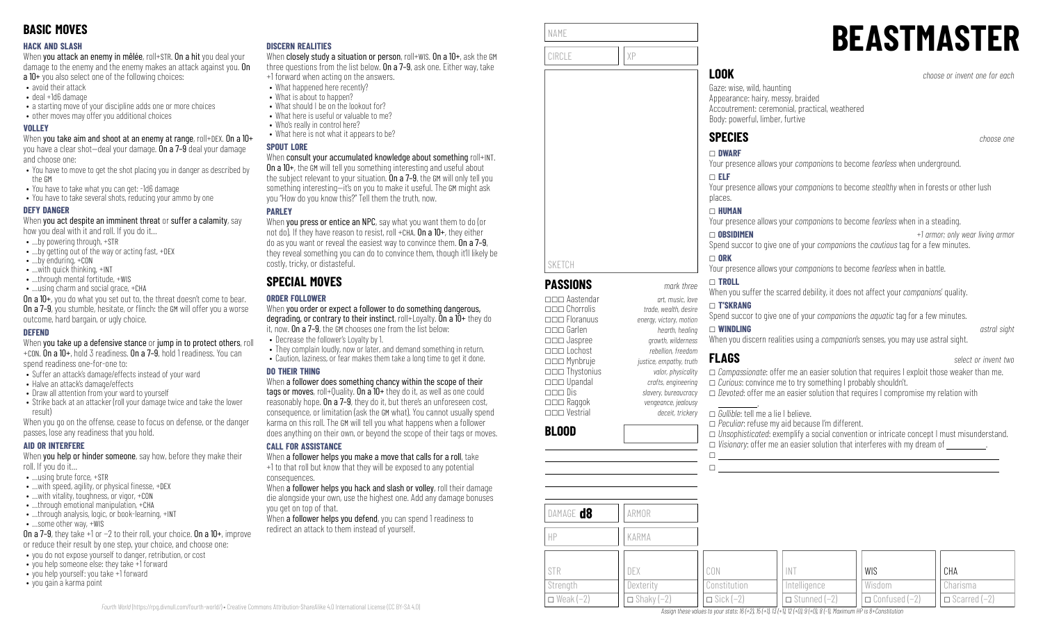## BASIC MOVES

### HACK AND SLASH

When **you attack an enemy in mêlée**, roll+STR. **On a hit** you deal your damage to the enemy and the enemy makes an attack against you. **On a 10+** you also select one of the following choices:

- avoid their attack
- deal +1d6 damage
- a starting move of your discipline adds one or more choices
- other moves may offer you additional choices

### VOLLEY

When **you take aim and shoot at an enemy at range**, roll+DEX. **On a 10+** you have a clear shot—deal your damage. **On a 7–9** deal your damage and choose one:

- You have to move to get the shot placing you in danger as described by the GM
- You have to take what you can get: -1d6 damage
- You have to take several shots, reducing your ammo by one

### DEFY DANGER

When **you act despite an imminent threat** or **suffer a calamity**, say how you deal with it and roll. If you do it…

- …by powering through, +STR
- …by getting out of the way or acting fast, +DEX
- …by enduring, +CON
- …with quick thinking, +INT
- …through mental fortitude, +WIS
- …using charm and social grace, +CHA

**On a 10+**, you do what you set out to, the threat doesn't come to bear. **On a 7–9**, you stumble, hesitate, or flinch: the GM will offer you a worse outcome, hard bargain, or ugly choice.

### DEFEND

When **you take up a defensive stance** or **jump in to protect others**, roll +CON. **On a 10+**, hold 3 readiness. **On a 7–9**, hold 1 readiness. You can spend readiness one-for-one to:

- Suffer an attack's damage/effects instead of your ward
- Halve an attack's damage/effects
- Draw all attention from your ward to yourself
- Strike back at an attacker (roll your damage twice and take the lower result)

When you go on the offense, cease to focus on defense, or the danger passes, lose any readiness that you hold.

### AID OR INTERFERE

When **you help or hinder someone**, say how, before they make their roll. If you do it…

- …using brute force, +STR
- …with speed, agility, or physical finesse, +DEX
- …with vitality, toughness, or vigor, +CON
- …through emotional manipulation, +CHA
- …through analysis, logic, or book-learning, +INT
- …some other way, +WIS

**On a 7–9**, they take +1 or −2 to their roll, your choice. **On a 10+**, improve or reduce their result by one step, your choice, and choose one:

- you do not expose yourself to danger, retribution, or cost
- you help someone else: they take +1 forward
- you help yourself: you take +1 forward
- you gain a karma point

### DISCERN REALITIES

When **closely study a situation or person**, roll+WIS. **On a 10+**, ask the GM three questions from the list below. **On a 7–9**, ask one. Either way, take +1 forward when acting on the answers.

- What happened here recently?
- What is about to happen?
- What should I be on the lookout for?
- What here is useful or valuable to me?
- Who's really in control here?
- What here is not what it appears to be?

### SPOUT LORE

When **consult your accumulated knowledge about something** roll+INT. **On a 10+**, the GM will tell you something interesting and useful about the subject relevant to your situation. **On a 7–9**, the GM will only tell you something interesting—it's on you to make it useful. The GM might ask you "How do you know this?" Tell them the truth, now.

### PARLEY

When **you press or entice an NPC**, say what you want them to do (or not do). If they have reason to resist, roll +CHA. **On a 10+**, they either do as you want or reveal the easiest way to convince them. **On a 7–9**, they reveal something you can do to convince them, though it'll likely be costly, tricky, or distasteful.

## SPECIAL MOVES

### ORDER FOLLOWER

When **you order or expect a follower to do something dangerous, degrading, or contrary to their instinct**, roll+Loyalty. **On a 10+** they do it, now. **On a 7–9**, the GM chooses one from the list below:

- Decrease the follower's Loyalty by 1.
- They complain loudly, now or later, and demand something in return.
- Caution, laziness, or fear makes them take a long time to get it done.

### DO THEIR THING

When **a follower does something chancy within the scope of their tags or moves**, roll+Quality. **On a 10+** they do it, as well as one could reasonably hope. **On a 7–9**, they do it, but there's an unforeseen cost, consequence, or limitation (ask the GM what). You cannot usually spend karma on this roll. The GM will tell you what happens when a follower does anything on their own, or beyond the scope of their tags or moves.

### CALL FOR ASSISTANCE

When **a follower helps you make a move that calls for a roll**, take +1 to that roll but know that they will be exposed to any potential consequences.

When **a follower helps you hack and slash or volley**, roll their damage die alongside your own, use the highest one. Add any damage bonuses you get on top of that.

When **a follower helps you defend**, you can spend 1 readiness to redirect an attack to them instead of yourself.

NAME

CIRCLE | XP

SKETCH

## PASSIONS

*mark three*

- ☐☐☐ Aastendar — *art, music, love*
- ☐☐☐ Chorrolis — *trade, wealth, desire*
- ☐☐☐ Floranuus — *energy, victory, motion*
- ☐☐☐ Garlen — *hearth, healing*
- ☐☐☐ Jaspree — *growth, wilderness*
- ☐☐☐ Lochost — *rebellion, freedom*
- ☐☐☐ Mynbruje — *justice, empathy, truth*
- ☐☐☐ Thystonius — *valor, physicality*
- ☐☐☐ Upandal — *crafts, engineering*
- ☐☐☐ Dis — *slavery, bureaucracy*
- ☐☐☐ Raggok — *vengeance, jealousy*
- ☐☐☐ Vestrial — *deceit, trickery*

## BLOOD

DAMAGE **d8** | ARMOR

HP | KARMA

| STR | DEX | CON | INT | WIS | CHA |
|---|---|---|---|---|---|
| Strength | Dexterity | Constitution | Intelligence | Wisdom | Charisma |
| ☐ Weak (−2) | ☐ Shaky (−2) | ☐ Sick (−2) | ☐ Stunned (−2) | ☐ Confused (−2) | ☐ Scarred (−2) |

*Assign these values to your stats: 16 (+2), 15 (+1), 13 (+1), 12 (+0), 9 (+0), 8 (−1). Maximum HP is 8+Constitution*

# BEASTMASTER

## LOOK

*choose or invent one for each*

Gaze: wise, wild, haunting
Appearance: hairy, messy, braided
Accoutrement: ceremonial, practical, weathered
Body: powerful, limber, furtive

## SPECIES

*choose one*

☐ **DWARF**
Your presence allows your *companions* to become *fearless* when underground.

☐ **ELF**
Your presence allows your *companions* to become *stealthy* when in forests or other lush places.

☐ **HUMAN**
Your presence allows your *companions* to become *fearless* when in a steading.

☐ **OBSIDIMEN** — *+1 armor; only wear living armor*
Spend succor to give one of your *companions* the *cautious* tag for a few minutes.

☐ **ORK**
Your presence allows your *companions* to become *fearless* when in battle.

☐ **TROLL**
When you suffer the scarred debility, it does not affect your *companions*' quality.

☐ **T'SKRANG**
Spend succor to give one of your *companions* the *aquatic* tag for a few minutes.

☐ **WINDLING** — *astral sight*
When you discern realities using a *companion*'s senses, you may use astral sight.

## FLAGS

*select or invent two*

- ☐ *Compassionate*: offer me an easier solution that requires I exploit those weaker than me.
- ☐ *Curious*: convince me to try something I probably shouldn't.
- ☐ *Devoted*: offer me an easier solution that requires I compromise my relation with ________.
- ☐ *Gullible*: tell me a lie I believe.
- ☐ *Peculiar*: refuse my aid because I'm different.
- ☐ *Unsophisticated*: exemplify a social convention or intricate concept I must misunderstand.
- ☐ *Visionary*: offer me an easier solution that interferes with my dream of ________.
- ☐ ________
- ☐ ________

*Fourth World* (https://rpg.divnull.com/fourth-world/) • Creative Commons Attribution-ShareAlike 4.0 International License (CC BY-SA 4.0)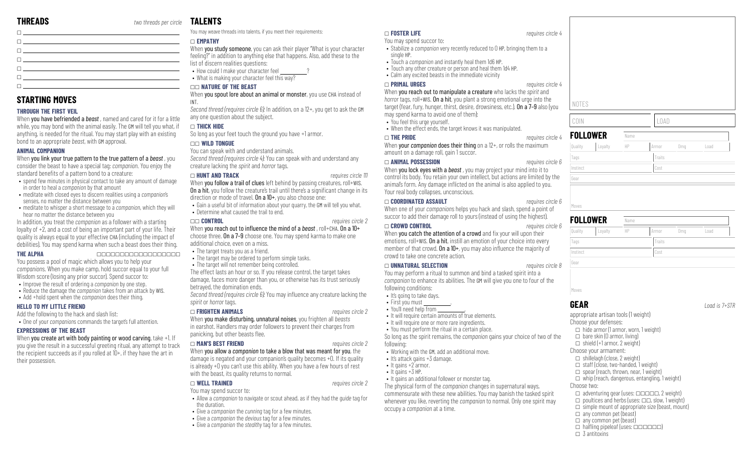## THREADS

*two threads per circle*

- ☐ 
- ☐ 
- ☐ 
- ☐ 
- ☐ 
- ☐ 
- ☐ 

## STARTING MOVES

### THROUGH THE FIRST VEIL

When **you have befriended a *beast*** , named and cared for it for a little while, you may bond with the animal easily. The GM will tell you what, if anything, is needed for the ritual. You may start play with an existing bond to an appropriate *beast*, with GM approval.

### ANIMAL COMPANION

When **you link your true pattern to the true pattern of a *beast*** , you consider the beast to have a special tag: *companion*. You enjoy the standard benefits of a pattern bond to a creature:

- spend five minutes in physical contact to take any amount of damage in order to heal a *companion* by that amount
- meditate with closed eyes to discern realities using a *companion*'s senses, no matter the distance between you
- meditate to whisper a short message to a *companion*, which they will hear no matter the distance between you

In addition, you treat the *companion* as a follower with a starting loyalty of +2, and a cost of being an important part of your life. Their quality is always equal to your effective CHA (including the impact of debilities). You may spend karma when such a beast does their thing.

### THE ALPHA

☐☐☐☐☐☐☐☐☐☐☐☐☐☐☐☐

You possess a pool of magic which allows you to help your *companion*s. When you make camp, hold succor equal to your full Wisdom score (losing any prior succor). Spend succor to:

- Improve the result of ordering a *companion* by one step.
- Reduce the damage the *companion* takes from an attack by WIS.
- Add +hold spent when the *companion* does their thing.

### HELLO TO MY LITTLE FRIEND

Add the following to the hack and slash list:

- One of your *companion*s commands the target's full attention.

### EXPRESSIONS OF THE BEAST

When **you create art with body painting or wood carving**, take +1. If you give the result in a successful greeting ritual, any attempt to track the recipient succeeds as if you rolled at 10+, if they have the art in their possession.

## TALENTS

You may weave threads into talents, if you meet their requirements:

### ☐ EMPATHY

When **you study someone**, you can ask their player "What is your character feeling?" in addition to anything else that happens. Also, add these to the list of discern realities questions:

- How could I make your character feel ________?
- What is making your character feel this way?

### ☐☐ NATURE OF THE BEAST

When **you spout lore about an animal or monster**, you use CHA instead of INT.

*Second thread (requires circle 6)*: In addition, on a 12+, you get to ask the GM any one question about the subject.

### ☐ THICK HIDE

So long as your feet touch the ground you have +1 armor.

### ☐☐ WILD TONGUE

You can speak with and understand animals.

*Second thread (requires circle 4)*: You can speak with and understand any creature lacking the *spirit* and *horror* tags.

### ☐ HUNT AND TRACK

*requires circle 111*

When **you follow a trail of clues** left behind by passing creatures, roll+WIS. **On a hit**, you follow the creature's trail until there's a significant change in its direction or mode of travel. **On a 10+**, you also choose one:

- Gain a useful bit of information about your quarry, the GM will tell you what.
- Determine what caused the trail to end.

### ☐☐ CONTROL

*requires circle 2*

When **you reach out to influence the mind of a *beast*** , roll+CHA. **On a 10+** choose three. **On a 7–9** choose one. You may spend karma to make one additional choice, even on a miss.

- The target treats you as a friend.
- The target may be ordered to perform simple tasks.
- The target will not remember being controlled.

The effect lasts an hour or so. If you release control, the target takes damage, faces more danger than you, or otherwise has its trust seriously betrayed, the domination ends.

*Second thread (requires circle 6)*: You may influence any creature lacking the *spirit* or *horror* tags.

### ☐ FRIGHTEN ANIMALS

*requires circle 2*

When **you make disturbing, unnatural noises**, you frighten all *beasts* in earshot. Handlers may order followers to prevent their charges from panicking, but other beasts flee.

### ☐ MAN'S BEST FRIEND

*requires circle 2*

When **you allow a *companion* to take a blow that was meant for you**, the damage is negated and your companion's quality becomes +0. If its quality is already +0 you can't use this ability. When you have a few hours of rest with the beast, its quality returns to normal.

### ☐ WELL TRAINED

*requires circle 2*

You may spend succor to:

- Allow a *companion* to navigate or scout ahead, as if they had the *guide* tag for the duration.
- Give a *companion* the *cunning* tag for a few minutes.
- Give a *companion* the *devious* tag for a few minutes.
- Give a *companion* the *stealthy* tag for a few minutes.

### ☐ FOSTER LIFE

*requires circle 4*

You may spend succor to:

- Stabilize a *companion* very recently reduced to 0 HP, bringing them to a single HP.
- Touch a *companion* and instantly heal them 1d6 HP.
- Touch any other creature or person and heal them 1d4 HP.
- Calm any excited beasts in the immediate vicinity

### ☐ PRIMAL URGES

*requires circle 4*

When **you reach out to manipulate a creature** who lacks the *spirit* and *horror* tags, roll+WIS. **On a hit**, you plant a strong emotional urge into the target (fear, fury, hunger, thirst, desire, drowsiness, etc.). **On a 7–9** also (you may spend karma to avoid one of them):

- You feel this urge yourself.
- When the effect ends, the target knows it was manipulated.

### ☐ THE PRIDE

*requires circle 4*

When **your *companion* does their thing** on a 12+, or rolls the maximum amount on a damage roll, gain 1 succor.

### ☐ ANIMAL POSSESSION

*requires circle 6*

When **you lock eyes with a *beast*** , you may project your mind into it to control its body. You retain your own intellect, but actions are limited by the animal's form. Any damage inflicted on the animal is also applied to you. Your real body collapses, unconscious.

### ☐ COORDINATED ASSAULT

*requires circle 6*

When one of your *companion*s helps you hack and slash, spend a point of succor to add their damage roll to yours (instead of using the highest).

### ☐ CROWD CONTROL

*requires circle 6*

When **you catch the attention of a crowd** and fix your will upon their emotions, roll+WIS. **On a hit**, instill an emotion of your choice into every member of that crowd. **On a 10+**, you may also influence the majority of crowd to take one concrete action.

### ☐ UNNATURAL SELECTION

*requires circle 8*

You may perform a ritual to summon and bind a tasked spirit into a *companion* to enhance its abilities. The GM will give you one to four of the following conditions:

- It's going to take days.
- First you must ________.
- You'll need help from ________.
- It will require certain amounts of true elements.
- It will require one or more rare ingredients.
- You must perform the ritual in a certain place.

So long as the spirit remains, the *companion* gains your choice of two of the following:

- Working with the GM, add an additional move.
- It's attack gains +3 damage.
- It gains +2 armor.
- It gains +3 HP.
- It gains an additional follower or monster tag.

The physical form of the *companion* changes in supernatural ways, commensurate with these new abilities. You may banish the tasked spirit whenever you like, reverting the *companion* to normal. Only one spirit may occupy a *companion* at a time.

NOTES

COIN | LOAD

## FOLLOWER

| Name | | | | | |
|---|---|---|---|---|---|
| Quality | Loyalty | HP | Armor | Dmg | Load |
| Tags | | | Traits | | |
| Instinct | | | Cost | | |
| Gear | | | | | |
| Moves | | | | | |

## FOLLOWER

| Name | | | | | |
|---|---|---|---|---|---|
| Quality | Loyalty | HP | Armor | Dmg | Load |
| Tags | | | Traits | | |
| Instinct | | | Cost | | |
| Gear | | | | | |
| Moves | | | | | |

## GEAR

*Load is 7+STR*

appropriate artisan tools (1 weight)

Choose your defenses:

- ☐ hide armor (1 armor, worn, 1 weight)
- ☐ bare skin (0 armor, living)
- ☐ shield (+1 armor, 2 weight)

Choose your armament:

- ☐ shillelagh (close, 2 weight)
- ☐ staff (close, two-handed, 1 weight)
- ☐ spear (reach, thrown, near, 1 weight)
- ☐ whip (reach, dangerous, entangling, 1 weight)

Choose two:

- ☐ adventuring gear (uses: ☐☐☐☐☐, 2 weight)
- ☐ poultices and herbs (uses: ☐☐, slow, 1 weight)
- ☐ simple mount of appropriate size (beast, mount)
- ☐ any common pet (beast)
- ☐ any common pet (beast)
- ☐ halfling pipeleaf (uses: ☐☐☐☐☐☐)
- ☐ 3 antitoxins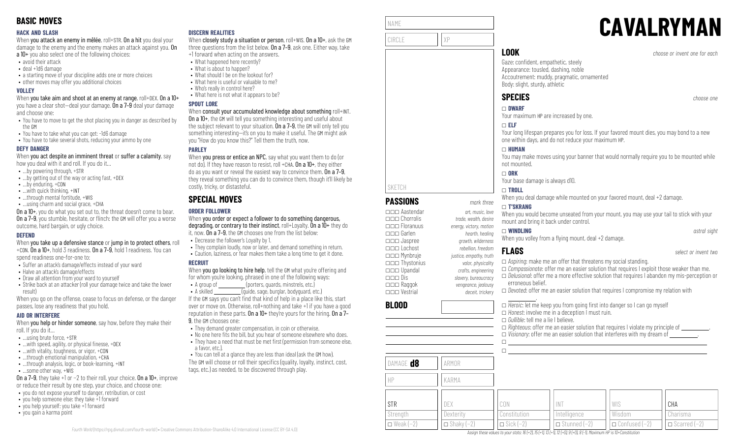## BASIC MOVES

### HACK AND SLASH

When **you attack an enemy in mêlée**, roll+STR. **On a hit** you deal your damage to the enemy and the enemy makes an attack against you. **On a 10+** you also select one of the following choices:

- avoid their attack
- deal +1d6 damage
- a starting move of your discipline adds one or more choices
- other moves may offer you additional choices

### VOLLEY

When **you take aim and shoot at an enemy at range**, roll+DEX. **On a 10+** you have a clear shot—deal your damage. **On a 7–9** deal your damage and choose one:

- You have to move to get the shot placing you in danger as described by the GM
- You have to take what you can get: -1d6 damage
- You have to take several shots, reducing your ammo by one

### DEFY DANGER

When **you act despite an imminent threat** or **suffer a calamity**, say how you deal with it and roll. If you do it…

- …by powering through, +STR
- …by getting out of the way or acting fast, +DEX
- …by enduring, +CON
- …with quick thinking, +INT
- …through mental fortitude, +WIS
- …using charm and social grace, +CHA

**On a 10+**, you do what you set out to, the threat doesn't come to bear. **On a 7–9**, you stumble, hesitate, or flinch: the GM will offer you a worse outcome, hard bargain, or ugly choice.

### DEFEND

When **you take up a defensive stance** or **jump in to protect others**, roll +CON. **On a 10+**, hold 3 readiness. **On a 7–9**, hold 1 readiness. You can spend readiness one-for-one to:

- Suffer an attack's damage/effects instead of your ward
- Halve an attack's damage/effects
- Draw all attention from your ward to yourself
- Strike back at an attacker (roll your damage twice and take the lower result)

When you go on the offense, cease to focus on defense, or the danger passes, lose any readiness that you hold.

### AID OR INTERFERE

When **you help or hinder someone**, say how, before they make their roll. If you do it…

- …using brute force, +STR
- …with speed, agility, or physical finesse, +DEX
- …with vitality, toughness, or vigor, +CON
- …through emotional manipulation, +CHA
- …through analysis, logic, or book-learning, +INT
- …some other way, +WIS

**On a 7–9**, they take +1 or −2 to their roll, your choice. **On a 10+**, improve or reduce their result by one step, your choice, and choose one:

- you do not expose yourself to danger, retribution, or cost
- you help someone else: they take +1 forward
- you help yourself: you take +1 forward
- you gain a karma point

### DISCERN REALITIES

When **closely study a situation or person**, roll+WIS. **On a 10+**, ask the GM three questions from the list below. **On a 7–9**, ask one. Either way, take +1 forward when acting on the answers.

- What happened here recently?
- What is about to happen?
- What should I be on the lookout for?
- What here is useful or valuable to me?
- Who's really in control here?
- What here is not what it appears to be?

### SPOUT LORE

When **you consult your accumulated knowledge about something** roll+INT. **On a 10+**, the GM will tell you something interesting and useful about the subject relevant to your situation. **On a 7–9**, the GM will only tell you something interesting—it's on you to make it useful. The GM might ask you "How do you know this?" Tell them the truth, now.

### PARLEY

When **you press or entice an NPC**, say what you want them to do (or not do). If they have reason to resist, roll +CHA. **On a 10+**, they either do as you want or reveal the easiest way to convince them. **On a 7–9**, they reveal something you can do to convince them, though it'll likely be costly, tricky, or distasteful.

## SPECIAL MOVES

### ORDER FOLLOWER

When **you order or expect a follower to do something dangerous, degrading, or contrary to their instinct**, roll+Loyalty. **On a 10+** they do it, now. **On a 7–9**, the GM chooses one from the list below:

- Decrease the follower's Loyalty by 1.
- They complain loudly, now or later, and demand something in return.
- Caution, laziness, or fear makes them take a long time to get it done.

### RECRUIT

When **you go looking to hire help**, tell the GM what you're offering and for whom you're looking, phrased in one of the following ways:

- A group of ________ (porters, guards, minstrels, etc.)
- A skilled ________ (guide, sage, burglar, bodyguard, etc.)

If the GM says you can't find that kind of help in a place like this, start over or move on. Otherwise, roll+nothing and take +1 if you have a good reputation in these parts. **On a 10+** they're yours for the hiring. **On a 7–9**, the GM chooses one:

- They demand greater compensation, in coin or otherwise.
- No one here fits the bill, but you hear of someone elsewhere who does.
- They have a need that must be met first (permission from someone else, a favor, etc.).
- You can tell at a glance they are less than ideal (ask the GM how).

The GM will choose or roll their specifics (quality, loyalty, instinct, cost, tags, etc.) as needed, to be discovered through play.

*Fourth World* (https://rpg.divnull.com/fourth-world/) • Creative Commons Attribution-ShareAlike 4.0 International License (CC BY-SA 4.0)

# CAVALRYMAN

NAME

CIRCLE | XP

SKETCH

## PASSIONS

*mark three*

- ☐☐☐ Aastendar — *art, music, love*
- ☐☐☐ Chorrolis — *trade, wealth, desire*
- ☐☐☐ Floranuus — *energy, victory, motion*
- ☐☐☐ Garlen — *hearth, healing*
- ☐☐☐ Jaspree — *growth, wilderness*
- ☐☐☐ Lochost — *rebellion, freedom*
- ☐☐☐ Mynbruje — *justice, empathy, truth*
- ☐☐☐ Thystonius — *valor, physicality*
- ☐☐☐ Upandal — *crafts, engineering*
- ☐☐☐ Dis — *slavery, bureaucracy*
- ☐☐☐ Raggok — *vengeance, jealousy*
- ☐☐☐ Vestrial — *deceit, trickery*

## BLOOD

DAMAGE **d8** | ARMOR

HP | KARMA

## LOOK

*choose or invent one for each*

Gaze: confident, empathetic, steely
Appearance: tousled, dashing, noble
Accoutrement: muddy, pragmatic, ornamented
Body: slight, sturdy, athletic

## SPECIES

*choose one*

☐ **DWARF**
Your maximum HP are increased by one.

☐ **ELF**
Your long lifespan prepares you for loss. If your favored mount dies, you may bond to a new one within days, and do not reduce your maximum HP.

☐ **HUMAN**
You may make moves using your banner that would normally require you to be mounted while not mounted.

☐ **ORK**
Your base damage is always d10.

☐ **TROLL**
When you deal damage while mounted on your favored mount, deal +2 damage.

☐ **T'SKRANG**
When you would become unseated from your mount, you may use your tail to stick with your mount and bring it back under control.

☐ **WINDLING** — *astral sight*
When you volley from a flying mount, deal +2 damage.

## FLAGS

*select or invent two*

- ☐ *Aspiring*: make me an offer that threatens my social standing.
- ☐ *Compassionate*: offer me an easier solution that requires I exploit those weaker than me.
- ☐ *Delusional*: offer me a more effective solution that requires I abandon my mis-perception or erroneous belief.
- ☐ *Devoted*: offer me an easier solution that requires I compromise my relation with ________.
- ☐ *Heroic*: let me keep you from going first into danger so I can go myself
- ☐ *Honest*: involve me in a deception I must ruin.
- ☐ *Gullible*: tell me a lie I believe.
- ☐ *Righteous*: offer me an easier solution that requires I violate my principle of ________.
- ☐ *Visionary*: offer me an easier solution that interferes with my dream of ________.
- ☐ ________
- ☐ ________

| STR | DEX | CON | INT | WIS | CHA |
|---|---|---|---|---|---|
| Strength | Dexterity | Constitution | Intelligence | Wisdom | Charisma |
| ☐ Weak (−2) | ☐ Shaky (−2) | ☐ Sick (−2) | ☐ Stunned (−2) | ☐ Confused (−2) | ☐ Scarred (−2) |

*Assign these values to your stats: 16 (+2), 15 (+1), 13 (+1), 12 (+0), 9 (+0), 8 (−1). Maximum HP is 10+Constitution*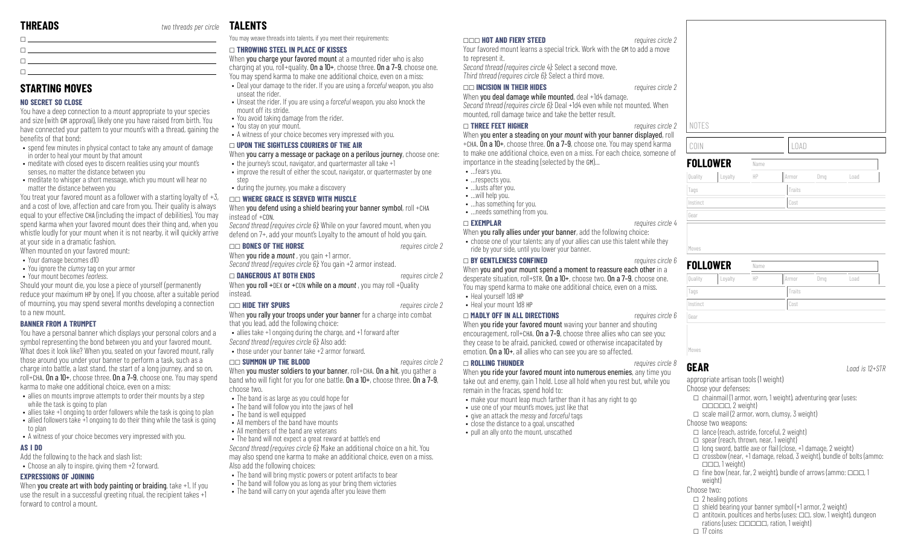## THREADS

*two threads per circle*

- ☐ ____________________
- ☐ ____________________
- ☐ ____________________
- ☐ ____________________

## STARTING MOVES

### NO SECRET SO CLOSE

You have a deep connection to a *mount* appropriate to your species and size (with GM approval), likely one you have raised from birth. You have connected your pattern to your mount's with a thread, gaining the benefits of that bond:

- spend few minutes in physical contact to take any amount of damage in order to heal your mount by that amount
- meditate with closed eyes to discern realities using your mount's senses, no matter the distance between you
- meditate to whisper a short message, which you mount will hear no matter the distance between you

You treat your favored mount as a follower with a starting loyalty of +3, and a cost of love, affection and care from you. Their quality is always equal to your effective CHA (including the impact of debilities). You may spend karma when your favored mount does their thing and, when you whistle loudly for your mount when it is not nearby, it will quickly arrive at your side in a dramatic fashion.

When mounted on your favored mount:

- Your damage becomes d10
- You ignore the *clumsy* tag on your armor
- Your mount becomes *fearless*.

Should your mount die, you lose a piece of yourself (permanently reduce your maximum HP by one). If you choose, after a suitable period of mourning, you may spend several months developing a connection to a new mount.

### BANNER FROM A TRUMPET

You have a personal banner which displays your personal colors and a symbol representing the bond between you and your favored mount. What does it look like? When you, seated on your favored mount, rally those around you under your banner to perform a task, such as a charge into battle, a last stand, the start of a long journey, and so on, roll+CHA. **On a 10+**, choose three. **On a 7–9**, choose one. You may spend karma to make one additional choice, even on a miss:

- allies on mounts improve attempts to order their mounts by a step while the task is going to plan
- allies take +1 ongoing to order followers while the task is going to plan
- allied followers take +1 ongoing to do their thing while the task is going to plan
- A witness of your choice becomes very impressed with you.

### AS I DO

Add the following to the hack and slash list:

- Choose an ally to inspire, giving them +2 forward.

### EXPRESSIONS OF JOINING

When **you create art with body painting or braiding**, take +1. If you use the result in a successful greeting ritual, the recipient takes +1 forward to control a mount.

## TALENTS

You may weave threads into talents, if you meet their requirements:

### ☐ THROWING STEEL IN PLACE OF KISSES

When **you charge your favored mount** at a mounted rider who is also charging at you, roll+quality. **On a 10+**, choose three. **On a 7–9**, choose one. You may spend karma to make one additional choice, even on a miss:

- Deal your damage to the rider. If you are using a *forceful* weapon, you also unseat the rider.
- Unseat the rider. If you are using a *forceful* weapon, you also knock the mount off its stride.
- You avoid taking damage from the rider.
- You stay on your mount.
- A witness of your choice becomes very impressed with you.

### ☐ UPON THE SIGHTLESS COURIERS OF THE AIR

When **you carry a message or package on a perilous journey**, choose one:

- the journey's scout, navigator, and quartermaster all take +1
- improve the result of either the scout, navigator, or quartermaster by one step
- during the journey, you make a discovery

### ☐☐ WHERE GRACE IS SERVED WITH MUSCLE

When **you defend using a shield bearing your banner symbol**, roll +CHA instead of +CON.

*Second thread (requires circle 6)*: While on your favored mount, when you defend on 7+, add your mount's Loyalty to the amount of hold you gain.

### ☐☐ BONES OF THE HORSE

*requires circle 2*

When **you ride a** ***mount***, you gain +1 armor.

*Second thread (requires circle 6)*: You gain +2 armor instead.

### ☐☐ DANGEROUS AT BOTH ENDS

*requires circle 2*

When **you roll +DEX or +CON while on a** ***mount***, you may roll +Quality instead.

### ☐☐ HIDE THY SPURS

*requires circle 2*

When **you rally your troops under your banner** for a charge into combat that you lead, add the following choice:

- allies take +1 ongoing during the charge, and +1 forward after

*Second thread (requires circle 6)*: Also add:

- those under your banner take +2 armor forward.

### ☐☐ SUMMON UP THE BLOOD

*requires circle 2*

When **you muster soldiers to your banner**, roll+CHA. **On a hit**, you gather a band who will fight for you for one battle. **On a 10+**, choose three. **On a 7–9**, choose two.

- The band is as large as you could hope for
- The band will follow you into the jaws of hell
- The band is well equipped
- All members of the band have mounts
- All members of the band are veterans
- The band will not expect a great reward at battle's end

*Second thread (requires circle 6)*: Make an additional choice on a hit. You may also spend one karma to make an additional choice, even on a miss. Also add the following choices:

- The band will bring mystic powers or potent artifacts to bear
- The band will follow you as long as your bring them victories
- The band will carry on your agenda after you leave them

### ☐☐☐ HOT AND FIERY STEED

*requires circle 2*

Your favored mount learns a special trick. Work with the GM to add a move to represent it.

*Second thread (requires circle 4)*: Select a second move.

*Third thread (requires circle 6)*: Select a third move.

### ☐☐ INCISION IN THEIR HIDES

*requires circle 2*

When **you deal damage while mounted**, deal +1d4 damage.

*Second thread (requires circle 6)*: Deal +1d4 even while not mounted. When mounted, roll damage twice and take the better result.

### ☐ THREE FEET HIGHER

*requires circle 2*

When **you enter a steading on your** ***mount*** **with your banner displayed**, roll +CHA. **On a 10+**, choose three. **On a 7–9**, choose one. You may spend karma to make one additional choice, even on a miss. For each choice, someone of importance in the steading (selected by the GM)...

- ...fears you.
- ...respects you.
- ...lusts after you.
- ...will help you.
- ...has something for you.
- ...needs something from you.

### ☐ EXEMPLAR

*requires circle 4*

When **you rally allies under your banner**, add the following choice:

- choose one of your talents; any of your allies can use this talent while they ride by your side, until you lower your banner.

### ☐ BY GENTLENESS CONFINED

*requires circle 6*

When **you and your mount spend a moment to reassure each other** in a desperate situation, roll+STR. **On a 10+**, choose two. **On a 7–9**, choose one. You may spend karma to make one additional choice, even on a miss.

- Heal yourself 1d8 HP
- Heal your mount 1d8 HP

### ☐ MADLY OFF IN ALL DIRECTIONS

*requires circle 6*

When **you ride your favored mount** waving your banner and shouting encouragement, roll+CHA. **On a 7–9**, choose three allies who can see you; they cease to be afraid, panicked, cowed or otherwise incapacitated by emotion. **On a 10+**, all allies who can see you are so affected.

### ☐ ROLLING THUNDER

*requires circle 8*

When **you ride your favored mount into numerous enemies**, any time you take out and enemy, gain 1 hold. Lose all hold when you rest but, while you remain in the fracas, spend hold to:

- make your mount leap much farther than it has any right to go
- use one of your mount's moves, just like that
- give an attack the *messy* and *forceful* tags
- close the distance to a goal, unscathed
- pull an ally onto the mount, unscathed

NOTES

| COIN | LOAD |
|---|---|
| | |

## FOLLOWER

| Name | | | | | |
|---|---|---|---|---|---|
| Quality | Loyalty | HP | Armor | Dmg | Load |
| Tags | | | Traits | | |
| Instinct | | | Cost | | |
| Gear | | | | | |
| Moves | | | | | |

## FOLLOWER

| Name | | | | | |
|---|---|---|---|---|---|
| Quality | Loyalty | HP | Armor | Dmg | Load |
| Tags | | | Traits | | |
| Instinct | | | Cost | | |
| Gear | | | | | |
| Moves | | | | | |

## GEAR

*Load is 12+STR*

appropriate artisan tools (1 weight)

Choose your defenses:

- ☐ chainmail (1 armor, worn, 1 weight), adventuring gear (uses: ☐☐☐☐☐, 2 weight)
- ☐ scale mail (2 armor, worn, clumsy, 3 weight)

Choose two weapons:

- ☐ lance (reach, astride, forceful, 2 weight)
- ☐ spear (reach, thrown, near, 1 weight)
- ☐ long sword, battle axe or flail (close, +1 damage, 2 weight)
- ☐ crossbow (near, +1 damage, reload, 3 weight), bundle of bolts (ammo: ☐☐☐, 1 weight)
- ☐ fine bow (near, far, 2 weight), bundle of arrows (ammo: ☐☐☐, 1 weight)

Choose two:

- ☐ 2 healing potions
- ☐ shield bearing your banner symbol (+1 armor, 2 weight)
- ☐ antitoxin, poultices and herbs (uses: ☐☐, slow, 1 weight), dungeon rations (uses: ☐☐☐☐☐, ration, 1 weight)
- ☐ 17 coins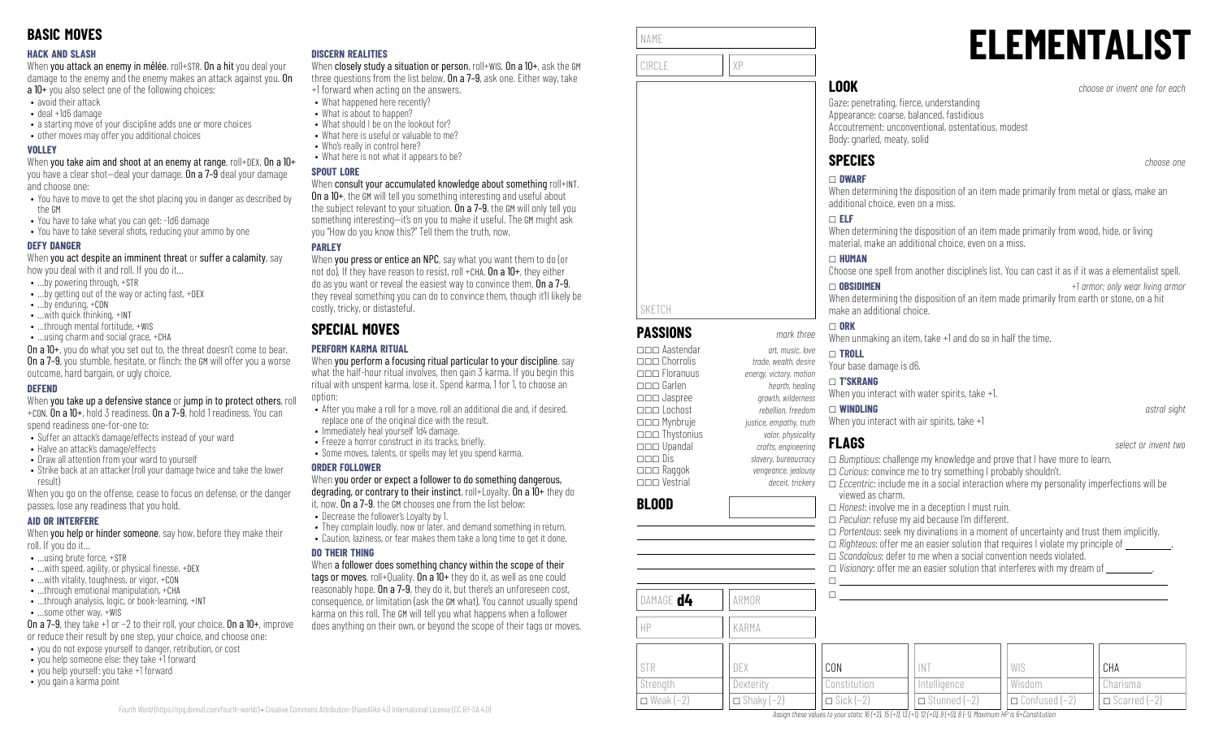# BASIC MOVES

### HACK AND SLASH

When **you attack an enemy in mêlée**, roll+STR. **On a hit** you deal your damage to the enemy and the enemy makes an attack against you. **On a 10+** you also select one of the following choices:

- avoid their attack
- deal +1d6 damage
- a starting move of your discipline adds one or more choices
- other moves may offer you additional choices

### VOLLEY

When **you take aim and shoot at an enemy at range**, roll+DEX. **On a 10+** you have a clear shot—deal your damage. **On a 7–9** deal your damage and choose one:

- You have to move to get the shot placing you in danger as described by the GM
- You have to take what you can get: -1d6 damage
- You have to take several shots, reducing your ammo by one

### DEFY DANGER

When **you act despite an imminent threat** or **suffer a calamity**, say how you deal with it and roll. If you do it…

- …by powering through, +STR
- …by getting out of the way or acting fast, +DEX
- …by enduring, +CON
- …with quick thinking, +INT
- …through mental fortitude, +WIS
- …using charm and social grace, +CHA

**On a 10+**, you do what you set out to, the threat doesn't come to bear. **On a 7–9**, you stumble, hesitate, or flinch: the GM will offer you a worse outcome, hard bargain, or ugly choice.

### DEFEND

When **you take up a defensive stance** or **jump in to protect others**, roll +CON. **On a 10+**, hold 3 readiness. **On a 7–9**, hold 1 readiness. You can spend readiness one-for-one to:

- Suffer an attack's damage/effects instead of your ward
- Halve an attack's damage/effects
- Draw all attention from your ward to yourself
- Strike back at an attacker (roll your damage twice and take the lower result)

When you go on the offense, cease to focus on defense, or the danger passes, lose any readiness that you hold.

### AID OR INTERFERE

When **you help or hinder someone**, say how, before they make their roll. If you do it…

- …using brute force, +STR
- …with speed, agility, or physical finesse, +DEX
- …with vitality, toughness, or vigor, +CON
- …through emotional manipulation, +CHA
- …through analysis, logic, or book-learning, +INT
- …some other way, +WIS

**On a 7–9**, they take +1 or −2 to their roll, your choice. **On a 10+**, improve or reduce their result by one step, your choice, and choose one:

- you do not expose yourself to danger, retribution, or cost
- you help someone else: they take +1 forward
- you help yourself: you take +1 forward
- you gain a karma point

### DISCERN REALITIES

When **closely study a situation or person**, roll+WIS. **On a 10+**, ask the GM three questions from the list below. **On a 7–9**, ask one. Either way, take +1 forward when acting on the answers.

- What happened here recently?
- What is about to happen?
- What should I be on the lookout for?
- What here is useful or valuable to me?
- Who's really in control here?
- What here is not what it appears to be?

### SPOUT LORE

When **consult your accumulated knowledge about something** roll+INT. **On a 10+**, the GM will tell you something interesting and useful about the subject relevant to your situation. **On a 7–9**, the GM will only tell you something interesting—it's on you to make it useful. The GM might ask you "How do you know this?" Tell them the truth, now.

### PARLEY

When **you press or entice an NPC**, say what you want them to do (or not do). If they have reason to resist, roll +CHA. **On a 10+**, they either do as you want or reveal the easiest way to convince them. **On a 7–9**, they reveal something you can do to convince them, though it'll likely be costly, tricky, or distasteful.

# SPECIAL MOVES

### PERFORM KARMA RITUAL

When **you perform a focusing ritual particular to your discipline**, say what the half-hour ritual involves, then gain 3 karma. If you begin this ritual with unspent karma, lose it. Spend karma, 1 for 1, to choose an option:

- After you make a roll for a move, roll an additional die and, if desired, replace one of the original dice with the result.
- Immediately heal yourself 1d4 damage.
- Freeze a horror construct in its tracks, briefly.
- Some moves, talents, or spells may let you spend karma.

### ORDER FOLLOWER

When **you order or expect a follower to do something dangerous, degrading, or contrary to their instinct**, roll+Loyalty. **On a 10+** they do it, now. **On a 7–9**, the GM chooses one from the list below:

- Decrease the follower's Loyalty by 1.
- They complain loudly, now or later, and demand something in return.
- Caution, laziness, or fear makes them take a long time to get it done.

### DO THEIR THING

When **a follower does something chancy within the scope of their tags or moves**, roll+Quality. **On a 10+** they do it, as well as one could reasonably hope. **On a 7–9**, they do it, but there's an unforeseen cost, consequence, or limitation (ask the GM what). You cannot usually spend karma on this roll. The GM will tell you what happens when a follower does anything on their own, or beyond the scope of their tags or moves.

---

NAME

CIRCLE | XP

SKETCH

## PASSIONS

*mark three*

- ☐☐☐ Aastendar — *art, music, love*
- ☐☐☐ Chorrolis — *trade, wealth, desire*
- ☐☐☐ Floranuus — *energy, victory, motion*
- ☐☐☐ Garlen — *hearth, healing*
- ☐☐☐ Jaspree — *growth, wilderness*
- ☐☐☐ Lochost — *rebellion, freedom*
- ☐☐☐ Mynbruje — *justice, empathy, truth*
- ☐☐☐ Thystonius — *valor, physicality*
- ☐☐☐ Upandal — *crafts, engineering*
- ☐☐☐ Dis — *slavery, bureaucracy*
- ☐☐☐ Raggok — *vengeance, jealousy*
- ☐☐☐ Vestrial — *deceit, trickery*

## BLOOD

DAMAGE **d4** | ARMOR

HP | KARMA

# ELEMENTALIST

## LOOK

*choose or invent one for each*

Gaze: penetrating, fierce, understanding
Appearance: coarse, balanced, fastidious
Accoutrement: unconventional, ostentatious, modest
Body: gnarled, meaty, solid

## SPECIES

*choose one*

☐ **DWARF**
When determining the disposition of an item made primarily from metal or glass, make an additional choice, even on a miss.

☐ **ELF**
When determining the disposition of an item made primarily from wood, hide, or living material, make an additional choice, even on a miss.

☐ **HUMAN**
Choose one spell from another discipline's list. You can cast it as if it was a elementalist spell.

☐ **OBSIDIMEN** — *+1 armor; only wear living armor*
When determining the disposition of an item made primarily from earth or stone, on a hit make an additional choice.

☐ **ORK**
When unmaking an item, take +1 and do so in half the time.

☐ **TROLL**
Your base damage is d6.

☐ **T'SKRANG**
When you interact with water spirits, take +1.

☐ **WINDLING** — *astral sight*
When you interact with air spirits, take +1

## FLAGS

*select or invent two*

- ☐ *Bumptious*: challenge my knowledge and prove that I have more to learn.
- ☐ *Curious*: convince me to try something I probably shouldn't.
- ☐ *Eccentric*: include me in a social interaction where my personality imperfections will be viewed as charm.
- ☐ *Honest*: involve me in a deception I must ruin.
- ☐ *Peculiar*: refuse my aid because I'm different.
- ☐ *Portentous*: seek my divinations in a moment of uncertainty and trust them implicitly.
- ☐ *Righteous*: offer me an easier solution that requires I violate my principle of ________.
- ☐ *Scandalous*: defer to me when a social convention needs violated.
- ☐ *Visionary*: offer me an easier solution that interferes with my dream of ________.
- ☐ ________
- ☐ ________

| STR | DEX | CON | INT | WIS | CHA |
|---|---|---|---|---|---|
| Strength | Dexterity | Constitution | Intelligence | Wisdom | Charisma |
| ☐ Weak (−2) | ☐ Shaky (−2) | ☐ Sick (−2) | ☐ Stunned (−2) | ☐ Confused (−2) | ☐ Scarred (−2) |

*Assign these values to your stats: 16 (+2), 15 (+1), 13 (+1), 12 (+0), 9 (+0), 8 (−1). Maximum HP is 6+Constitution*

*Fourth World* (https://rpg.divnull.com/fourth-world/) • Creative Commons Attribution-ShareAlike 4.0 International License (CC BY-SA 4.0)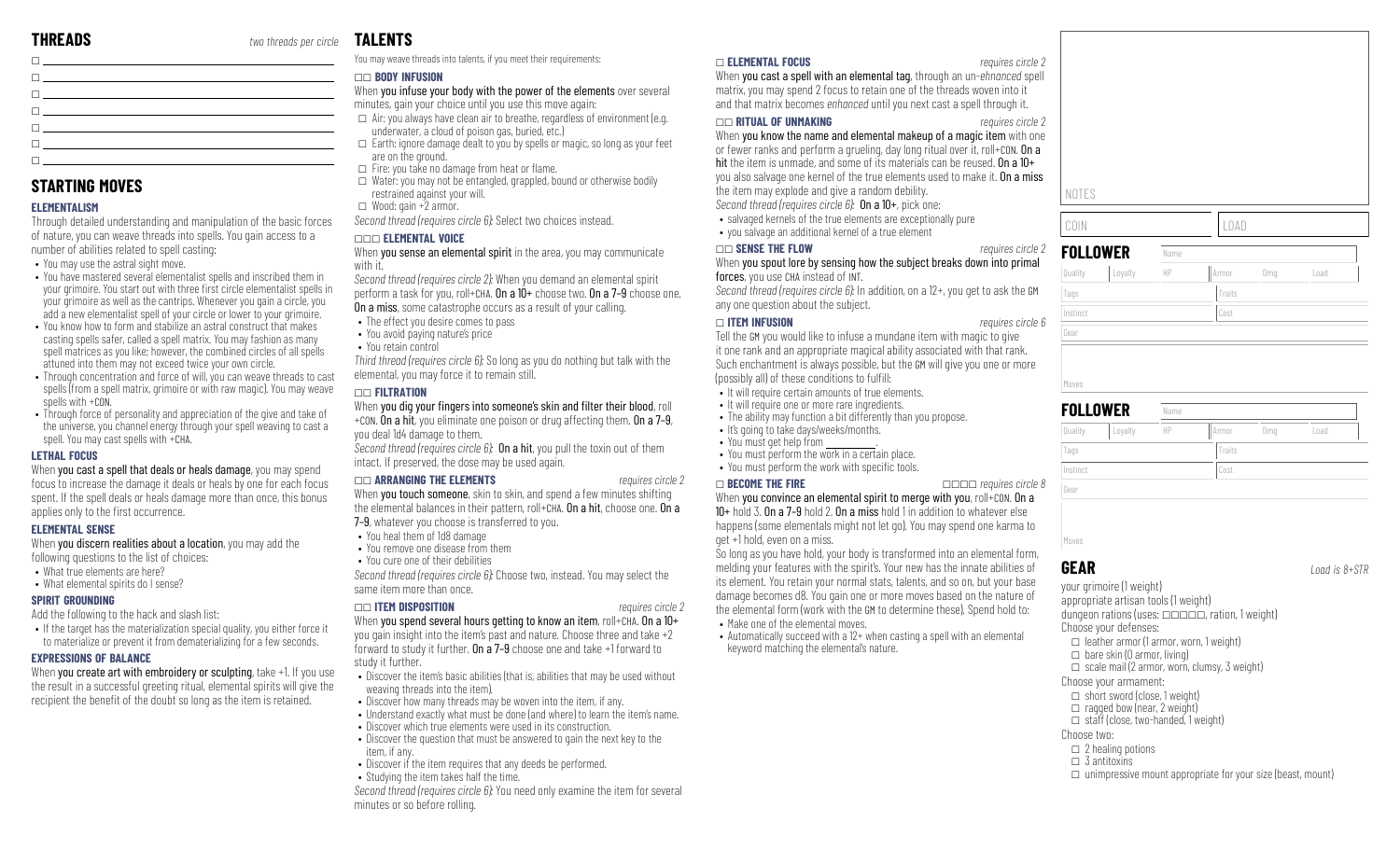## THREADS

*two threads per circle*

- ☐ ______________________________
- ☐ ______________________________
- ☐ ______________________________
- ☐ ______________________________
- ☐ ______________________________
- ☐ ______________________________
- ☐ ______________________________

## STARTING MOVES

### ELEMENTALISM

Through detailed understanding and manipulation of the basic forces of nature, you can weave threads into spells. You gain access to a number of abilities related to spell casting:

- You may use the astral sight move.
- You have mastered several elementalist spells and inscribed them in your grimoire. You start out with three first circle elementalist spells in your grimoire as well as the cantrips. Whenever you gain a circle, you add a new elementalist spell of your circle or lower to your grimoire.
- You know how to form and stabilize an astral construct that makes casting spells safer, called a spell matrix. You may fashion as many spell matrices as you like; however, the combined circles of all spells attuned into them may not exceed twice your own circle.
- Through concentration and force of will, you can weave threads to cast spells (from a spell matrix, grimoire or with raw magic). You may weave spells with +CON.
- Through force of personality and appreciation of the give and take of the universe, you channel energy through your spell weaving to cast a spell. You may cast spells with +CHA.

### LETHAL FOCUS

When **you cast a spell that deals or heals damage**, you may spend focus to increase the damage it deals or heals by one for each focus spent. If the spell deals or heals damage more than once, this bonus applies only to the first occurrence.

### ELEMENTAL SENSE

When **you discern realities about a location**, you may add the following questions to the list of choices:

- What true elements are here?
- What elemental spirits do I sense?

### SPIRIT GROUNDING

Add the following to the hack and slash list:

- If the target has the materialization special quality, you either force it to materialize or prevent it from dematerializing for a few seconds.

### EXPRESSIONS OF BALANCE

When **you create art with embroidery or sculpting**, take +1. If you use the result in a successful greeting ritual, elemental spirits will give the recipient the benefit of the doubt so long as the item is retained.

## TALENTS

You may weave threads into talents, if you meet their requirements:

### ☐☐ BODY INFUSION

When **you infuse your body with the power of the elements** over several minutes, gain your choice until you use this move again:

- ☐ Air: you always have clean air to breathe, regardless of environment (e.g. underwater, a cloud of poison gas, buried, etc.)
- ☐ Earth: ignore damage dealt to you by spells or magic, so long as your feet are on the ground.
- ☐ Fire: you take no damage from heat or flame.
- ☐ Water: you may not be entangled, grappled, bound or otherwise bodily restrained against your will.
- ☐ Wood: gain +2 armor.

*Second thread (requires circle 6):* Select two choices instead.

### ☐☐☐ ELEMENTAL VOICE

When **you sense an elemental spirit** in the area, you may communicate with it.

*Second thread (requires circle 2):* When you demand an elemental spirit perform a task for you, roll+CHA. **On a 10+** choose two. **On a 7–9** choose one. **On a miss**, some catastrophe occurs as a result of your calling.

- The effect you desire comes to pass
- You avoid paying nature's price
- You retain control

*Third thread (requires circle 6):* So long as you do nothing but talk with the elemental, you may force it to remain still.

### ☐☐ FILTRATION

When **you dig your fingers into someone's skin and filter their blood**, roll +CON. **On a hit**, you eliminate one poison or drug affecting them. **On a 7–9**, you deal 1d4 damage to them.

*Second thread (requires circle 6):* **On a hit**, you pull the toxin out of them intact. If preserved, the dose may be used again.

### ☐☐ ARRANGING THE ELEMENTS *requires circle 2*

When **you touch someone**, skin to skin, and spend a few minutes shifting the elemental balances in their pattern, roll+CHA. **On a hit**, choose one. **On a 7–9**, whatever you choose is transferred to you.

- You heal them of 1d8 damage
- You remove one disease from them
- You cure one of their debilities

*Second thread (requires circle 6):* Choose two, instead. You may select the same item more than once.

### ☐☐ ITEM DISPOSITION *requires circle 2*

When **you spend several hours getting to know an item**, roll+CHA. **On a 10+** you gain insight into the item's past and nature. Choose three and take +2 forward to study it further. **On a 7–9** choose one and take +1 forward to study it further.

- Discover the item's basic abilities (that is, abilities that may be used without weaving threads into the item).
- Discover how many threads may be woven into the item, if any.
- Understand exactly what must be done (and where) to learn the item's name.
- Discover which true elements were used in its construction.
- Discover the question that must be answered to gain the next key to the item, if any.
- Discover if the item requires that any deeds be performed.
- Studying the item takes half the time.

*Second thread (requires circle 6):* You need only examine the item for several minutes or so before rolling.

### ☐ ELEMENTAL FOCUS *requires circle 2*

When **you cast a spell with an elemental tag**, through an un-*enhanced* spell matrix, you may spend 2 focus to retain one of the threads woven into it and that matrix becomes *enhanced* until you next cast a spell through it.

### ☐☐ RITUAL OF UNMAKING *requires circle 2*

When **you know the name and elemental makeup of a magic item** with one or fewer ranks and perform a grueling, day long ritual over it, roll+CON. **On a hit** the item is unmade, and some of its materials can be reused. **On a 10+** you also salvage one kernel of the true elements used to make it. **On a miss** the item may explode and give a random debility.

*Second thread (requires circle 6):* **On a 10+**, pick one:

- salvaged kernels of the true elements are exceptionally pure
- you salvage an additional kernel of a true element

### ☐☐ SENSE THE FLOW *requires circle 2*

When **you spout lore by sensing how the subject breaks down into primal forces**, you use CHA instead of INT.

*Second thread (requires circle 6):* In addition, on a 12+, you get to ask the GM any one question about the subject.

### ☐ ITEM INFUSION *requires circle 6*

Tell the GM you would like to infuse a mundane item with magic to give it one rank and an appropriate magical ability associated with that rank. Such enchantment is always possible, but the GM will give you one or more (possibly all) of these conditions to fulfill:

- It will require certain amounts of true elements.
- It will require one or more rare ingredients.
- The ability may function a bit differently than you propose.
- It's going to take days/weeks/months.
- You must get help from ________.
- You must perform the work in a certain place.
- You must perform the work with specific tools.

### ☐ BECOME THE FIRE ☐☐☐☐ *requires circle 8*

When **you convince an elemental spirit to merge with you**, roll+CON. **On a 10+** hold 3. **On a 7–9** hold 2. **On a miss** hold 1 in addition to whatever else happens (some elementals might not let go). You may spend one karma to get +1 hold, even on a miss.

So long as you have hold, your body is transformed into an elemental form, melding your features with the spirit's. Your new has the innate abilities of its element. You retain your normal stats, talents, and so on, but your base damage becomes d8. You gain one or more moves based on the nature of the elemental form (work with the GM to determine these). Spend hold to:

- Make one of the elemental moves.
- Automatically succeed with a 12+ when casting a spell with an elemental keyword matching the elemental's nature.

NOTES

COIN | LOAD

## FOLLOWER

| Name | | | | | |
|---|---|---|---|---|---|
| Quality | Loyalty | HP | Armor | Dmg | Load |
| Tags | | | Traits | | |
| Instinct | | | Cost | | |
| Gear | | | | | |
| Moves | | | | | |

## FOLLOWER

| Name | | | | | |
|---|---|---|---|---|---|
| Quality | Loyalty | HP | Armor | Dmg | Load |
| Tags | | | Traits | | |
| Instinct | | | Cost | | |
| Gear | | | | | |
| Moves | | | | | |

## GEAR

*Load is 8+STR*

your grimoire (1 weight)
appropriate artisan tools (1 weight)
dungeon rations (uses: ☐☐☐☐☐, ration, 1 weight)

Choose your defenses:

- ☐ leather armor (1 armor, worn, 1 weight)
- ☐ bare skin (0 armor, living)
- ☐ scale mail (2 armor, worn, clumsy, 3 weight)

Choose your armament:

- ☐ short sword (close, 1 weight)
- ☐ ragged bow (near, 2 weight)
- ☐ staff (close, two-handed, 1 weight)

Choose two:

- ☐ 2 healing potions
- ☐ 3 antitoxins
- ☐ unimpressive mount appropriate for your size (beast, mount)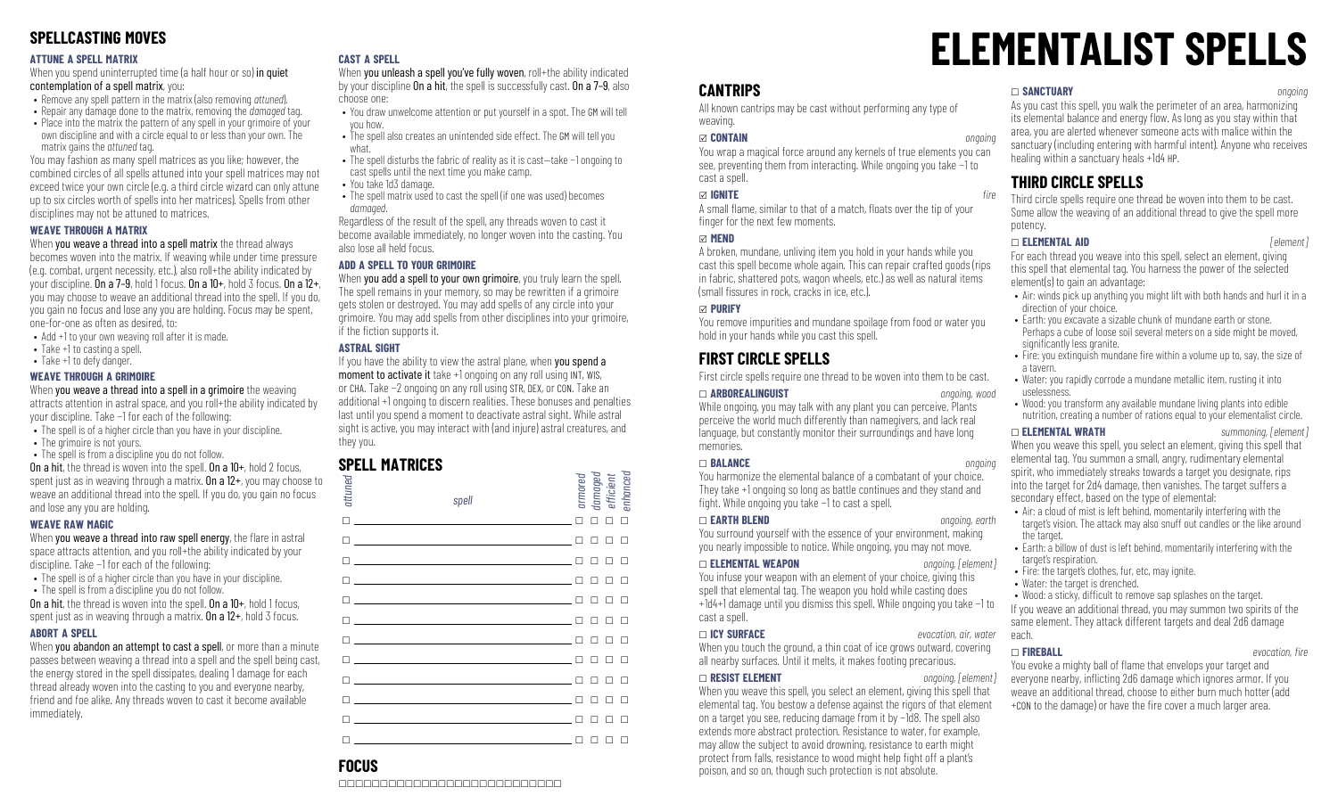## SPELLCASTING MOVES

### ATTUNE A SPELL MATRIX

When **you spend uninterrupted time (a half hour or so) in quiet contemplation of a spell matrix**, you:

- Remove any spell pattern in the matrix (also removing *attuned*).
- Repair any damage done to the matrix, removing the *damaged* tag.
- Place into the matrix the pattern of any spell in your grimoire of your own discipline and with a circle equal to or less than your own. The matrix gains the *attuned* tag.

You may fashion as many spell matrices as you like; however, the combined circles of all spells attuned into your spell matrices may not exceed twice your own circle (e.g. a third circle wizard can only attune up to six circles worth of spells into her matrices). Spells from other disciplines may not be attuned to matrices.

### WEAVE THROUGH A MATRIX

When **you weave a thread into a spell matrix** the thread always becomes woven into the matrix. If weaving while under time pressure (e.g. combat, urgent necessity, etc.), also roll+the ability indicated by your discipline. **On a 7–9**, hold 1 focus. **On a 10+**, hold 3 focus. **On a 12+**, you may choose to weave an additional thread into the spell. If you do, you gain no focus and lose any you are holding. Focus may be spent, one-for-one as often as desired, to:

- Add +1 to your own weaving roll after it is made.
- Take +1 to casting a spell.
- Take +1 to defy danger.

### WEAVE THROUGH A GRIMOIRE

When **you weave a thread into a spell in a grimoire** the weaving attracts attention in astral space, and you roll+the ability indicated by your discipline. Take −1 for each of the following:

- The spell is of a higher circle than you have in your discipline.
- The grimoire is not yours.
- The spell is from a discipline you do not follow.

**On a hit**, the thread is woven into the spell. **On a 10+**, hold 2 focus, spent just as in weaving through a matrix. **On a 12+**, you may choose to weave an additional thread into the spell. If you do, you gain no focus and lose any you are holding.

### WEAVE RAW MAGIC

When **you weave a thread into raw spell energy**, the flare in astral space attracts attention, and you roll+the ability indicated by your discipline. Take −1 for each of the following:

- The spell is of a higher circle than you have in your discipline.
- The spell is from a discipline you do not follow.

**On a hit**, the thread is woven into the spell. **On a 10+**, hold 1 focus, spent just as in weaving through a matrix. **On a 12+**, hold 3 focus.

### ABORT A SPELL

When **you abandon an attempt to cast a spell**, or more than a minute passes between weaving a thread into a spell and the spell being cast, the energy stored in the spell dissipates, dealing 1 damage for each thread already woven into the casting to you and everyone nearby, friend and foe alike. Any threads woven to cast it become available immediately.

### CAST A SPELL

When **you unleash a spell you've fully woven**, roll+the ability indicated by your discipline **On a hit**, the spell is successfully cast. **On a 7–9**, also choose one:

- You draw unwelcome attention or put yourself in a spot. The GM will tell you how.
- The spell also creates an unintended side effect. The GM will tell you what.
- The spell disturbs the fabric of reality as it is cast—take −1 ongoing to cast spells until the next time you make camp.
- You take 1d3 damage.
- The spell matrix used to cast the spell (if one was used) becomes *damaged*.

Regardless of the result of the spell, any threads woven to cast it become available immediately, no longer woven into the casting. You also lose all held focus.

### ADD A SPELL TO YOUR GRIMOIRE

When **you add a spell to your own grimoire**, you truly learn the spell. The spell remains in your memory, so may be rewritten if a grimoire gets stolen or destroyed. You may add spells of any circle into your grimoire. You may add spells from other disciplines into your grimoire, if the fiction supports it.

### ASTRAL SIGHT

If you have the ability to view the astral plane, when **you spend a moment to activate it** take +1 ongoing on any roll using INT, WIS, or CHA. Take −2 ongoing on any roll using STR, DEX, or CON. Take an additional +1 ongoing to discern realities. These bonuses and penalties last until you spend a moment to deactivate astral sight. While astral sight is active, you may interact with (and injure) astral creatures, and they you.

## SPELL MATRICES

| attuned | spell | armored | damaged | efficient | enhanced |
|---|---|---|---|---|---|
| ☐ | | ☐ | ☐ | ☐ | ☐ |
| ☐ | | ☐ | ☐ | ☐ | ☐ |
| ☐ | | ☐ | ☐ | ☐ | ☐ |
| ☐ | | ☐ | ☐ | ☐ | ☐ |
| ☐ | | ☐ | ☐ | ☐ | ☐ |
| ☐ | | ☐ | ☐ | ☐ | ☐ |
| ☐ | | ☐ | ☐ | ☐ | ☐ |
| ☐ | | ☐ | ☐ | ☐ | ☐ |
| ☐ | | ☐ | ☐ | ☐ | ☐ |
| ☐ | | ☐ | ☐ | ☐ | ☐ |
| ☐ | | ☐ | ☐ | ☐ | ☐ |
| ☐ | | ☐ | ☐ | ☐ | ☐ |

## FOCUS

☐☐☐☐☐☐☐☐☐☐☐☐☐☐☐☐☐☐☐☐☐☐☐☐☐☐

# ELEMENTALIST SPELLS

## CANTRIPS

All known cantrips may be cast without performing any type of weaving.

**☑ CONTAIN** — *ongoing*

You wrap a magical force around any kernels of true elements you can see, preventing them from interacting. While ongoing you take −1 to cast a spell.

**☑ IGNITE** — *fire*

A small flame, similar to that of a match, floats over the tip of your finger for the next few moments.

**☑ MEND**

A broken, mundane, unliving item you hold in your hands while you cast this spell become whole again. This can repair crafted goods (rips in fabric, shattered pots, wagon wheels, etc.) as well as natural items (small fissures in rock, cracks in ice, etc.).

**☑ PURIFY**

You remove impurities and mundane spoilage from food or water you hold in your hands while you cast this spell.

## FIRST CIRCLE SPELLS

First circle spells require one thread to be woven into them to be cast.

**☐ ARBOREALINGUIST** — *ongoing, wood*

While ongoing, you may talk with any plant you can perceive. Plants perceive the world much differently than namegivers, and lack real language, but constantly monitor their surroundings and have long memories.

**☐ BALANCE** — *ongoing*

You harmonize the elemental balance of a combatant of your choice. They take +1 ongoing so long as battle continues and they stand and fight. While ongoing you take −1 to cast a spell.

**☐ EARTH BLEND** — *ongoing, earth*

You surround yourself with the essence of your environment, making you nearly impossible to notice. While ongoing, you may not move.

**☐ ELEMENTAL WEAPON** — *ongoing, [element]*

You infuse your weapon with an element of your choice, giving this spell that elemental tag. The weapon you hold while casting does +1d4+1 damage until you dismiss this spell. While ongoing you take −1 to cast a spell.

**☐ ICY SURFACE** — *evocation, air, water*

When you touch the ground, a thin coat of ice grows outward, covering all nearby surfaces. Until it melts, it makes footing precarious.

**☐ RESIST ELEMENT** — *ongoing, [element]*

When you weave this spell, you select an element, giving this spell that elemental tag. You bestow a defense against the rigors of that element on a target you see, reducing damage from it by −1d8. The spell also extends more abstract protection. Resistance to water, for example, may allow the subject to avoid drowning, resistance to earth might protect from falls, resistance to wood might help fight off a plant's poison, and so on, though such protection is not absolute.

**☐ SANCTUARY** — *ongoing*

As you cast this spell, you walk the perimeter of an area, harmonizing its elemental balance and energy flow. As long as you stay within that area, you are alerted whenever someone acts with malice within the sanctuary (including entering with harmful intent). Anyone who receives healing within a sanctuary heals +1d4 HP.

## THIRD CIRCLE SPELLS

Third circle spells require one thread be woven into them to be cast. Some allow the weaving of an additional thread to give the spell more potency.

**☐ ELEMENTAL AID** — *[element]*

For each thread you weave into this spell, select an element, giving this spell that elemental tag. You harness the power of the selected element(s) to gain an advantage:

- Air: winds pick up anything you might lift with both hands and hurl it in a direction of your choice.
- Earth: you excavate a sizable chunk of mundane earth or stone. Perhaps a cube of loose soil several meters on a side might be moved, significantly less granite.
- Fire: you extinguish mundane fire within a volume up to, say, the size of a tavern.
- Water: you rapidly corrode a mundane metallic item, rusting it into uselessness.
- Wood: you transform any available mundane living plants into edible nutrition, creating a number of rations equal to your elementalist circle.

**☐ ELEMENTAL WRATH** — *summoning, [element]*

When you weave this spell, you select an element, giving this spell that elemental tag. You summon a small, angry, rudimentary elemental spirit, who immediately streaks towards a target you designate, rips into the target for 2d4 damage, then vanishes. The target suffers a secondary effect, based on the type of elemental:

- Air: a cloud of mist is left behind, momentarily interfering with the target's vision. The attack may also snuff out candles or the like around the target.
- Earth: a billow of dust is left behind, momentarily interfering with the target's respiration.
- Fire: the target's clothes, fur, etc, may ignite.
- Water: the target is drenched.
- Wood: a sticky, difficult to remove sap splashes on the target.

If you weave an additional thread, you may summon two spirits of the same element. They attack different targets and deal 2d6 damage each.

**☐ FIREBALL** — *evocation, fire*

You evoke a mighty ball of flame that envelops your target and everyone nearby, inflicting 2d6 damage which ignores armor. If you weave an additional thread, choose to either burn much hotter (add +CON to the damage) or have the fire cover a much larger area.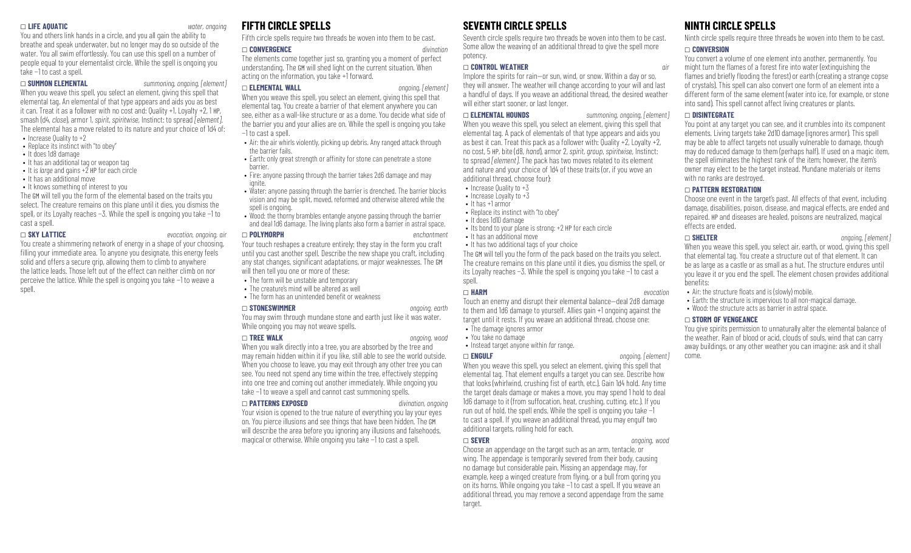**□ LIFE AQUATIC** *water, ongoing*

You and others link hands in a circle, and you all gain the ability to breathe and speak underwater, but no longer may do so outside of the water. You all swim effortlessly. You can use this spell on a number of people equal to your elementalist circle. While the spell is ongoing you take −1 to cast a spell.

**□ SUMMON ELEMENTAL** *summoning, ongoing, [element]*

When you weave this spell, you select an element, giving this spell that elemental tag. An elemental of that type appears and aids you as best it can. Treat it as a follower with no cost and: Quality +1, Loyalty +2, 1 HP, smash (d4, *close*), armor 1, *spirit*, *spiritwise*, Instinct: to spread *[element]*. The elemental has a move related to its nature and your choice of 1d4 of:

- Increase Quality to +2
- Replace its instinct with "to obey"
- It does 1d8 damage
- It has an additional tag or weapon tag
- It is *large* and gains +2 HP for each circle
- It has an additional move
- It knows something of interest to you

The GM will tell you the form of the elemental based on the traits you select. The creature remains on this plane until it dies, you dismiss the spell, or its Loyalty reaches −3. While the spell is ongoing you take −1 to cast a spell.

**□ SKY LATTICE** *evocation, ongoing, air*

You create a shimmering network of energy in a shape of your choosing, filling your immediate area. To anyone you designate, this energy feels solid and offers a secure grip, allowing them to climb to anywhere the lattice leads. Those left out of the effect can neither climb on nor perceive the lattice. While the spell is ongoing you take −1 to weave a spell.

## FIFTH CIRCLE SPELLS

Fifth circle spells require two threads be woven into them to be cast.

**□ CONVERGENCE** *divination*

The elements come together just so, granting you a moment of perfect understanding. The GM will shed light on the current situation. When acting on the information, you take +1 forward.

**□ ELEMENTAL WALL** *ongoing, [element]*

When you weave this spell, you select an element, giving this spell that elemental tag. You create a barrier of that element anywhere you can see, either as a wall-like structure or as a dome. You decide what side of the barrier you and your allies are on. While the spell is ongoing you take −1 to cast a spell.

- Air: the air whirls violently, picking up debris. Any ranged attack through the barrier fails.
- Earth: only great strength or affinity for stone can penetrate a stone barrier.
- Fire: anyone passing through the barrier takes 2d6 damage and may ignite.
- Water: anyone passing through the barrier is drenched. The barrier blocks vision and may be split, moved, reformed and otherwise altered while the spell is ongoing.
- Wood: the thorny brambles entangle anyone passing through the barrier and deal 1d6 damage. The living plants also form a barrier in astral space.

**□ POLYMORPH** *enchantment*

Your touch reshapes a creature entirely; they stay in the form you craft until you cast another spell. Describe the new shape you craft, including any stat changes, significant adaptations, or major weaknesses. The GM will then tell you one or more of these:

- The form will be unstable and temporary
- The creature's mind will be altered as well
- The form has an unintended benefit or weakness

**□ STONESWIMMER** *ongoing, earth*

You may swim through mundane stone and earth just like it was water. While ongoing you may not weave spells.

**□ TREE WALK** *ongoing, wood*

When you walk directly into a tree, you are absorbed by the tree and may remain hidden within it if you like, still able to see the world outside. When you choose to leave, you may exit through any other tree you can see. You need not spend any time within the tree, effectively stepping into one tree and coming out another immediately. While ongoing you take −1 to weave a spell and cannot cast summoning spells.

**□ PATTERNS EXPOSED** *divination, ongoing*

Your vision is opened to the true nature of everything you lay your eyes on. You pierce illusions and see things that have been hidden. The GM will describe the area before you ignoring any illusions and falsehoods, magical or otherwise. While ongoing you take −1 to cast a spell.

## SEVENTH CIRCLE SPELLS

Seventh circle spells require two threads be woven into them to be cast. Some allow the weaving of an additional thread to give the spell more potency.

**□ CONTROL WEATHER** *air*

Implore the spirits for rain—or sun, wind, or snow. Within a day or so, they will answer. The weather will change according to your will and last a handful of days. If you weave an additional thread, the desired weather will either start sooner, or last longer.

**□ ELEMENTAL HOUNDS** *summoning, ongoing, [element]*

When you weave this spell, you select an element, giving this spell that elemental tag. A pack of elementals of that type appears and aids you as best it can. Treat this pack as a follower with: Quality +2, Loyalty +2, no cost, 5 HP, bite (d8, *hand*), armor 2, *spirit*, *group*, *spiritwise*, Instinct: to spread *[element]*. The pack has two moves related to its element and nature and your choice of 1d4 of these traits (or, if you wove an additional thread, choose four):

- Increase Quality to +3
- Increase Loyalty to +3
- It has +1 armor
- Replace its instinct with "to obey"
- It does 1d10 damage
- Its bond to your plane is strong: +2 HP for each circle
- It has an additional move
- It has two additional tags of your choice

The GM will tell you the form of the pack based on the traits you select. The creature remains on this plane until it dies, you dismiss the spell, or its Loyalty reaches −3. While the spell is ongoing you take −1 to cast a spell.

**□ HARM** *evocation*

Touch an enemy and disrupt their elemental balance—deal 2d8 damage to them and 1d6 damage to yourself. Allies gain +1 ongoing against the target until it rests. If you weave an additional thread, choose one:

- The damage ignores armor
- You take no damage
- Instead target anyone within *far* range.

**□ ENGULF** *ongoing, [element]*

When you weave this spell, you select an element, giving this spell that elemental tag. That element engulfs a target you can see. Describe how that looks (whirlwind, crushing fist of earth, etc.). Gain 1d4 hold. Any time the target deals damage or makes a move, you may spend 1 hold to deal 1d6 damage to it (from suffocation, heat, crushing, cutting, etc.). If you run out of hold, the spell ends. While the spell is ongoing you take −1 to cast a spell. If you weave an additional thread, you may engulf two additional targets, rolling hold for each.

**□ SEVER** *ongoing, wood*

Choose an appendage on the target such as an arm, tentacle, or wing. The appendage is temporarily severed from their body, causing no damage but considerable pain. Missing an appendage may, for example, keep a winged creature from flying, or a bull from goring you on its horns. While ongoing you take −1 to cast a spell. If you weave an additional thread, you may remove a second appendage from the same target.

## NINTH CIRCLE SPELLS

Ninth circle spells require three threads be woven into them to be cast.

**□ CONVERSION**

You convert a volume of one element into another, permanently. You might turn the flames of a forest fire into water (extinguishing the flames and briefly flooding the forest) or earth (creating a strange copse of crystals). This spell can also convert one form of an element into a different form of the same element (water into ice, for example, or stone into sand). This spell cannot affect living creatures or plants.

**□ DISINTEGRATE**

You point at any target you can see, and it crumbles into its component elements. Living targets take 2d10 damage (ignores armor). This spell may be able to affect targets not usually vulnerable to damage, though may do reduced damage to them (perhaps half). If used on a magic item, the spell eliminates the highest rank of the item; however, the item's owner may elect to be the target instead. Mundane materials or items with no ranks are destroyed.

**□ PATTERN RESTORATION**

Choose one event in the target's past. All effects of that event, including damage, disabilities, poison, disease, and magical effects, are ended and repaired. HP and diseases are healed, poisons are neutralized, magical effects are ended.

**□ SHELTER** *ongoing, [element]*

When you weave this spell, you select air, earth, or wood, giving this spell that elemental tag. You create a structure out of that element. It can be as large as a castle or as small as a hut. The structure endures until you leave it or you end the spell. The element chosen provides additional benefits:

- Air: the structure floats and is (slowly) mobile.
- Earth: the structure is impervious to all non-magical damage.
- Wood: the structure acts as barrier in astral space.

**□ STORM OF VENGEANCE**

You give spirits permission to unnaturally alter the elemental balance of the weather. Rain of blood or acid, clouds of souls, wind that can carry away buildings, or any other weather you can imagine: ask and it shall come.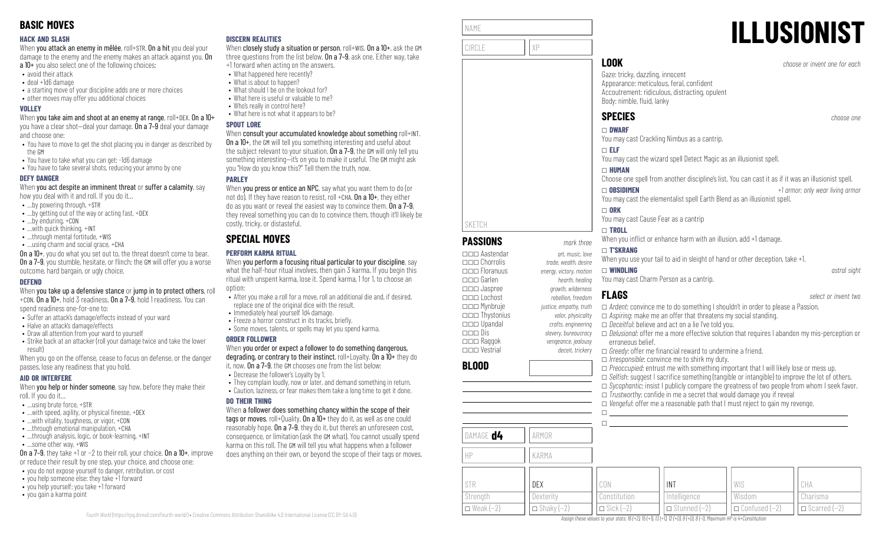## BASIC MOVES

### HACK AND SLASH

When **you attack an enemy in mêlée**, roll+STR. **On a hit** you deal your damage to the enemy and the enemy makes an attack against you. **On a 10+** you also select one of the following choices:

- avoid their attack
- deal +1d6 damage
- a starting move of your discipline adds one or more choices
- other moves may offer you additional choices

### VOLLEY

When **you take aim and shoot at an enemy at range**, roll+DEX. **On a 10+** you have a clear shot—deal your damage. **On a 7–9** deal your damage and choose one:

- You have to move to get the shot placing you in danger as described by the GM
- You have to take what you can get: -1d6 damage
- You have to take several shots, reducing your ammo by one

### DEFY DANGER

When **you act despite an imminent threat** or **suffer a calamity**, say how you deal with it and roll. If you do it…

- …by powering through, +STR
- …by getting out of the way or acting fast, +DEX
- …by enduring, +CON
- …with quick thinking, +INT
- …through mental fortitude, +WIS
- …using charm and social grace, +CHA

**On a 10+**, you do what you set out to, the threat doesn't come to bear. **On a 7–9**, you stumble, hesitate, or flinch: the GM will offer you a worse outcome, hard bargain, or ugly choice.

### DEFEND

When **you take up a defensive stance** or **jump in to protect others**, roll +CON. **On a 10+**, hold 3 readiness. **On a 7–9**, hold 1 readiness. You can spend readiness one-for-one to:

- Suffer an attack's damage/effects instead of your ward
- Halve an attack's damage/effects
- Draw all attention from your ward to yourself
- Strike back at an attacker (roll your damage twice and take the lower result)

When you go on the offense, cease to focus on defense, or the danger passes, lose any readiness that you hold.

### AID OR INTERFERE

When **you help or hinder someone**, say how, before they make their roll. If you do it…

- …using brute force, +STR
- …with speed, agility, or physical finesse, +DEX
- …with vitality, toughness, or vigor, +CON
- …through emotional manipulation, +CHA
- …through analysis, logic, or book-learning, +INT
- …some other way, +WIS

**On a 7–9**, they take +1 or −2 to their roll, your choice. **On a 10+**, improve or reduce their result by one step, your choice, and choose one:

- you do not expose yourself to danger, retribution, or cost
- you help someone else: they take +1 forward
- you help yourself: you take +1 forward
- you gain a karma point

### DISCERN REALITIES

When **closely study a situation or person**, roll+WIS. **On a 10+**, ask the GM three questions from the list below. **On a 7–9**, ask one. Either way, take +1 forward when acting on the answers.

- What happened here recently?
- What is about to happen?
- What should I be on the lookout for?
- What here is useful or valuable to me?
- Who's really in control here?
- What here is not what it appears to be?

### SPOUT LORE

When **consult your accumulated knowledge about something** roll+INT. **On a 10+**, the GM will tell you something interesting and useful about the subject relevant to your situation. **On a 7–9**, the GM will only tell you something interesting—it's on you to make it useful. The GM might ask you "How do you know this?" Tell them the truth, now.

### PARLEY

When **you press or entice an NPC**, say what you want them to do (or not do). If they have reason to resist, roll +CHA. **On a 10+**, they either do as you want or reveal the easiest way to convince them. **On a 7–9**, they reveal something you can do to convince them, though it'll likely be costly, tricky, or distasteful.

## SPECIAL MOVES

### PERFORM KARMA RITUAL

When **you perform a focusing ritual particular to your discipline**, say what the half-hour ritual involves, then gain 3 karma. If you begin this ritual with unspent karma, lose it. Spend karma, 1 for 1, to choose an option:

- After you make a roll for a move, roll an additional die and, if desired, replace one of the original dice with the result.
- Immediately heal yourself 1d4 damage.
- Freeze a horror construct in its tracks, briefly.
- Some moves, talents, or spells may let you spend karma.

### ORDER FOLLOWER

When **you order or expect a follower to do something dangerous, degrading, or contrary to their instinct**, roll+Loyalty. **On a 10+** they do it, now. **On a 7–9**, the GM chooses one from the list below:

- Decrease the follower's Loyalty by 1.
- They complain loudly, now or later, and demand something in return.
- Caution, laziness, or fear makes them take a long time to get it done.

### DO THEIR THING

When **a follower does something chancy within the scope of their tags or moves**, roll+Quality. **On a 10+** they do it, as well as one could reasonably hope. **On a 7–9**, they do it, but there's an unforeseen cost, consequence, or limitation (ask the GM what). You cannot usually spend karma on this roll. The GM will tell you what happens when a follower does anything on their own, or beyond the scope of their tags or moves.

*Fourth World* (https://rpg.divnull.com/fourth-world/) • Creative Commons Attribution-ShareAlike 4.0 International License (CC BY-SA 4.0)

# ILLUSIONIST

NAME

CIRCLE | XP

SKETCH

## PASSIONS

*mark three*

- □□□ Aastendar — *art, music, love*
- □□□ Chorrolis — *trade, wealth, desire*
- □□□ Floranuus — *energy, victory, motion*
- □□□ Garlen — *hearth, healing*
- □□□ Jaspree — *growth, wilderness*
- □□□ Lochost — *rebellion, freedom*
- □□□ Mynbruje — *justice, empathy, truth*
- □□□ Thystonius — *valor, physicality*
- □□□ Upandal — *crafts, engineering*
- □□□ Dis — *slavery, bureaucracy*
- □□□ Raggok — *vengeance, jealousy*
- □□□ Vestrial — *deceit, trickery*

## BLOOD

DAMAGE **d4** | ARMOR

HP | KARMA

| STR | DEX | CON | INT | WIS | CHA |
|---|---|---|---|---|---|
| Strength | Dexterity | Constitution | Intelligence | Wisdom | Charisma |
| □ Weak (−2) | □ Shaky (−2) | □ Sick (−2) | □ Stunned (−2) | □ Confused (−2) | □ Scarred (−2) |

*Assign these values to your stats: 16 (+2), 15 (+1), 13 (+1), 12 (+0), 9 (+0), 8 (−1). Maximum HP is 4+Constitution*

## LOOK

*choose or invent one for each*

Gaze: tricky, dazzling, innocent
Appearance: meticulous, feral, confident
Accoutrement: ridiculous, distracting, opulent
Body: nimble, fluid, lanky

## SPECIES

*choose one*

□ **DWARF**
You may cast Crackling Nimbus as a cantrip.

□ **ELF**
You may cast the wizard spell Detect Magic as an illusionist spell.

□ **HUMAN**
Choose one spell from another discipline's list. You can cast it as if it was an illusionist spell.

□ **OBSIDIMEN** — *+1 armor; only wear living armor*
You may cast the elementalist spell Earth Blend as an illusionist spell.

□ **ORK**
You may cast Cause Fear as a cantrip

□ **TROLL**
When you inflict or enhance harm with an illusion, add +1 damage.

□ **T'SKRANG**
When you use your tail to aid in sleight of hand or other deception, take +1.

□ **WINDLING** — *astral sight*
You may cast Charm Person as a cantrip.

## FLAGS

*select or invent two*

- □ *Ardent*: convince me to do something I shouldn't in order to please a Passion.
- □ *Aspiring*: make me an offer that threatens my social standing.
- □ *Deceitful*: believe and act on a lie I've told you.
- □ *Delusional*: offer me a more effective solution that requires I abandon my mis-perception or erroneous belief.
- □ *Greedy*: offer me financial reward to undermine a friend.
- □ *Irresponsible*: convince me to shirk my duty.
- □ *Preoccupied*: entrust me with something important that I will likely lose or mess up.
- □ *Selfish*: suggest I sacrifice something (tangible or intangible) to improve the lot of others.
- □ *Sycophantic*: insist I publicly compare the greatness of two people from whom I seek favor.
- □ *Trustworthy*: confide in me a secret that would damage you if reveal
- □ *Vengeful*: offer me a reasonable path that I must reject to gain my revenge.
- □
- □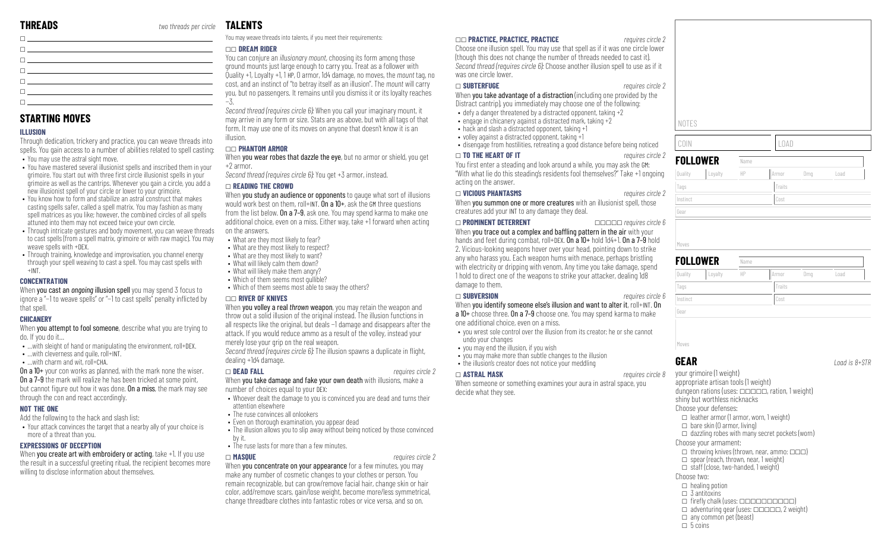## THREADS

*two threads per circle*

- ☐
- ☐
- ☐
- ☐
- ☐
- ☐
- ☐

## STARTING MOVES

### ILLUSION

Through dedication, trickery and practice, you can weave threads into spells. You gain access to a number of abilities related to spell casting:

- You may use the astral sight move.
- You have mastered several illusionist spells and inscribed them in your grimoire. You start out with three first circle illusionist spells in your grimoire as well as the cantrips. Whenever you gain a circle, you add a new illusionist spell of your circle or lower to your grimoire.
- You know how to form and stabilize an astral construct that makes casting spells safer, called a spell matrix. You may fashion as many spell matrices as you like; however, the combined circles of all spells attuned into them may not exceed twice your own circle.
- Through intricate gestures and body movement, you can weave threads to cast spells (from a spell matrix, grimoire or with raw magic). You may weave spells with +DEX.
- Through training, knowledge and improvisation, you channel energy through your spell weaving to cast a spell. You may cast spells with +INT.

### CONCENTRATION

When **you cast an *ongoing* illusion spell** you may spend 3 focus to ignore a "−1 to weave spells" or "−1 to cast spells" penalty inflicted by that spell.

### CHICANERY

When **you attempt to fool someone**, describe what you are trying to do. If you do it…

- …with sleight of hand or manipulating the environment, roll+DEX.
- …with cleverness and guile, roll+INT.
- …with charm and wit, roll+CHA.

**On a 10+** your con works as planned, with the mark none the wiser. **On a 7–9** the mark will realize he has been tricked at some point, but cannot figure out how it was done. **On a miss**, the mark may see through the con and react accordingly.

### NOT THE ONE

Add the following to the hack and slash list:

- Your attack convinces the target that a nearby ally of your choice is more of a threat than you.

### EXPRESSIONS OF DECEPTION

When **you create art with embroidery or acting**, take +1. If you use the result in a successful greeting ritual, the recipient becomes more willing to disclose information about themselves.

## TALENTS

You may weave threads into talents, if you meet their requirements:

### ☐☐ DREAM RIDER

You can conjure an *illusionary mount*, choosing its form among those ground mounts just large enough to carry you. Treat as a follower with Quality +1, Loyalty +1, 1 HP, 0 armor, 1d4 damage, no moves, the *mount* tag, no cost, and an instinct of "to betray itself as an illusion". The *mount* will carry you, but no passengers. It remains until you dismiss it or its loyalty reaches −3.

*Second thread (requires circle 6)*: When you call your imaginary mount, it may arrive in any form or size. Stats are as above, but with all tags of that form. It may use one of its moves on anyone that doesn't know it is an illusion.

### ☐☐ PHANTOM ARMOR

When **you wear robes that dazzle the eye**, but no armor or shield, you get +2 armor.

*Second thread (requires circle 6)*: You get +3 armor, instead.

### ☐ READING THE CROWD

When **you study an audience or opponents** to gauge what sort of illusions would work best on them, roll+INT. **On a 10+**, ask the GM three questions from the list below. **On a 7–9**, ask one. You may spend karma to make one additional choice, even on a miss. Either way, take +1 forward when acting on the answers.

- What are they most likely to fear?
- What are they most likely to respect?
- What are they most likely to want?
- What will likely calm them down?
- What will likely make them angry?
- Which of them seems most gullible?
- Which of them seems most able to sway the others?

### ☐☐ RIVER OF KNIVES

When **you volley a real *thrown* weapon**, you may retain the weapon and throw out a solid illusion of the original instead. The illusion functions in all respects like the original, but deals −1 damage and disappears after the attack. If you would reduce ammo as a result of the volley, instead your merely lose your grip on the real weapon.

*Second thread (requires circle 6)*: The illusion spawns a duplicate in flight, dealing +1d4 damage.

### ☐ DEAD FALL — *requires circle 2*

When **you take damage and fake your own death** with illusions, make a number of choices equal to your DEX:

- Whoever dealt the damage to you is convinced you are dead and turns their attention elsewhere
- The ruse convinces all onlookers
- Even on thorough examination, you appear dead
- The illusion allows you to slip away without being noticed by those convinced by it.
- The ruse lasts for more than a few minutes.

### ☐ MASQUE — *requires circle 2*

When **you concentrate on your appearance** for a few minutes, you may make any number of cosmetic changes to your clothes or person. You remain recognizable, but can grow/remove facial hair, change skin or hair color, add/remove scars, gain/lose weight, become more/less symmetrical, change threadbare clothes into fantastic robes or vice versa, and so on.

### ☐☐ PRACTICE, PRACTICE, PRACTICE — *requires circle 2*

Choose one illusion spell. You may use that spell as if it was one circle lower (though this does not change the number of threads needed to cast it).

*Second thread (requires circle 6)*: Choose another illusion spell to use as if it was one circle lower.

### ☐ SUBTERFUGE — *requires circle 2*

When **you take advantage of a distraction** (including one provided by the Distract cantrip), you immediately may choose one of the following:

- defy a danger threatened by a distracted opponent, taking +2
- engage in chicanery against a distracted mark, taking +2
- hack and slash a distracted opponent, taking +1
- volley against a distracted opponent, taking +1
- disengage from hostilities, retreating a good distance before being noticed

### ☐ TO THE HEART OF IT — *requires circle 2*

You first enter a steading and look around a while, you may ask the GM: "With what lie do this steading's residents fool themselves?" Take +1 ongoing acting on the answer.

### ☐ VICIOUS PHANTASMS — *requires circle 2*

When **you summon one or more creatures** with an illusionist spell, those creatures add your INT to any damage they deal.

### ☐ PROMINENT DETERRENT — ☐☐☐☐☐ *requires circle 6*

When **you trace out a complex and baffling pattern in the air** with your hands and feet during combat, roll+DEX. **On a 10+** hold 1d4+1. **On a 7–9** hold 2. Vicious-looking weapons hover over your head, pointing down to strike any who harass you. Each weapon hums with menace, perhaps bristling with electricity or dripping with venom. Any time you take damage, spend 1 hold to direct one of the weapons to strike your attacker, dealing 1d8 damage to them.

### ☐ SUBVERSION — *requires circle 6*

When **you identify someone else's illusion and want to alter it**, roll+INT. **On a 10+** choose three. **On a 7–9** choose one. You may spend karma to make one additional choice, even on a miss.

- you wrest sole control over the illusion from its creator; he or she cannot undo your changes
- you may end the illusion, if you wish
- you may make more than subtle changes to the illusion
- the illusion's creator does not notice your meddling

### ☐ ASTRAL MASK — *requires circle 8*

When someone or something examines your aura in astral space, you decide what they see.

NOTES

| COIN | LOAD |
|---|---|
| | |

## FOLLOWER

| Name | | | | | |
|---|---|---|---|---|---|
| Quality | Loyalty | HP | Armor | Dmg | Load |
| Tags | | | Traits | | |
| Instinct | | | Cost | | |
| Gear | | | | | |
| Moves | | | | | |

## FOLLOWER

| Name | | | | | |
|---|---|---|---|---|---|
| Quality | Loyalty | HP | Armor | Dmg | Load |
| Tags | | | Traits | | |
| Instinct | | | Cost | | |
| Gear | | | | | |
| Moves | | | | | |

## GEAR

*Load is 8+STR*

your grimoire (1 weight)
appropriate artisan tools (1 weight)
dungeon rations (uses: ☐☐☐☐☐, ration, 1 weight)
shiny but worthless nicknacks

Choose your defenses:

- ☐ leather armor (1 armor, worn, 1 weight)
- ☐ bare skin (0 armor, living)
- ☐ dazzling robes with many secret pockets (worn)

Choose your armament:

- ☐ throwing knives (thrown, near, ammo: ☐☐☐)
- ☐ spear (reach, thrown, near, 1 weight)
- ☐ staff (close, two-handed, 1 weight)

Choose two:

- ☐ healing potion
- ☐ 3 antitoxins
- ☐ firefly chalk (uses: ☐☐☐☐☐☐☐☐☐☐)
- ☐ adventuring gear (uses: ☐☐☐☐☐, 2 weight)
- ☐ any common pet (beast)
- ☐ 5 coins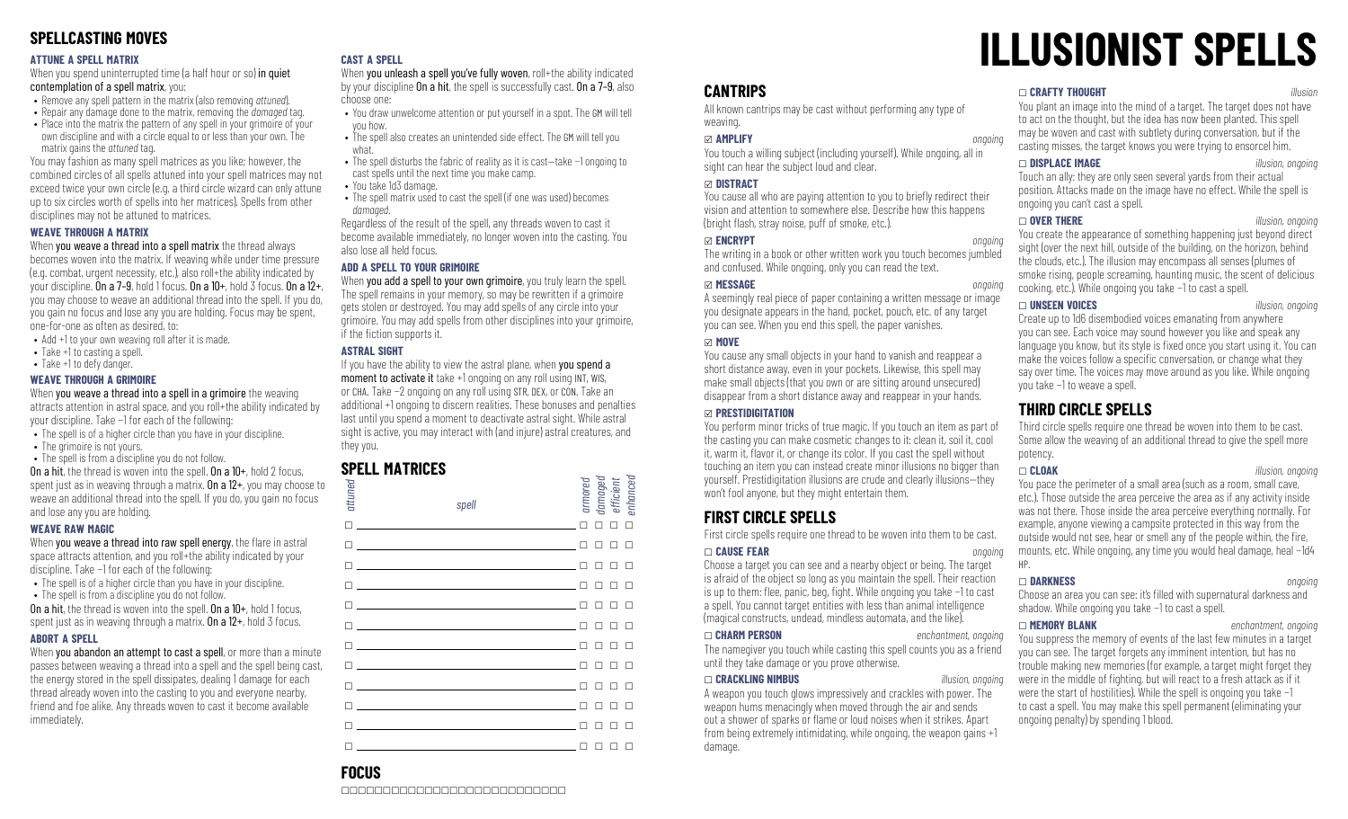## SPELLCASTING MOVES

### ATTUNE A SPELL MATRIX

When **you spend uninterrupted time (a half hour or so) in quiet contemplation of a spell matrix**, you:

- Remove any spell pattern in the matrix (also removing *attuned*).
- Repair any damage done to the matrix, removing the *damaged* tag.
- Place into the matrix the pattern of any spell in your grimoire of your own discipline and with a circle equal to or less than your own. The matrix gains the *attuned* tag.

You may fashion as many spell matrices as you like; however, the combined circles of all spells attuned into your spell matrices may not exceed twice your own circle (e.g. a third circle wizard can only attune up to six circles worth of spells into her matrices). Spells from other disciplines may not be attuned to matrices.

### WEAVE THROUGH A MATRIX

When **you weave a thread into a spell matrix** the thread always becomes woven into the matrix. If weaving while under time pressure (e.g. combat, urgent necessity, etc.), also roll+the ability indicated by your discipline. **On a 7–9**, hold 1 focus. **On a 10+**, hold 3 focus. **On a 12+**, you may choose to weave an additional thread into the spell. If you do, you gain no focus and lose any you are holding. Focus may be spent, one-for-one as often as desired, to:

- Add +1 to your own weaving roll after it is made.
- Take +1 to casting a spell.
- Take +1 to defy danger.

### WEAVE THROUGH A GRIMOIRE

When **you weave a thread into a spell in a grimoire** the weaving attracts attention in astral space, and you roll+the ability indicated by your discipline. Take −1 for each of the following:

- The spell is of a higher circle than you have in your discipline.
- The grimoire is not yours.
- The spell is from a discipline you do not follow.

**On a hit**, the thread is woven into the spell. **On a 10+**, hold 2 focus, spent just as in weaving through a matrix. **On a 12+**, you may choose to weave an additional thread into the spell. If you do, you gain no focus and lose any you are holding.

### WEAVE RAW MAGIC

When **you weave a thread into raw spell energy**, the flare in astral space attracts attention, and you roll+the ability indicated by your discipline. Take −1 for each of the following:

- The spell is of a higher circle than you have in your discipline.
- The spell is from a discipline you do not follow.

**On a hit**, the thread is woven into the spell. **On a 10+**, hold 1 focus, spent just as in weaving through a matrix. **On a 12+**, hold 3 focus.

### ABORT A SPELL

When **you abandon an attempt to cast a spell**, or more than a minute passes between weaving a thread into a spell and the spell being cast, the energy stored in the spell dissipates, dealing 1 damage for each thread already woven into the casting to you and everyone nearby, friend and foe alike. Any threads woven to cast it become available immediately.

### CAST A SPELL

When **you unleash a spell you've fully woven**, roll+the ability indicated by your discipline **On a hit**, the spell is successfully cast. **On a 7–9**, also choose one:

- You draw unwelcome attention or put yourself in a spot. The GM will tell you how.
- The spell also creates an unintended side effect. The GM will tell you what.
- The spell disturbs the fabric of reality as it is cast—take −1 ongoing to cast spells until the next time you make camp.
- You take 1d3 damage.
- The spell matrix used to cast the spell (if one was used) becomes *damaged*.

Regardless of the result of the spell, any threads woven to cast it become available immediately, no longer woven into the casting. You also lose all held focus.

### ADD A SPELL TO YOUR GRIMOIRE

When **you add a spell to your own grimoire**, you truly learn the spell. The spell remains in your memory, so may be rewritten if a grimoire gets stolen or destroyed. You may add spells of any circle into your grimoire. You may add spells from other disciplines into your grimoire, if the fiction supports it.

### ASTRAL SIGHT

If you have the ability to view the astral plane, when **you spend a moment to activate it** take +1 ongoing on any roll using INT, WIS, or CHA. Take −2 ongoing on any roll using STR, DEX, or CON. Take an additional +1 ongoing to discern realities. These bonuses and penalties last until you spend a moment to deactivate astral sight. While astral sight is active, you may interact with (and injure) astral creatures, and they you.

## SPELL MATRICES

| attuned | spell | armored | damaged | efficient | enhanced |
|---|---|---|---|---|---|
| □ | | □ | □ | □ | □ |
| □ | | □ | □ | □ | □ |
| □ | | □ | □ | □ | □ |
| □ | | □ | □ | □ | □ |
| □ | | □ | □ | □ | □ |
| □ | | □ | □ | □ | □ |
| □ | | □ | □ | □ | □ |
| □ | | □ | □ | □ | □ |
| □ | | □ | □ | □ | □ |
| □ | | □ | □ | □ | □ |
| □ | | □ | □ | □ | □ |
| □ | | □ | □ | □ | □ |

## FOCUS

□□□□□□□□□□□□□□□□□□□□□□□□□□

# ILLUSIONIST SPELLS

## CANTRIPS

All known cantrips may be cast without performing any type of weaving.

**☑ AMPLIFY** *ongoing*
You touch a willing subject (including yourself). While ongoing, all in sight can hear the subject loud and clear.

**☑ DISTRACT**
You cause all who are paying attention to you to briefly redirect their vision and attention to somewhere else. Describe how this happens (bright flash, stray noise, puff of smoke, etc.).

**☑ ENCRYPT** *ongoing*
The writing in a book or other written work you touch becomes jumbled and confused. While ongoing, only you can read the text.

**☑ MESSAGE** *ongoing*
A seemingly real piece of paper containing a written message or image you designate appears in the hand, pocket, pouch, etc. of any target you can see. When you end this spell, the paper vanishes.

**☑ MOVE**
You cause any small objects in your hand to vanish and reappear a short distance away, even in your pockets. Likewise, this spell may make small objects (that you own or are sitting around unsecured) disappear from a short distance away and reappear in your hands.

**☑ PRESTIDIGITATION**
You perform minor tricks of true magic. If you touch an item as part of the casting you can make cosmetic changes to it: clean it, soil it, cool it, warm it, flavor it, or change its color. If you cast the spell without touching an item you can instead create minor illusions no bigger than yourself. Prestidigitation illusions are crude and clearly illusions—they won't fool anyone, but they might entertain them.

## FIRST CIRCLE SPELLS

First circle spells require one thread to be woven into them to be cast.

**□ CAUSE FEAR** *ongoing*
Choose a target you can see and a nearby object or being. The target is afraid of the object so long as you maintain the spell. Their reaction is up to them: flee, panic, beg, fight. While ongoing you take −1 to cast a spell. You cannot target entities with less than animal intelligence (magical constructs, undead, mindless automata, and the like).

**□ CHARM PERSON** *enchantment, ongoing*
The namegiver you touch while casting this spell counts you as a friend until they take damage or you prove otherwise.

**□ CRACKLING NIMBUS** *illusion, ongoing*
A weapon you touch glows impressively and crackles with power. The weapon hums menacingly when moved through the air and sends out a shower of sparks or flame or loud noises when it strikes. Apart from being extremely intimidating, while ongoing, the weapon gains +1 damage.

**□ CRAFTY THOUGHT** *illusion*
You plant an image into the mind of a target. The target does not have to act on the thought, but the idea has now been planted. This spell may be woven and cast with subtlety during conversation, but if the casting misses, the target knows you were trying to ensorcel him.

**□ DISPLACE IMAGE** *illusion, ongoing*
Touch an ally: they are only seen several yards from their actual position. Attacks made on the image have no effect. While the spell is ongoing you can't cast a spell.

**□ OVER THERE** *illusion, ongoing*
You create the appearance of something happening just beyond direct sight (over the next hill, outside of the building, on the horizon, behind the clouds, etc.). The illusion may encompass all senses (plumes of smoke rising, people screaming, haunting music, the scent of delicious cooking, etc.). While ongoing you take −1 to cast a spell.

**□ UNSEEN VOICES** *illusion, ongoing*
Create up to 1d6 disembodied voices emanating from anywhere you can see. Each voice may sound however you like and speak any language you know, but its style is fixed once you start using it. You can make the voices follow a specific conversation, or change what they say over time. The voices may move around as you like. While ongoing you take −1 to weave a spell.

## THIRD CIRCLE SPELLS

Third circle spells require one thread be woven into them to be cast. Some allow the weaving of an additional thread to give the spell more potency.

**□ CLOAK** *illusion, ongoing*
You pace the perimeter of a small area (such as a room, small cave, etc.). Those outside the area perceive the area as if any activity inside was not there. Those inside the area perceive everything normally. For example, anyone viewing a campsite protected in this way from the outside would not see, hear or smell any of the people within, the fire, mounts, etc. While ongoing, any time you would heal damage, heal −1d4 HP.

**□ DARKNESS** *ongoing*
Choose an area you can see: it's filled with supernatural darkness and shadow. While ongoing you take −1 to cast a spell.

**□ MEMORY BLANK** *enchantment, ongoing*
You suppress the memory of events of the last few minutes in a target you can see. The target forgets any imminent intention, but has no trouble making new memories (for example, a target might forget they were in the middle of fighting, but will react to a fresh attack as if it were the start of hostilities). While the spell is ongoing you take −1 to cast a spell. You may make this spell permanent (eliminating your ongoing penalty) by spending 1 blood.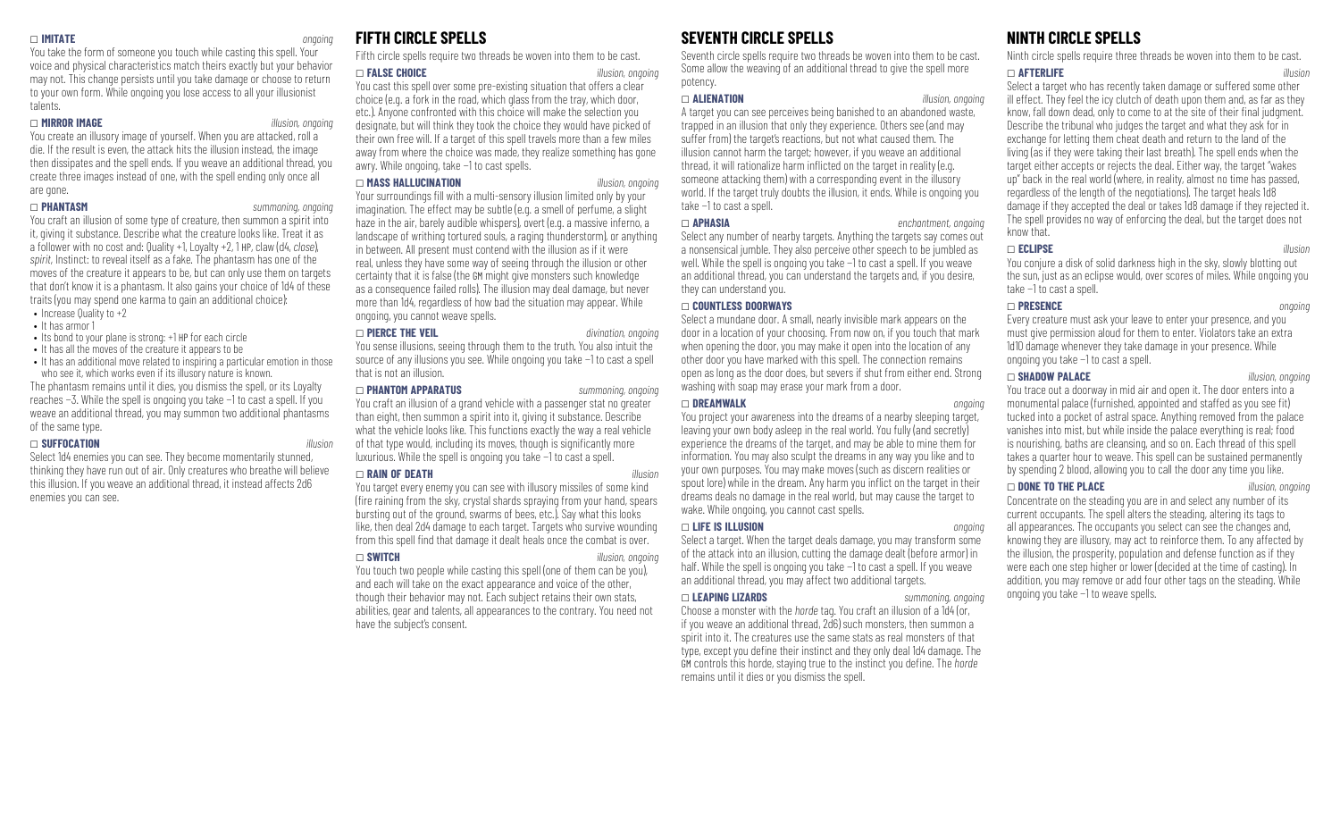☐ **IMITATE** *ongoing*

You take the form of someone you touch while casting this spell. Your voice and physical characteristics match theirs exactly but your behavior may not. This change persists until you take damage or choose to return to your own form. While ongoing you lose access to all your illusionist talents.

☐ **MIRROR IMAGE** *illusion, ongoing*

You create an illusory image of yourself. When you are attacked, roll a die. If the result is even, the attack hits the illusion instead, the image then dissipates and the spell ends. If you weave an additional thread, you create three images instead of one, with the spell ending only once all are gone.

☐ **PHANTASM** *summoning, ongoing*

You craft an illusion of some type of creature, then summon a spirit into it, giving it substance. Describe what the creature looks like. Treat it as a follower with no cost and: Quality +1, Loyalty +2, 1 HP, claw (d4, *close*), *spirit*, Instinct: to reveal itself as a fake. The phantasm has one of the moves of the creature it appears to be, but can only use them on targets that don't know it is a phantasm. It also gains your choice of 1d4 of these traits (you may spend one karma to gain an additional choice):

- Increase Quality to +2
- It has armor 1
- Its bond to your plane is strong: +1 HP for each circle
- It has all the moves of the creature it appears to be
- It has an additional move related to inspiring a particular emotion in those who see it, which works even if its illusory nature is known.

The phantasm remains until it dies, you dismiss the spell, or its Loyalty reaches −3. While the spell is ongoing you take −1 to cast a spell. If you weave an additional thread, you may summon two additional phantasms of the same type.

☐ **SUFFOCATION** *illusion*

Select 1d4 enemies you can see. They become momentarily stunned, thinking they have run out of air. Only creatures who breathe will believe this illusion. If you weave an additional thread, it instead affects 2d6 enemies you can see.

## FIFTH CIRCLE SPELLS

Fifth circle spells require two threads be woven into them to be cast.

☐ **FALSE CHOICE** *illusion, ongoing*

You cast this spell over some pre-existing situation that offers a clear choice (e.g. a fork in the road, which glass from the tray, which door, etc.). Anyone confronted with this choice will make the selection you designate, but will think they took the choice they would have picked of their own free will. If a target of this spell travels more than a few miles away from where the choice was made, they realize something has gone awry. While ongoing, take −1 to cast spells.

☐ **MASS HALLUCINATION** *illusion, ongoing*

Your surroundings fill with a multi-sensory illusion limited only by your imagination. The effect may be subtle (e.g. a smell of perfume, a slight haze in the air, barely audible whispers), overt (e.g. a massive inferno, a landscape of writhing tortured souls, a raging thunderstorm), or anything in between. All present must contend with the illusion as if it were real, unless they have some way of seeing through the illusion or other certainty that it is false (the GM might give monsters such knowledge as a consequence failed rolls). The illusion may deal damage, but never more than 1d4, regardless of how bad the situation may appear. While ongoing, you cannot weave spells.

☐ **PIERCE THE VEIL** *divination, ongoing*

You sense illusions, seeing through them to the truth. You also intuit the source of any illusions you see. While ongoing you take −1 to cast a spell that is not an illusion.

☐ **PHANTOM APPARATUS** *summoning, ongoing*

You craft an illusion of a grand vehicle with a passenger stat no greater than eight, then summon a spirit into it, giving it substance. Describe what the vehicle looks like. This functions exactly the way a real vehicle of that type would, including its moves, though is significantly more luxurious. While the spell is ongoing you take −1 to cast a spell.

☐ **RAIN OF DEATH** *illusion*

You target every enemy you can see with illusory missiles of some kind (fire raining from the sky, crystal shards spraying from your hand, spears bursting out of the ground, swarms of bees, etc.). Say what this looks like, then deal 2d4 damage to each target. Targets who survive wounding from this spell find that damage it dealt heals once the combat is over.

☐ **SWITCH** *illusion, ongoing*

You touch two people while casting this spell (one of them can be you), and each will take on the exact appearance and voice of the other, though their behavior may not. Each subject retains their own stats, abilities, gear and talents, all appearances to the contrary. You need not have the subject's consent.

## SEVENTH CIRCLE SPELLS

Seventh circle spells require two threads be woven into them to be cast. Some allow the weaving of an additional thread to give the spell more potency.

☐ **ALIENATION** *illusion, ongoing*

A target you can see perceives being banished to an abandoned waste, trapped in an illusion that only they experience. Others see (and may suffer from) the target's reactions, but not what caused them. The illusion cannot harm the target; however, if you weave an additional thread, it will rationalize harm inflicted on the target in reality (e.g. someone attacking them) with a corresponding event in the illusory world. If the target truly doubts the illusion, it ends. While is ongoing you take −1 to cast a spell.

☐ **APHASIA** *enchantment, ongoing*

Select any number of nearby targets. Anything the targets say comes out a nonsensical jumble. They also perceive other speech to be jumbled as well. While the spell is ongoing you take −1 to cast a spell. If you weave an additional thread, you can understand the targets and, if you desire, they can understand you.

☐ **COUNTLESS DOORWAYS**

Select a mundane door. A small, nearly invisible mark appears on the door in a location of your choosing. From now on, if you touch that mark when opening the door, you may make it open into the location of any other door you have marked with this spell. The connection remains open as long as the door does, but severs if shut from either end. Strong washing with soap may erase your mark from a door.

☐ **DREAMWALK** *ongoing*

You project your awareness into the dreams of a nearby sleeping target, leaving your own body asleep in the real world. You fully (and secretly) experience the dreams of the target, and may be able to mine them for information. You may also sculpt the dreams in any way you like and to your own purposes. You may make moves (such as discern realities or spout lore) while in the dream. Any harm you inflict on the target in their dreams deals no damage in the real world, but may cause the target to wake. While ongoing, you cannot cast spells.

☐ **LIFE IS ILLUSION** *ongoing*

Select a target. When the target deals damage, you may transform some of the attack into an illusion, cutting the damage dealt (before armor) in half. While the spell is ongoing you take −1 to cast a spell. If you weave an additional thread, you may affect two additional targets.

☐ **LEAPING LIZARDS** *summoning, ongoing*

Choose a monster with the *horde* tag. You craft an illusion of a 1d4 (or, if you weave an additional thread, 2d6) such monsters, then summon a spirit into it. The creatures use the same stats as real monsters of that type, except you define their instinct and they only deal 1d4 damage. The GM controls this horde, staying true to the instinct you define. The *horde* remains until it dies or you dismiss the spell.

## NINTH CIRCLE SPELLS

Ninth circle spells require three threads be woven into them to be cast.

☐ **AFTERLIFE** *illusion*

Select a target who has recently taken damage or suffered some other ill effect. They feel the icy clutch of death upon them and, as far as they know, fall down dead, only to come to at the site of their final judgment. Describe the tribunal who judges the target and what they ask for in exchange for letting them cheat death and return to the land of the living (as if they were taking their last breath). The spell ends when the target either accepts or rejects the deal. Either way, the target "wakes up" back in the real world (where, in reality, almost no time has passed, regardless of the length of the negotiations). The target heals 1d8 damage if they accepted the deal or takes 1d8 damage if they rejected it. The spell provides no way of enforcing the deal, but the target does not know that.

☐ **ECLIPSE** *illusion*

You conjure a disk of solid darkness high in the sky, slowly blotting out the sun, just as an eclipse would, over scores of miles. While ongoing you take −1 to cast a spell.

☐ **PRESENCE** *ongoing*

Every creature must ask your leave to enter your presence, and you must give permission aloud for them to enter. Violators take an extra 1d10 damage whenever they take damage in your presence. While ongoing you take −1 to cast a spell.

☐ **SHADOW PALACE** *illusion, ongoing*

You trace out a doorway in mid air and open it. The door enters into a monumental palace (furnished, appointed and staffed as you see fit) tucked into a pocket of astral space. Anything removed from the palace vanishes into mist, but while inside the palace everything is real; food is nourishing, baths are cleansing, and so on. Each thread of this spell takes a quarter hour to weave. This spell can be sustained permanently by spending 2 blood, allowing you to call the door any time you like.

☐ **DONE TO THE PLACE** *illusion, ongoing*

Concentrate on the steading you are in and select any number of its current occupants. The spell alters the steading, altering its tags to all appearances. The occupants you select can see the changes and, knowing they are illusory, may act to reinforce them. To any affected by the illusion, the prosperity, population and defense function as if they were each one step higher or lower (decided at the time of casting). In addition, you may remove or add four other tags on the steading. While ongoing you take −1 to weave spells.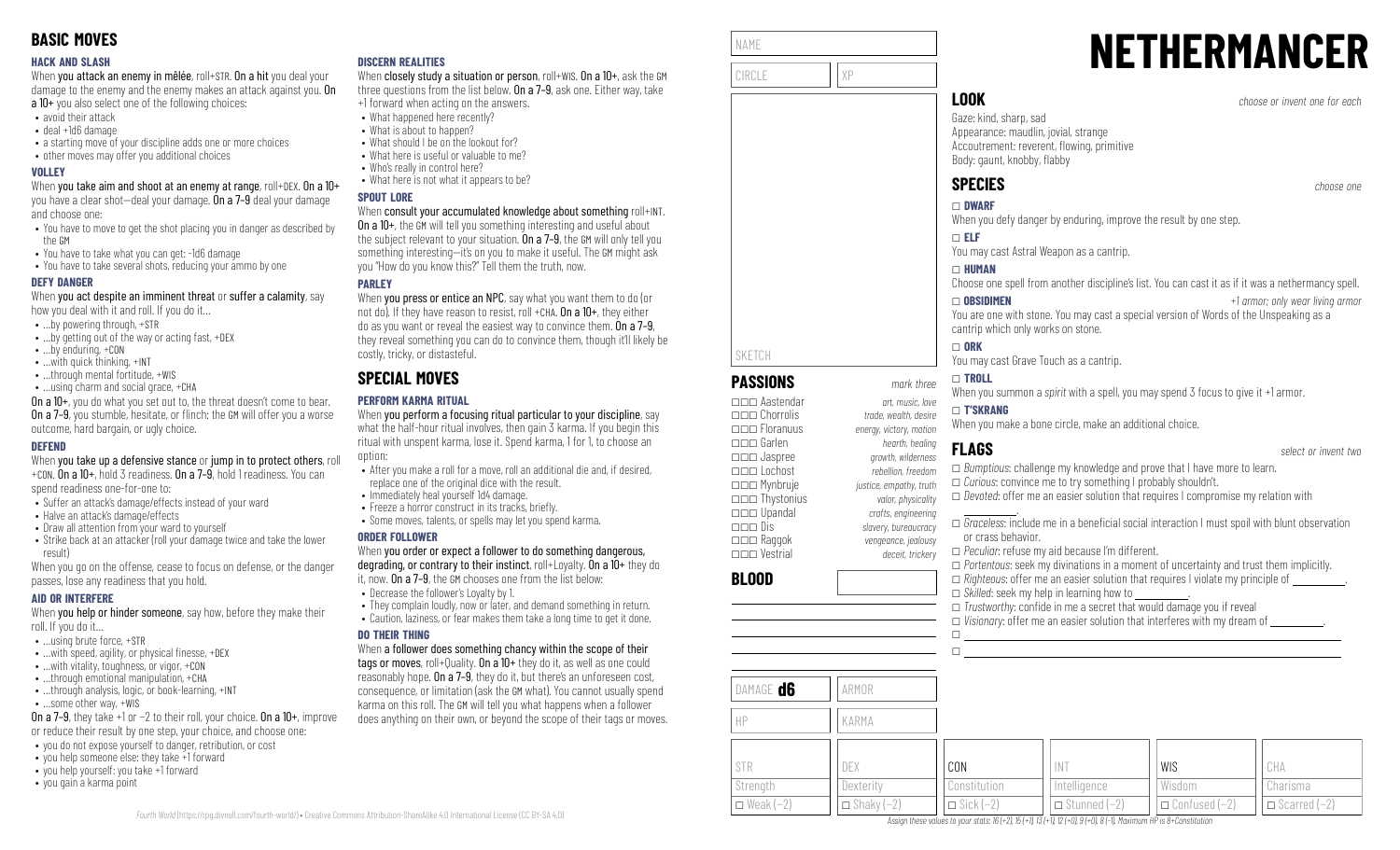# BASIC MOVES

### HACK AND SLASH

When **you attack an enemy in mêlée**, roll+STR. **On a hit** you deal your damage to the enemy and the enemy makes an attack against you. **On a 10+** you also select one of the following choices:

- avoid their attack
- deal +1d6 damage
- a starting move of your discipline adds one or more choices
- other moves may offer you additional choices

### VOLLEY

When **you take aim and shoot at an enemy at range**, roll+DEX. **On a 10+** you have a clear shot—deal your damage. **On a 7–9** deal your damage and choose one:

- You have to move to get the shot placing you in danger as described by the GM
- You have to take what you can get: -1d6 damage
- You have to take several shots, reducing your ammo by one

### DEFY DANGER

When **you act despite an imminent threat** or **suffer a calamity**, say how you deal with it and roll. If you do it…

- …by powering through, +STR
- …by getting out of the way or acting fast, +DEX
- …by enduring, +CON
- …with quick thinking, +INT
- …through mental fortitude, +WIS
- …using charm and social grace, +CHA

**On a 10+**, you do what you set out to, the threat doesn't come to bear. **On a 7–9**, you stumble, hesitate, or flinch: the GM will offer you a worse outcome, hard bargain, or ugly choice.

### DEFEND

When **you take up a defensive stance** or **jump in to protect others**, roll +CON. **On a 10+**, hold 3 readiness. **On a 7–9**, hold 1 readiness. You can spend readiness one-for-one to:

- Suffer an attack's damage/effects instead of your ward
- Halve an attack's damage/effects
- Draw all attention from your ward to yourself
- Strike back at an attacker (roll your damage twice and take the lower result)

When you go on the offense, cease to focus on defense, or the danger passes, lose any readiness that you hold.

### AID OR INTERFERE

When **you help or hinder someone**, say how, before they make their roll. If you do it…

- …using brute force, +STR
- …with speed, agility, or physical finesse, +DEX
- …with vitality, toughness, or vigor, +CON
- …through emotional manipulation, +CHA
- …through analysis, logic, or book-learning, +INT
- …some other way, +WIS

**On a 7–9**, they take +1 or −2 to their roll, your choice. **On a 10+**, improve or reduce their result by one step, your choice, and choose one:

- you do not expose yourself to danger, retribution, or cost
- you help someone else: they take +1 forward
- you help yourself: you take +1 forward
- you gain a karma point

### DISCERN REALITIES

When **closely study a situation or person**, roll+WIS. **On a 10+**, ask the GM three questions from the list below. **On a 7–9**, ask one. Either way, take +1 forward when acting on the answers.

- What happened here recently?
- What is about to happen?
- What should I be on the lookout for?
- What here is useful or valuable to me?
- Who's really in control here?
- What here is not what it appears to be?

### SPOUT LORE

When **consult your accumulated knowledge about something** roll+INT. **On a 10+**, the GM will tell you something interesting and useful about the subject relevant to your situation. **On a 7–9**, the GM will only tell you something interesting—it's on you to make it useful. The GM might ask you "How do you know this?" Tell them the truth, now.

### PARLEY

When **you press or entice an NPC**, say what you want them to do (or not do). If they have reason to resist, roll +CHA. **On a 10+**, they either do as you want or reveal the easiest way to convince them. **On a 7–9**, they reveal something you can do to convince them, though it'll likely be costly, tricky, or distasteful.

# SPECIAL MOVES

### PERFORM KARMA RITUAL

When **you perform a focusing ritual particular to your discipline**, say what the half-hour ritual involves, then gain 3 karma. If you begin this ritual with unspent karma, lose it. Spend karma, 1 for 1, to choose an option:

- After you make a roll for a move, roll an additional die and, if desired, replace one of the original dice with the result.
- Immediately heal yourself 1d4 damage.
- Freeze a horror construct in its tracks, briefly.
- Some moves, talents, or spells may let you spend karma.

### ORDER FOLLOWER

When **you order or expect a follower to do something dangerous, degrading, or contrary to their instinct**, roll+Loyalty. **On a 10+** they do it, now. **On a 7–9**, the GM chooses one from the list below:

- Decrease the follower's Loyalty by 1.
- They complain loudly, now or later, and demand something in return.
- Caution, laziness, or fear makes them take a long time to get it done.

### DO THEIR THING

When **a follower does something chancy within the scope of their tags or moves**, roll+Quality. **On a 10+** they do it, as well as one could reasonably hope. **On a 7–9**, they do it, but there's an unforeseen cost, consequence, or limitation (ask the GM what). You cannot usually spend karma on this roll. The GM will tell you what happens when a follower does anything on their own, or beyond the scope of their tags or moves.

Fourth World (https://rpg.divnull.com/fourth-world/) • Creative Commons Attribution-ShareAlike 4.0 International License (CC BY-SA 4.0)

# NETHERMANCER

NAME

CIRCLE | XP

SKETCH

## PASSIONS

*mark three*

- ☐☐☐ Aastendar — *art, music, love*
- ☐☐☐ Chorrolis — *trade, wealth, desire*
- ☐☐☐ Floranuus — *energy, victory, motion*
- ☐☐☐ Garlen — *hearth, healing*
- ☐☐☐ Jaspree — *growth, wilderness*
- ☐☐☐ Lochost — *rebellion, freedom*
- ☐☐☐ Mynbruje — *justice, empathy, truth*
- ☐☐☐ Thystonius — *valor, physicality*
- ☐☐☐ Upandal — *crafts, engineering*
- ☐☐☐ Dis — *slavery, bureaucracy*
- ☐☐☐ Raggok — *vengeance, jealousy*
- ☐☐☐ Vestrial — *deceit, trickery*

## BLOOD

DAMAGE **d6** | ARMOR

HP | KARMA

| STR | DEX | CON | INT | WIS | CHA |
|---|---|---|---|---|---|
| Strength | Dexterity | Constitution | Intelligence | Wisdom | Charisma |
| ☐ Weak (−2) | ☐ Shaky (−2) | ☐ Sick (−2) | ☐ Stunned (−2) | ☐ Confused (−2) | ☐ Scarred (−2) |

*Assign these values to your stats: 16 (+2), 15 (+1), 13 (+1), 12 (+0), 9 (+0), 8 (−1). Maximum HP is 8+Constitution*

## LOOK

*choose or invent one for each*

Gaze: kind, sharp, sad
Appearance: maudlin, jovial, strange
Accoutrement: reverent, flowing, primitive
Body: gaunt, knobby, flabby

## SPECIES

*choose one*

**☐ DWARF**
When you defy danger by enduring, improve the result by one step.

**☐ ELF**
You may cast Astral Weapon as a cantrip.

**☐ HUMAN**
Choose one spell from another discipline's list. You can cast it as if it was a nethermancy spell.

**☐ OBSIDIMEN** — *+1 armor; only wear living armor*
You are one with stone. You may cast a special version of Words of the Unspeaking as a cantrip which only works on stone.

**☐ ORK**
You may cast Grave Touch as a cantrip.

**☐ TROLL**
When you summon a *spirit* with a spell, you may spend 3 focus to give it +1 armor.

**☐ T'SKRANG**
When you make a bone circle, make an additional choice.

## FLAGS

*select or invent two*

- ☐ *Bumptious*: challenge my knowledge and prove that I have more to learn.
- ☐ *Curious*: convince me to try something I probably shouldn't.
- ☐ *Devoted*: offer me an easier solution that requires I compromise my relation with ________.
- ☐ *Graceless*: include me in a beneficial social interaction I must spoil with blunt observation or crass behavior.
- ☐ *Peculiar*: refuse my aid because I'm different.
- ☐ *Portentous*: seek my divinations in a moment of uncertainty and trust them implicitly.
- ☐ *Righteous*: offer me an easier solution that requires I violate my principle of ________.
- ☐ *Skilled*: seek my help in learning how to ________.
- ☐ *Trustworthy*: confide in me a secret that would damage you if reveal
- ☐ *Visionary*: offer me an easier solution that interferes with my dream of ________.
- ☐ ________
- ☐ ________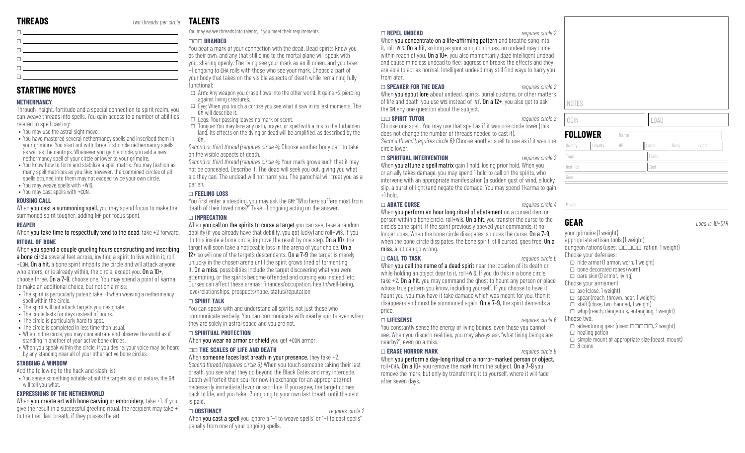## THREADS

*two threads per circle*

- ☐
- ☐
- ☐
- ☐
- ☐
- ☐

## STARTING MOVES

### NETHERMANCY

Through insight, fortitude and a special connection to spirit realm, you can weave threads into spells. You gain access to a number of abilities related to spell casting:

- You may use the astral sight move.
- You have mastered several nethermancy spells and inscribed them in your grimoire. You start out with three first circle nethermancy spells as well as the cantrips. Whenever you gain a circle, you add a new nethermancy spell of your circle or lower to your grimoire.
- You know how to form and stabilize a spell matrix. You may fashion as many spell matrices as you like; however, the combined circles of all spells attuned into them may not exceed twice your own circle.
- You may weave spells with +WIS.
- You may cast spells with +CON.

### ROUSING CALL

When **you cast a summoning spell**, you may spend focus to make the summoned spirit tougher, adding 1HP per focus spent.

### REAPER

When **you take time to respectfully tend to the dead**, take +2 forward.

### RITUAL OF BONE

When **you spend a couple grueling hours constructing and inscribing a bone circle** several feet across, inviting a spirit to live within it, roll +CON. **On a hit**, a bone spirit inhabits the circle and will attack anyone who enters, or is already within, the circle, except you. **On a 10+**, choose three. **On a 7–9**, choose one. You may spend a point of karma to make an additional choice, but not on a miss:

- The spirit is particularly potent: take +1 when weaving a nethermancy spell within the circle.
- The spirit will not attack targets you designate.
- The circle lasts for days instead of hours.
- The circle is particularly hard to spot.
- The circle is completed in less time than usual.
- When in the circle, you may concentrate and observe the world as if standing in another of your active bone circles.
- When you speak within the circle, if you desire, your voice may be heard by any standing near all of your other active bone circles.

### STABBING A WINDOW

Add the following to the hack and slash list:

- You sense something notable about the target's soul or nature, the GM will tell you what.

### EXPRESSIONS OF THE NETHERWORLD

When **you create art with bone carving or embroidery**, take +1. If you give the result in a successful greeting ritual, the recipient may take +1 to the their last breath, if they posses the art.

## TALENTS

You may weave threads into talents, if you meet their requirements:

### ☐☐☐ BRANDED

You bear a mark of your connection with the dead. Dead spirits know you as their own, and any that still cling to the mortal plane will speak with you, sharing openly. The living see your mark as an ill omen, and you take −1 ongoing to CHA rolls with those who see your mark. Choose a part of your body that takes on the visible aspects of death while remaining fully functional:

- ☐ Arm: Any weapon you grasp flows into the other world. It gains +2 piercing against living creatures.
- ☐ Eye: When you touch a corpse you see what it saw in its last moments. The GM will describe it.
- ☐ Legs: Your passing leaves no mark or scent.
- ☐ Tongue: You may lace any oath, prayer, or spell with a link to the forbidden land. Its effects on the dying or dead will be amplified, as described by the GM.

*Second or third thread (requires circle 4)*: Choose another body part to take on the visible aspects of death.

*Second or third thread (requires circle 4)*: Your mark grows such that it may not be concealed. Describe it. The dead will seek you out, giving you what aid they can. The undead will not harm you. The parochial will treat you as a pariah.

### ☐ FEELING LOSS

You first enter a steading, you may ask the GM: "Who here suffers most from death of their loved ones?" Take +1 ongoing acting on the answer.

### ☐ IMPRECATION

When **you call on the spirits to curse a target** you can see, take a random debility (if you already have that debility, you got lucky) and roll+WIS. If you do this inside a bone circle, improve the result by one step. **On a 10+** the target will soon take a noticeable loss in the arena of your choice. **On a 12+** so will one of the target's descendants. **On a 7–9** the target is merely unlucky in the chosen arena until the spirit grows tired of tormenting it. **On a miss**, possibilities include the target discovering what you were attempting, or the spirits become offended and cursing you instead, etc. Curses can affect these arenas: finances/occupation, health/well-being, love/relationships, prospects/hope, status/reputation

### ☐ SPIRIT TALK

You can speak with and understand all spirits, not just those who communicate verbally. You can communicate with nearby spirits even when they are solely in astral space and you are not.

### ☐ SPIRITUAL PROTECTION

When **you wear no armor or shield** you get +CON armor.

### ☐☐ THE SCALES OF LIFE AND DEATH

When **someone faces last breath in your presence**, they take +2.

*Second thread (requires circle 6)*: When you touch someone taking their last breath, you see what they do beyond the Black Gates and may intercede. Death will forfeit their soul for now in exchange for an appropriate (not necessarily immediate) favor or sacrifice. If you agree, the target comes back to life, and you take -3 ongoing to your own last breath until the debt is paid.

### ☐ OBSTINACY

*requires circle 2*

When **you cast a spell** you ignore a "−1 to weave spells" or "−1 to cast spells" penalty from one of your ongoing spells.

### ☐ REPEL UNDEAD

*requires circle 2*

When **you concentrate on a life-affirming pattern** and breathe song into it, roll+WIS. **On a hit**, so long as your song continues, no undead may come within reach of you. **On a 10+**, you also momentarily daze intelligent undead and cause mindless undead to flee; aggression breaks the effects and they are able to act as normal. Intelligent undead may still find ways to harry you from afar.

### ☐ SPEAKER FOR THE DEAD

*requires circle 2*

When **you spout lore** about undead, spirits, burial customs, or other matters of life and death, you use WIS instead of INT. **On a 12+**, you also get to ask the GM any one question about the subject.

### ☐☐ SPIRIT TUTOR

*requires circle 2*

Choose one spell. You may use that spell as if it was one circle lower (this does not change the number of threads needed to cast it).

*Second thread (requires circle 6)*: Choose another spell to use as if it was one circle lower.

### ☐ SPIRITUAL INTERVENTION

*requires circle 2*

When **you attune a spell matrix** gain 1 hold, losing prior hold. When you or an ally takes damage, you may spend 1 hold to call on the spirits, who intervene with an appropriate manifestation (a sudden gust of wind, a lucky slip, a burst of light) and negate the damage. You may spend 1 karma to gain +1 hold.

### ☐ ABATE CURSE

*requires circle 4*

When **you perform an hour long ritual of abatement** on a cursed item or person within a bone circle, roll+WIS. **On a hit**, you transfer the curse to the circle's bone spirit. If the spirit previously obeyed your commands, it no longer does. When the bone circle dissipates, so does the curse. **On a 7–9**, when the bone circle dissipates, the bone spirit, still cursed, goes free. **On a miss**, a lot can go wrong.

### ☐ CALL TO TASK

*requires circle 6*

When **you call the name of a dead spirit** near the location of its death or while holding an object dear to it, roll+WIS. If you do this in a bone circle, take +2. **On a hit**, you may command the ghost to haunt any person or place whose true pattern you know, including yourself. If you choose to have it haunt you, you may have it take damage which was meant for you, then it disappears and must be summoned again. **On a 7–9**, the spirit demands a price.

### ☐ LIFESENSE

*requires circle 6*

You constantly sense the energy of living beings, even those you cannot see. When you discern realities, you may always ask "what living beings are nearby?", even on a miss.

### ☐ ERASE HORROR MARK

*requires circle 8*

When **you perform a day-long ritual on a horror-marked person or object**, roll+CHA. **On a 10+** you remove the mark from the subject. **On a 7–9** you remove the mark, but only by transferring it to yourself, where it will fade after seven days.

NOTES

| COIN | LOAD |
|---|---|
| | |

## FOLLOWER

| Name | | | | | |
|---|---|---|---|---|---|
| Quality | Loyalty | HP | Armor | Dmg | Load |
| Tags | | | Traits | | |
| Instinct | | | Cost | | |
| Gear | | | | | |
| Moves | | | | | |

## GEAR

*Load is 10+STR*

your grimoire (1 weight)
appropriate artisan tools (1 weight)
dungeon rations (uses: ☐☐☐☐☐, ration, 1 weight)

Choose your defenses:

- ☐ hide armor (1 armor, worn, 1 weight)
- ☐ bone decorated robes (worn)
- ☐ bare skin (0 armor, living)

Choose your armament:

- ☐ axe (close, 1 weight)
- ☐ spear (reach, thrown, near, 1 weight)
- ☐ staff (close, two-handed, 1 weight)
- ☐ whip (reach, dangerous, entangling, 1 weight)

Choose two:

- ☐ adventuring gear (uses: ☐☐☐☐☐, 2 weight)
- ☐ healing potion
- ☐ simple mount of appropriate size (beast, mount)
- ☐ 8 coins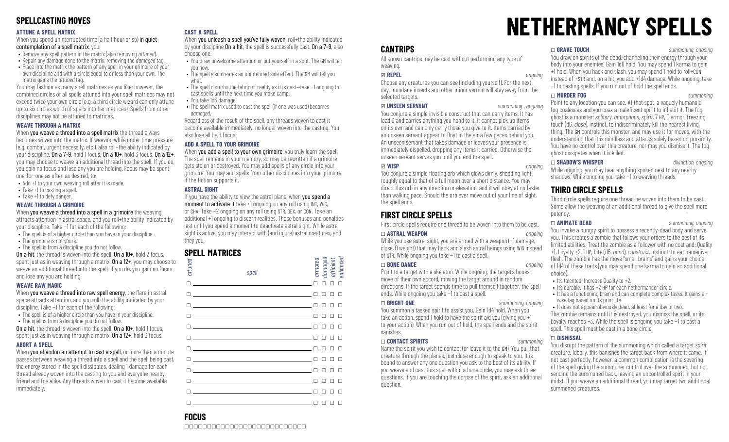## SPELLCASTING MOVES

### ATTUNE A SPELL MATRIX

When you spend uninterrupted time (a half hour or so) **in quiet contemplation of a spell matrix**, you:

- Remove any spell pattern in the matrix (also removing *attuned*).
- Repair any damage done to the matrix, removing the *damaged* tag.
- Place into the matrix the pattern of any spell in your grimoire of your own discipline and with a circle equal to or less than your own. The matrix gains the *attuned* tag.

You may fashion as many spell matrices as you like; however, the combined circles of all spells attuned into your spell matrices may not exceed twice your own circle (e.g. a third circle wizard can only attune up to six circles worth of spells into her matrices). Spells from other disciplines may not be attuned to matrices.

### WEAVE THROUGH A MATRIX

When **you weave a thread into a spell matrix** the thread always becomes woven into the matrix. If weaving while under time pressure (e.g. combat, urgent necessity, etc.), also roll+the ability indicated by your discipline. **On a 7–9**, hold 1 focus. **On a 10+**, hold 3 focus. **On a 12+**, you may choose to weave an additional thread into the spell. If you do, you gain no focus and lose any you are holding. Focus may be spent, one-for-one as often as desired, to:

- Add +1 to your own weaving roll after it is made.
- Take +1 to casting a spell.
- Take +1 to defy danger.

### WEAVE THROUGH A GRIMOIRE

When **you weave a thread into a spell in a grimoire** the weaving attracts attention in astral space, and you roll+the ability indicated by your discipline. Take −1 for each of the following:

- The spell is of a higher circle than you have in your discipline.
- The grimoire is not yours.
- The spell is from a discipline you do not follow.

**On a hit**, the thread is woven into the spell. **On a 10+**, hold 2 focus, spent just as in weaving through a matrix. **On a 12+**, you may choose to weave an additional thread into the spell. If you do, you gain no focus and lose any you are holding.

### WEAVE RAW MAGIC

When **you weave a thread into raw spell energy**, the flare in astral space attracts attention, and you roll+the ability indicated by your discipline. Take −1 for each of the following:

- The spell is of a higher circle than you have in your discipline.
- The spell is from a discipline you do not follow.

**On a hit**, the thread is woven into the spell. **On a 10+**, hold 1 focus, spent just as in weaving through a matrix. **On a 12+**, hold 3 focus.

### ABORT A SPELL

When **you abandon an attempt to cast a spell**, or more than a minute passes between weaving a thread into a spell and the spell being cast, the energy stored in the spell dissipates, dealing 1 damage for each thread already woven into the casting to you and everyone nearby, friend and foe alike. Any threads woven to cast it become available immediately.

### CAST A SPELL

When **you unleash a spell you've fully woven**, roll+the ability indicated by your discipline **On a hit**, the spell is successfully cast. **On a 7–9**, also choose one:

- You draw unwelcome attention or put yourself in a spot. The GM will tell you how.
- The spell also creates an unintended side effect. The GM will tell you what.
- The spell disturbs the fabric of reality as it is cast—take −1 ongoing to cast spells until the next time you make camp.
- You take 1d3 damage.
- The spell matrix used to cast the spell (if one was used) becomes *damaged*.

Regardless of the result of the spell, any threads woven to cast it become available immediately, no longer woven into the casting. You also lose all held focus.

### ADD A SPELL TO YOUR GRIMOIRE

When **you add a spell to your own grimoire**, you truly learn the spell. The spell remains in your memory, so may be rewritten if a grimoire gets stolen or destroyed. You may add spells of any circle into your grimoire. You may add spells from other disciplines into your grimoire, if the fiction supports it.

### ASTRAL SIGHT

If you have the ability to view the astral plane, when **you spend a moment to activate it** take +1 ongoing on any roll using INT, WIS, or CHA. Take −2 ongoing on any roll using STR, DEX, or CON. Take an additional +1 ongoing to discern realities. These bonuses and penalties last until you spend a moment to deactivate astral sight. While astral sight is active, you may interact with (and injure) astral creatures, and they you.

## SPELL MATRICES

| attuned | spell | armored | damaged | efficient | enhanced |
|---|---|---|---|---|---|
| ☐ | | ☐ | ☐ | ☐ | ☐ |
| ☐ | | ☐ | ☐ | ☐ | ☐ |
| ☐ | | ☐ | ☐ | ☐ | ☐ |
| ☐ | | ☐ | ☐ | ☐ | ☐ |
| ☐ | | ☐ | ☐ | ☐ | ☐ |
| ☐ | | ☐ | ☐ | ☐ | ☐ |
| ☐ | | ☐ | ☐ | ☐ | ☐ |
| ☐ | | ☐ | ☐ | ☐ | ☐ |
| ☐ | | ☐ | ☐ | ☐ | ☐ |
| ☐ | | ☐ | ☐ | ☐ | ☐ |
| ☐ | | ☐ | ☐ | ☐ | ☐ |
| ☐ | | ☐ | ☐ | ☐ | ☐ |

## FOCUS

☐☐☐☐☐☐☐☐☐☐☐☐☐☐☐☐☐☐☐☐☐☐☐☐☐☐☐☐

# NETHERMANCY SPELLS

## CANTRIPS

All known cantrips may be cast without performing any type of weaving.

**☑ REPEL** *ongoing*

Choose any creatures you can see (including yourself). For the next day, mundane insects and other minor vermin will stay away from the selected targets.

**☑ UNSEEN SERVANT** *summoning , ongoing*

You conjure a simple invisible construct that can carry items. It has load 3 and carries anything you hand to it. It cannot pick up items on its own and can only carry those you give to it. Items carried by an unseen servant appear to float in the air a few paces behind you. An unseen servant that takes damage or leaves your presence is immediately dispelled, dropping any items it carried. Otherwise the unseen servant serves you until you end the spell.

**☑ WISP** *ongoing*

You conjure a simple floating orb which glows dimly, shedding light roughly equal to that of a full moon over a short distance. You may direct this orb in any direction or elevation, and it will obey at no faster than walking pace. Should the orb ever move out of your line of sight, the spell ends.

## FIRST CIRCLE SPELLS

First circle spells require one thread to be woven into them to be cast.

**☐ ASTRAL WEAPON** *ongoing*

While you use astral sight, you are armed with a weapon (+1 damage, close, 0 weight) that may hack and slash astral beings using WIS instead of STR. While ongoing you take −1 to cast a spell.

**☐ BONE DANCE** *ongoing*

Point to a target with a skeleton. While ongoing, the target's bones move of their own accord, moving the target around in random directions. If the target spends time to pull themself together, the spell ends. While ongoing you take −1 to cast a spell.

**☐ BRIGHT ONE** *summoning, ongoing*

You summon a tasked spirit to assist you. Gain 1d4 hold. When you take an action, spend 1 hold to have the spirit aid you (giving you +1 to your action). When you run out of hold, the spell ends and the spirit vanishes.

**☐ CONTACT SPIRITS** *summoning*

Name the spirit you wish to contact (or leave it to the GM). You pull that creature through the planes, just close enough to speak to you. It is bound to answer any one question you ask to the best of its ability. If you weave and cast this spell within a bone circle, you may ask three questions. If you are touching the corpse of the spirit, ask an additional question.

**☐ GRAVE TOUCH** *summoning, ongoing*

You draw on spirits of the dead, channeling their energy through your body into your enemies. Gain 1d6 hold. You may spend 1 karma to gain +1 hold. When you hack and slash, you may spend 1 hold to roll+CON instead of +STR and, on a hit, you add +1d4 damage. While ongoing, take −1 to casting spells. If you run out of hold the spell ends.

**☐ MURDER FOG** *summoning*

Point to any location you can see. At that spot, a vaguely humanoid fog coalesces and you coax a maleficent spirit to inhabit it. The fog ghost is a monster: *solitary*, *amorphous*, *spirit*, 7 HP, 0 armor, freezing touch (d6, *close*), instinct: to indiscriminately kill the nearest living thing. The GM controls this monster, and may use it for moves, with the understanding that it is mindless and attacks solely based on proximity. You have no control over this creature, nor may you dismiss it. The fog ghost dissipates when it is killed.

**☐ SHADOW'S WHISPER** *divination, ongoing*

While ongoing, you may hear anything spoken next to any nearby shadows. While ongoing you take −1 to weaving threads.

## THIRD CIRCLE SPELLS

Third circle spells require one thread be woven into them to be cast. Some allow the weaving of an additional thread to give the spell more potency.

**☐ ANIMATE DEAD** *summoning, ongoing*

You invoke a hungry spirit to possess a recently-dead body and serve you. This creates a zombie that follows your orders to the best of its limited abilities. Treat the zombie as a follower with no cost and: Quality +1, Loyalty +2, 1 HP, bite (d6, *hand*), *construct*, Instinct: to eat namegiver flesh. The zombie has the move "smell brains" and gain your choice of 1d4 of these traits (you may spend one karma to gain an additional choice):

- It's talented. Increase Quality to +2.
- It's durable. It has +2 HP for each nethermancer circle.
- It has a functioning brain and can complete complex tasks. It gains a *-wise* tag based on its prior life.
- It does not appear obviously dead, at least for a day or two.

The zombie remains until it is destroyed, you dismiss the spell, or its Loyalty reaches −3. While the spell is ongoing you take −1 to cast a spell. This spell must be cast in a bone circle.

**☐ DISMISSAL**

You disrupt the pattern of the summoning which called a target *spirit* creature. Ideally, this banishes the target back from where it came. If not cast perfectly, however, a common complication is the severing of the spell giving the summoner control over the summoned, but not sending the summoned back, leaving an uncontrolled spirit in your midst. If you weave an additional thread, you may target two additional summoned creatures.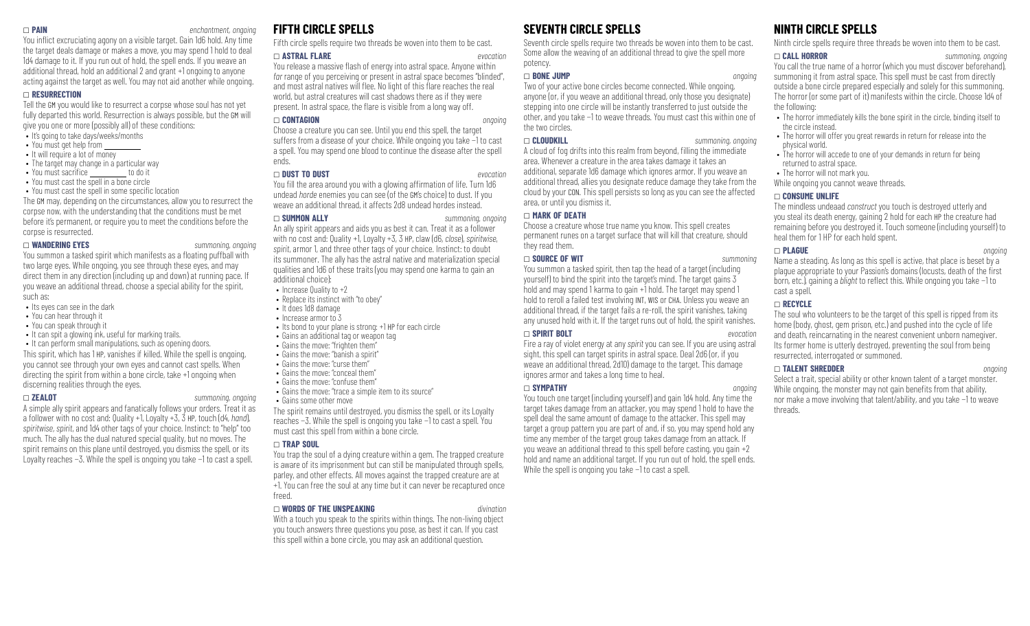☐ **PAIN** *enchantment, ongoing*

You inflict excruciating agony on a visible target. Gain 1d6 hold. Any time the target deals damage or makes a move, you may spend 1 hold to deal 1d4 damage to it. If you run out of hold, the spell ends. If you weave an additional thread, hold an additional 2 and grant +1 ongoing to anyone acting against the target as well. You may not aid another while ongoing.

☐ **RESURRECTION**

Tell the GM you would like to resurrect a corpse whose soul has not yet fully departed this world. Resurrection is always possible, but the GM will give you one or more (possibly all) of these conditions:

- It's going to take days/weeks/months
- You must get help from ________
- It will require a lot of money
- The target may change in a particular way
- You must sacrifice ________ to do it
- You must cast the spell in a bone circle
- You must cast the spell in some specific location

The GM may, depending on the circumstances, allow you to resurrect the corpse now, with the understanding that the conditions must be met before it's permanent, or require you to meet the conditions before the corpse is resurrected.

☐ **WANDERING EYES** *summoning, ongoing*

You summon a tasked spirit which manifests as a floating puffball with two large eyes. While ongoing, you see through these eyes, and may direct them in any direction (including up and down) at running pace. If you weave an additional thread, choose a special ability for the spirit, such as:

- Its eyes can see in the dark
- You can hear through it
- You can speak through it
- It can spit a glowing ink, useful for marking trails.
- It can perform small manipulations, such as opening doors.

This spirit, which has 1 HP, vanishes if killed. While the spell is ongoing, you cannot see through your own eyes and cannot cast spells. When directing the spirit from within a bone circle, take +1 ongoing when discerning realities through the eyes.

☐ **ZEALOT** *summoning, ongoing*

A simple ally spirit appears and fanatically follows your orders. Treat it as a follower with no cost and: Quality +1, Loyalty +3, 3 HP, touch (d4, *hand*), *spiritwise*, *spirit*, and 1d4 other tags of your choice. Instinct: to "help" too much. The ally has the dual natured special quality, but no moves. The spirit remains on this plane until destroyed, you dismiss the spell, or its Loyalty reaches −3. While the spell is ongoing you take −1 to cast a spell.

## FIFTH CIRCLE SPELLS

Fifth circle spells require two threads be woven into them to be cast.

☐ **ASTRAL FLARE** *evocation*

You release a massive flash of energy into astral space. Anyone within *far* range of you perceiving or present in astral space becomes "blinded", and most astral natives will flee. No light of this flare reaches the real world, but astral creatures will cast shadows there as if they were present. In astral space, the flare is visible from a long way off.

☐ **CONTAGION** *ongoing*

Choose a creature you can see. Until you end this spell, the target suffers from a disease of your choice. While ongoing you take −1 to cast a spell. You may spend one blood to continue the disease after the spell ends.

☐ **DUST TO DUST** *evocation*

You fill the area around you with a glowing affirmation of life. Turn 1d6 undead *horde* enemies you can see (of the GM's choice) to dust. If you weave an additional thread, it affects 2d8 undead hordes instead.

☐ **SUMMON ALLY** *summoning, ongoing*

An ally spirit appears and aids you as best it can. Treat it as a follower with no cost and: Quality +1, Loyalty +3, 3 HP, claw (d6, *close*), *spiritwise*, *spirit*, armor 1, and three other tags of your choice. Instinct: to doubt its summoner. The ally has the astral native and materialization special qualities and 1d6 of these traits (you may spend one karma to gain an additional choice):

- Increase Quality to +2
- Replace its instinct with "to obey"
- It does 1d8 damage
- Increase armor to 3
- Its bond to your plane is strong: +1 HP for each circle
- Gains an additional tag or weapon tag
- Gains the move: "frighten them"
- Gains the move: "banish a spirit"
- Gains the move: "curse them"
- Gains the move: "conceal them"
- Gains the move: "confuse them"
- Gains the move: "trace a simple item to its source"
- Gains some other move

The spirit remains until destroyed, you dismiss the spell, or its Loyalty reaches −3. While the spell is ongoing you take −1 to cast a spell. You must cast this spell from within a bone circle.

☐ **TRAP SOUL**

You trap the soul of a dying creature within a gem. The trapped creature is aware of its imprisonment but can still be manipulated through spells, parley, and other effects. All moves against the trapped creature are at +1. You can free the soul at any time but it can never be recaptured once freed.

☐ **WORDS OF THE UNSPEAKING** *divination*

With a touch you speak to the spirits within things. The non-living object you touch answers three questions you pose, as best it can. If you cast this spell within a bone circle, you may ask an additional question.

## SEVENTH CIRCLE SPELLS

Seventh circle spells require two threads be woven into them to be cast. Some allow the weaving of an additional thread to give the spell more potency.

☐ **BONE JUMP** *ongoing*

Two of your active bone circles become connected. While ongoing, anyone (or, if you weave an additional thread, only those you designate) stepping into one circle will be instantly transferred to just outside the other, and you take −1 to weave threads. You must cast this within one of the two circles.

☐ **CLOUDKILL** *summoning, ongoing*

A cloud of fog drifts into this realm from beyond, filling the immediate area. Whenever a creature in the area takes damage it takes an additional, separate 1d6 damage which ignores armor. If you weave an additional thread, allies you designate reduce damage they take from the cloud by your CON. This spell persists so long as you can see the affected area, or until you dismiss it.

☐ **MARK OF DEATH**

Choose a creature whose true name you know. This spell creates permanent runes on a target surface that will kill that creature, should they read them.

☐ **SOURCE OF WIT** *summoning*

You summon a tasked spirit, then tap the head of a target (including yourself) to bind the spirit into the target's mind. The target gains 3 hold and may spend 1 karma to gain +1 hold. The target may spend 1 hold to reroll a failed test involving INT, WIS or CHA. Unless you weave an additional thread, if the target fails a re-roll, the spirit vanishes, taking any unused hold with it. If the target runs out of hold, the spirit vanishes.

☐ **SPIRIT BOLT** *evocation*

Fire a ray of violet energy at any *spirit* you can see. If you are using astral sight, this spell can target spirits in astral space. Deal 2d6 (or, if you weave an additional thread, 2d10) damage to the target. This damage ignores armor and takes a long time to heal.

☐ **SYMPATHY** *ongoing*

You touch one target (including yourself) and gain 1d4 hold. Any time the target takes damage from an attacker, you may spend 1 hold to have the spell deal the same amount of damage to the attacker. This spell may target a group pattern you are part of and, if so, you may spend hold any time any member of the target group takes damage from an attack. If you weave an additional thread to this spell before casting, you gain +2 hold and name an additional target. If you run out of hold, the spell ends. While the spell is ongoing you take −1 to cast a spell.

## NINTH CIRCLE SPELLS

Ninth circle spells require three threads be woven into them to be cast.

☐ **CALL HORROR** *summoning, ongoing*

You call the true name of a horror (which you must discover beforehand), summoning it from astral space. This spell must be cast from directly outside a bone circle prepared especially and solely for this summoning. The horror (or some part of it) manifests within the circle. Choose 1d4 of the following:

- The horror immediately kills the bone spirit in the circle, binding itself to the circle instead.
- The horror will offer you great rewards in return for release into the physical world.
- The horror will accede to one of your demands in return for being returned to astral space.
- The horror will not mark you.

While ongoing you cannot weave threads.

☐ **CONSUME UNLIFE**

The mindless undead *construct* you touch is destroyed utterly and you steal its death energy, gaining 2 hold for each HP the creature had remaining before you destroyed it. Touch someone (including yourself) to heal them for 1 HP for each hold spent.

☐ **PLAGUE** *ongoing*

Name a steading. As long as this spell is active, that place is beset by a plague appropriate to your Passion's domains (locusts, death of the first born, etc.), gaining a *blight* to reflect this. While ongoing you take −1 to cast a spell.

☐ **RECYCLE**

The soul who volunteers to be the target of this spell is ripped from its home (body, ghost, gem prison, etc.) and pushed into the cycle of life and death, reincarnating in the nearest convenient unborn namegiver. Its former home is utterly destroyed, preventing the soul from being resurrected, interrogated or summoned.

☐ **TALENT SHREDDER** *ongoing*

Select a trait, special ability or other known talent of a target monster. While ongoing, the monster may not gain benefits from that ability, nor make a move involving that talent/ability, and you take −1 to weave threads.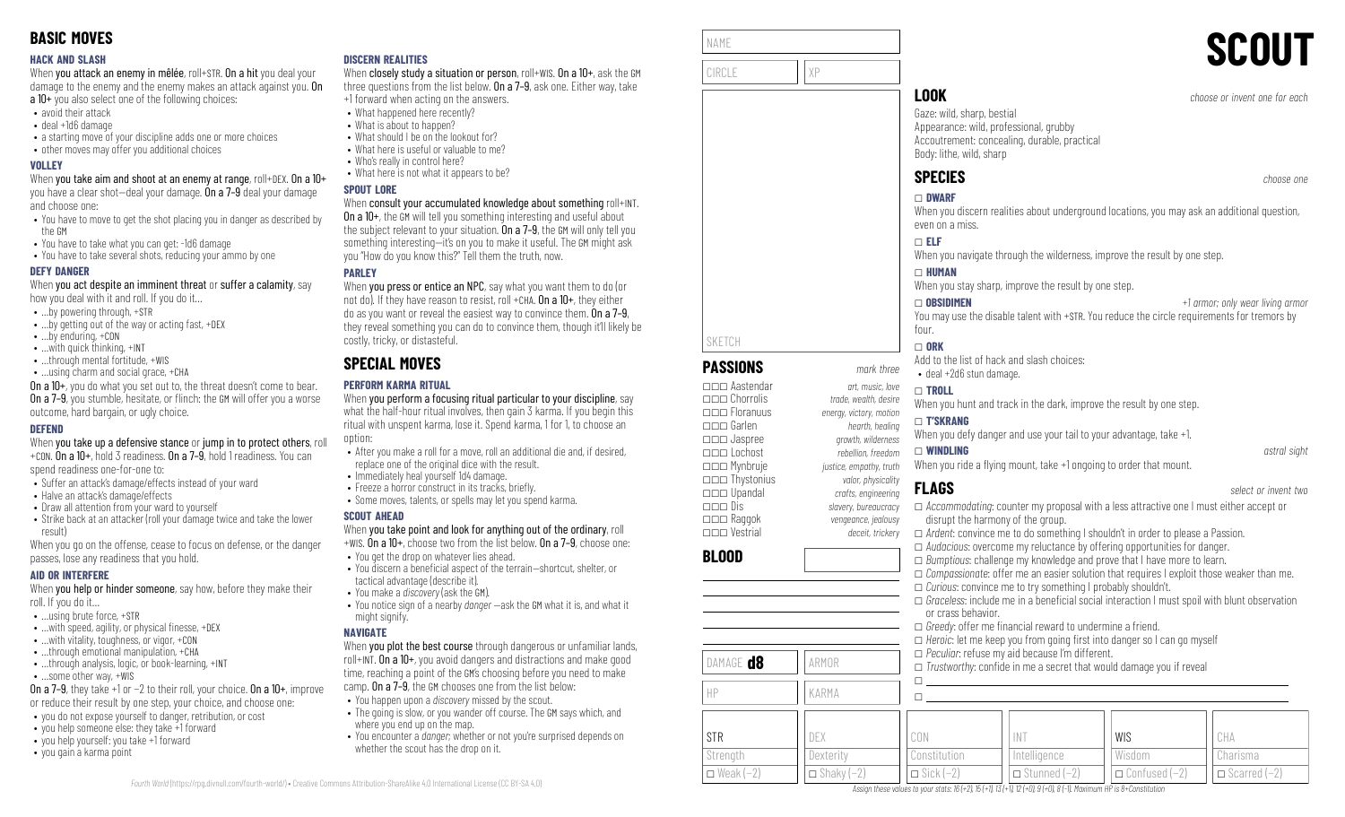# BASIC MOVES

### HACK AND SLASH

When **you attack an enemy in mêlée**, roll+STR. **On a hit** you deal your damage to the enemy and the enemy makes an attack against you. **On a 10+** you also select one of the following choices:

- avoid their attack
- deal +1d6 damage
- a starting move of your discipline adds one or more choices
- other moves may offer you additional choices

### VOLLEY

When **you take aim and shoot at an enemy at range**, roll+DEX. **On a 10+** you have a clear shot—deal your damage. **On a 7–9** deal your damage and choose one:

- You have to move to get the shot placing you in danger as described by the GM
- You have to take what you can get: -1d6 damage
- You have to take several shots, reducing your ammo by one

### DEFY DANGER

When **you act despite an imminent threat** or **suffer a calamity**, say how you deal with it and roll. If you do it…

- …by powering through, +STR
- …by getting out of the way or acting fast, +DEX
- …by enduring, +CON
- …with quick thinking, +INT
- …through mental fortitude, +WIS
- …using charm and social grace, +CHA

**On a 10+**, you do what you set out to, the threat doesn't come to bear. **On a 7–9**, you stumble, hesitate, or flinch: the GM will offer you a worse outcome, hard bargain, or ugly choice.

### DEFEND

When **you take up a defensive stance** or **jump in to protect others**, roll +CON. **On a 10+**, hold 3 readiness. **On a 7–9**, hold 1 readiness. You can spend readiness one-for-one to:

- Suffer an attack's damage/effects instead of your ward
- Halve an attack's damage/effects
- Draw all attention from your ward to yourself
- Strike back at an attacker (roll your damage twice and take the lower result)

When you go on the offense, cease to focus on defense, or the danger passes, lose any readiness that you hold.

### AID OR INTERFERE

When **you help or hinder someone**, say how, before they make their roll. If you do it…

- …using brute force, +STR
- …with speed, agility, or physical finesse, +DEX
- …with vitality, toughness, or vigor, +CON
- …through emotional manipulation, +CHA
- …through analysis, logic, or book-learning, +INT
- …some other way, +WIS

**On a 7–9**, they take +1 or −2 to their roll, your choice. **On a 10+**, improve or reduce their result by one step, your choice, and choose one:

- you do not expose yourself to danger, retribution, or cost
- you help someone else: they take +1 forward
- you help yourself: you take +1 forward
- you gain a karma point

### DISCERN REALITIES

When **closely study a situation or person**, roll+WIS. **On a 10+**, ask the GM three questions from the list below. **On a 7–9**, ask one. Either way, take +1 forward when acting on the answers.

- What happened here recently?
- What is about to happen?
- What should I be on the lookout for?
- What here is useful or valuable to me?
- Who's really in control here?
- What here is not what it appears to be?

### SPOUT LORE

When **consult your accumulated knowledge about something** roll+INT. **On a 10+**, the GM will tell you something interesting and useful about the subject relevant to your situation. **On a 7–9**, the GM will only tell you something interesting—it's on you to make it useful. The GM might ask you "How do you know this?" Tell them the truth, now.

### PARLEY

When **you press or entice an NPC**, say what you want them to do (or not do). If they have reason to resist, roll +CHA. **On a 10+**, they either do as you want or reveal the easiest way to convince them. **On a 7–9**, they reveal something you can do to convince them, though it'll likely be costly, tricky, or distasteful.

# SPECIAL MOVES

### PERFORM KARMA RITUAL

When **you perform a focusing ritual particular to your discipline**, say what the half-hour ritual involves, then gain 3 karma. If you begin this ritual with unspent karma, lose it. Spend karma, 1 for 1, to choose an option:

- After you make a roll for a move, roll an additional die and, if desired, replace one of the original dice with the result.
- Immediately heal yourself 1d4 damage.
- Freeze a horror construct in its tracks, briefly.
- Some moves, talents, or spells may let you spend karma.

### SCOUT AHEAD

When **you take point and look for anything out of the ordinary**, roll +WIS. **On a 10+**, choose two from the list below. **On a 7–9**, choose one:

- You get the drop on whatever lies ahead.
- You discern a beneficial aspect of the terrain—shortcut, shelter, or tactical advantage (describe it).
- You make a *discovery* (ask the GM).
- You notice sign of a nearby *danger* —ask the GM what it is, and what it might signify.

### NAVIGATE

When **you plot the best course** through dangerous or unfamiliar lands, roll+INT. **On a 10+**, you avoid dangers and distractions and make good time, reaching a point of the GM's choosing before you need to make camp. **On a 7–9**, the GM chooses one from the list below:

- You happen upon a *discovery* missed by the scout.
- The going is slow, or you wander off course. The GM says which, and where you end up on the map.
- You encounter a *danger;* whether or not you're surprised depends on whether the scout has the drop on it.

*Fourth World* (https://rpg.divnull.com/fourth-world/) • Creative Commons Attribution-ShareAlike 4.0 International License (CC BY-SA 4.0)

# SCOUT

NAME

CIRCLE | XP

SKETCH

## PASSIONS

*mark three*

- ☐☐☐ Aastendar — *art, music, love*
- ☐☐☐ Chorrolis — *trade, wealth, desire*
- ☐☐☐ Floranuus — *energy, victory, motion*
- ☐☐☐ Garlen — *hearth, healing*
- ☐☐☐ Jaspree — *growth, wilderness*
- ☐☐☐ Lochost — *rebellion, freedom*
- ☐☐☐ Mynbruje — *justice, empathy, truth*
- ☐☐☐ Thystonius — *valor, physicality*
- ☐☐☐ Upandal — *crafts, engineering*
- ☐☐☐ Dis — *slavery, bureaucracy*
- ☐☐☐ Raggok — *vengeance, jealousy*
- ☐☐☐ Vestrial — *deceit, trickery*

## BLOOD

DAMAGE **d8** | ARMOR

HP | KARMA

## LOOK

*choose or invent one for each*

Gaze: wild, sharp, bestial
Appearance: wild, professional, grubby
Accoutrement: concealing, durable, practical
Body: lithe, wild, sharp

## SPECIES

*choose one*

**☐ DWARF**
When you discern realities about underground locations, you may ask an additional question, even on a miss.

**☐ ELF**
When you navigate through the wilderness, improve the result by one step.

**☐ HUMAN**
When you stay sharp, improve the result by one step.

**☐ OBSIDIMEN** *+1 armor; only wear living armor*
You may use the disable talent with +STR. You reduce the circle requirements for tremors by four.

**☐ ORK**
Add to the list of hack and slash choices:

- deal +2d6 stun damage.

**☐ TROLL**
When you hunt and track in the dark, improve the result by one step.

**☐ T'SKRANG**
When you defy danger and use your tail to your advantage, take +1.

**☐ WINDLING** *astral sight*
When you ride a flying mount, take +1 ongoing to order that mount.

## FLAGS

*select or invent two*

- ☐ *Accommodating*: counter my proposal with a less attractive one I must either accept or disrupt the harmony of the group.
- ☐ *Ardent*: convince me to do something I shouldn't in order to please a Passion.
- ☐ *Audacious*: overcome my reluctance by offering opportunities for danger.
- ☐ *Bumptious*: challenge my knowledge and prove that I have more to learn.
- ☐ *Compassionate*: offer me an easier solution that requires I exploit those weaker than me.
- ☐ *Curious*: convince me to try something I probably shouldn't.
- ☐ *Graceless*: include me in a beneficial social interaction I must spoil with blunt observation or crass behavior.
- ☐ *Greedy*: offer me financial reward to undermine a friend.
- ☐ *Heroic*: let me keep you from going first into danger so I can go myself
- ☐ *Peculiar*: refuse my aid because I'm different.
- ☐ *Trustworthy*: confide in me a secret that would damage you if reveal
- ☐ ____
- ☐ ____

| STR | DEX | CON | INT | WIS | CHA |
|---|---|---|---|---|---|
| Strength | Dexterity | Constitution | Intelligence | Wisdom | Charisma |
| ☐ Weak (−2) | ☐ Shaky (−2) | ☐ Sick (−2) | ☐ Stunned (−2) | ☐ Confused (−2) | ☐ Scarred (−2) |

*Assign these values to your stats: 16 (+2), 15 (+1), 13 (+1), 12 (+0), 9 (+0), 8 (−1). Maximum HP is 8+Constitution*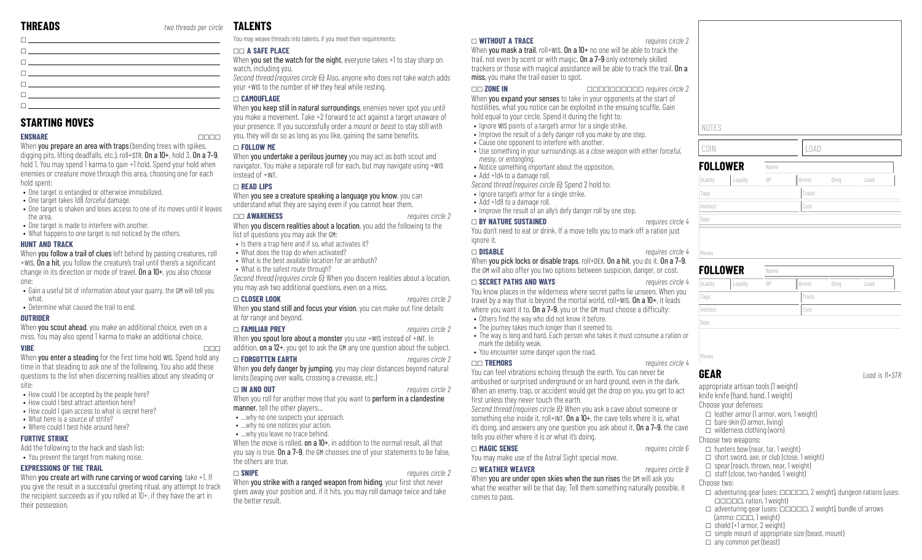## THREADS

*two threads per circle*

- ☐ \_\_\_\_\_\_\_\_\_\_
- ☐ \_\_\_\_\_\_\_\_\_\_
- ☐ \_\_\_\_\_\_\_\_\_\_
- ☐ \_\_\_\_\_\_\_\_\_\_
- ☐ \_\_\_\_\_\_\_\_\_\_
- ☐ \_\_\_\_\_\_\_\_\_\_
- ☐ \_\_\_\_\_\_\_\_\_\_

## STARTING MOVES

### ENSNARE ☐☐☐☐

When **you prepare an area with traps** (bending trees with spikes, digging pits, lifting deadfalls, etc.), roll+STR. **On a 10+**, hold 3. **On a 7–9**, hold 1. You may spend 1 karma to gain +1 hold. Spend your hold when enemies or creature move through this area, choosing one for each hold spent:

- One target is entangled or otherwise immobilized.
- One target takes 1d8 *forceful* damage.
- One target is shaken and loses access to one of its moves until it leaves the area.
- One target is made to interfere with another.
- What happens to one target is not noticed by the others.

### HUNT AND TRACK

When **you follow a trail of clues** left behind by passing creatures, roll +WIS. **On a hit**, you follow the creature's trail until there's a significant change in its direction or mode of travel. **On a 10+**, you also choose one:

- Gain a useful bit of information about your quarry, the GM will tell you what.
- Determine what caused the trail to end.

### OUTRIDER

When **you scout ahead**, you make an additional choice, even on a miss. You may also spend 1 karma to make an additional choice.

### VIBE ☐☐☐

When **you enter a steading** for the first time hold WIS. Spend hold any time in that steading to ask one of the following. You also add these questions to the list when discerning realities about any steading or site:

- How could I be accepted by the people here?
- How could I best attract attention here?
- How could I gain access to what is secret here?
- What here is a source of strife?
- Where could I best hide around here?

### FURTIVE STRIKE

Add the following to the hack and slash list:

- You prevent the target from making noise.

### EXPRESSIONS OF THE TRAIL

When **you create art with rune carving or wood carving**, take +1. If you give the result in a successful greeting ritual, any attempt to track the recipient succeeds as if you rolled at 10+, if they have the art in their possession.

## TALENTS

You may weave threads into talents, if you meet their requirements:

### ☐☐ A SAFE PLACE

When **you set the watch for the night**, everyone takes +1 to stay sharp on watch, including you.

*Second thread (requires circle 6):* Also, anyone who does not take watch adds your +WIS to the number of HP they heal while resting.

### ☐ CAMOUFLAGE

When **you keep still in natural surroundings**, enemies never spot you until you make a movement. Take +2 forward to act against a target unaware of your presence. If you successfully order a *mount* or *beast* to stay still with you, they will do so as long as you like, gaining the same benefits.

### ☐ FOLLOW ME

When **you undertake a perilous journey** you may act as both scout and navigator. You make a separate roll for each, but may navigate using +WIS instead of +INT.

### ☐ READ LIPS

When **you see a creature speaking a language you know**, you can understand what they are saying even if you cannot hear them.

### ☐☐ AWARENESS *requires circle 2*

When **you discern realities about a location**, you add the following to the list of questions you may ask the GM:

- Is there a trap here and if so, what activates it?
- What does the trap do when activated?
- What is the best available location for an ambush?
- What is the safest route through?

*Second thread (requires circle 6):* When you discern realities about a location, you may ask two additional questions, even on a miss.

### ☐ CLOSER LOOK *requires circle 2*

When **you stand still and focus your vision**, you can make out fine details at *far* range and beyond.

### ☐ FAMILIAR PREY *requires circle 2*

When **you spout lore about a monster** you use +WIS instead of +INT. In addition, **on a 12+**, you get to ask the GM any one question about the subject.

### ☐ FORGOTTEN EARTH *requires circle 2*

When **you defy danger by jumping**, you may clear distances beyond natural limits (leaping over walls, crossing a crevasse, etc.)

### ☐ IN AND OUT *requires circle 2*

When you roll for another move that you want to **perform in a clandestine manner**, tell the other players…

- …why no one suspects your approach.
- …why no one notices your action.
- …why you leave no trace behind.

When the move is rolled, **on a 10+**, in addition to the normal result, all that you say is true. **On a 7–9**, the GM chooses one of your statements to be false, the others are true.

### ☐ SNIPE *requires circle 2*

When **you strike with a ranged weapon from hiding**, your first shot never gives away your position and, if it hits, you may roll damage twice and take the better result.

### ☐ WITHOUT A TRACE *requires circle 2*

When **you mask a trail**, roll+WIS. **On a 10+** no one will be able to track the trail, not even by scent or with magic. **On a 7–9** only extremely skilled trackers or those with magical assistance will be able to track the trail. **On a miss**, you make the trail easier to spot.

### ☐☐ ZONE IN ☐☐☐☐☐☐☐☐☐☐ *requires circle 2*

When **you expand your senses** to take in your opponents at the start of hostilities, what you notice can be exploited in the ensuing scuffle. Gain hold equal to your circle. Spend it during the fight to:

- Ignore WIS points of a target's armor for a single strike.
- Improve the result of a defy danger roll you make by one step.
- Cause one opponent to interfere with another.
- Use something in your surroundings as a *close* weapon with either *forceful*, *messy*, or *entangling*.
- Notice something important about the opposition.
- Add +1d4 to a damage roll.

*Second thread (requires circle 6):* Spend 2 hold to:

- Ignore target's armor for a single strike.
- Add +1d8 to a damage roll.
- Improve the result of an ally's defy danger roll by one step.

### ☐ BY NATURE SUSTAINED *requires circle 4*

You don't need to eat or drink. If a move tells you to mark off a ration just ignore it.

### ☐ DISABLE *requires circle 4*

When **you pick locks or disable traps**, roll+DEX. **On a hit**, you do it. **On a 7–9**, the GM will also offer you two options between suspicion, danger, or cost.

### ☐ SECRET PATHS AND WAYS *requires circle 4*

You know places in the wilderness where secret paths lie unseen. When you travel by a way that is beyond the mortal world, roll+WIS. **On a 10+**, it leads where you want it to. **On a 7–9**, you or the GM must choose a difficulty:

- Others find the way who did not know it before.
- The journey takes much longer than it seemed to.
- The way is long and hard. Each person who takes it must consume a ration or mark the debility weak.
- You encounter some danger upon the road.

### ☐ TREMORS *requires circle 4*

You can feel vibrations echoing through the earth. You can never be ambushed or surprised underground or on hard ground, even in the dark. When an enemy, trap, or accident would get the drop on you, you get to act first unless they never touch the earth.

*Second thread (requires circle 8):* When you ask a cave about someone or something else inside it, roll+INT. **On a 10+**, the cave tells where it is, what it's doing, and answers any one question you ask about it. **On a 7–9**, the cave tells you either where it is or what it's doing.

### ☐ MAGIC SENSE *requires circle 6*

You may make use of the Astral Sight special move.

### ☐ WEATHER WEAVER *requires circle 8*

When **you are under open skies when the sun rises** the GM will ask you what the weather will be that day. Tell them something naturally possible, it comes to pass.

NOTES

COIN | LOAD

## FOLLOWER

| Name | | | | | |
|---|---|---|---|---|---|
| Quality | Loyalty | HP | Armor | Dmg | Load |
| Tags | | | Traits | | |
| Instinct | | | Cost | | |
| Gear | | | | | |
| Moves | | | | | |

## FOLLOWER

| Name | | | | | |
|---|---|---|---|---|---|
| Quality | Loyalty | HP | Armor | Dmg | Load |
| Tags | | | Traits | | |
| Instinct | | | Cost | | |
| Gear | | | | | |
| Moves | | | | | |

## GEAR

*Load is 11+STR*

appropriate artisan tools (1 weight)
knife knife (hand, hand, 1 weight)

Choose your defenses:

- ☐ leather armor (1 armor, worn, 1 weight)
- ☐ bare skin (0 armor, living)
- ☐ wilderness clothing (worn)

Choose two weapons:

- ☐ hunters bow (near, far, 1 weight)
- ☐ short sword, axe, or club (close, 1 weight)
- ☐ spear (reach, thrown, near, 1 weight)
- ☐ staff (close, two-handed, 1 weight)

Choose two:

- ☐ adventuring gear (uses: ☐☐☐☐☐, 2 weight), dungeon rations (uses: ☐☐☐☐☐, ration, 1 weight)
- ☐ adventuring gear (uses: ☐☐☐☐☐, 2 weight), bundle of arrows (ammo: ☐☐☐, 1 weight)
- ☐ shield (+1 armor, 2 weight)
- ☐ simple mount of appropriate size (beast, mount)
- ☐ any common pet (beast)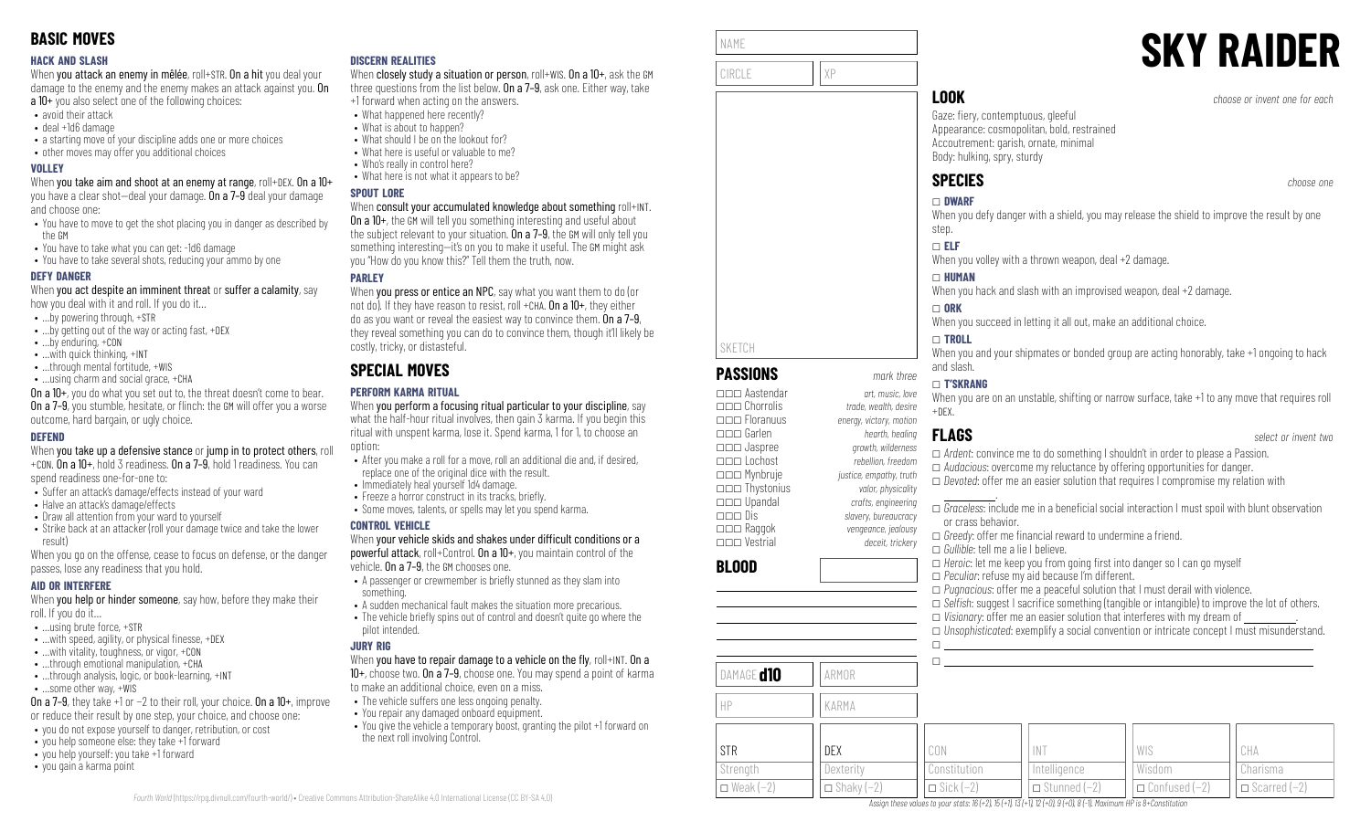## BASIC MOVES

### HACK AND SLASH

When **you attack an enemy in mêlée**, roll+STR. **On a hit** you deal your damage to the enemy and the enemy makes an attack against you. **On a 10+** you also select one of the following choices:

- avoid their attack
- deal +1d6 damage
- a starting move of your discipline adds one or more choices
- other moves may offer you additional choices

### VOLLEY

When **you take aim and shoot at an enemy at range**, roll+DEX. **On a 10+** you have a clear shot—deal your damage. **On a 7–9** deal your damage and choose one:

- You have to move to get the shot placing you in danger as described by the GM
- You have to take what you can get: -1d6 damage
- You have to take several shots, reducing your ammo by one

### DEFY DANGER

When **you act despite an imminent threat** or **suffer a calamity**, say how you deal with it and roll. If you do it…

- …by powering through, +STR
- …by getting out of the way or acting fast, +DEX
- …by enduring, +CON
- …with quick thinking, +INT
- …through mental fortitude, +WIS
- …using charm and social grace, +CHA

**On a 10+**, you do what you set out to, the threat doesn't come to bear. **On a 7–9**, you stumble, hesitate, or flinch: the GM will offer you a worse outcome, hard bargain, or ugly choice.

### DEFEND

When **you take up a defensive stance** or **jump in to protect others**, roll +CON. **On a 10+**, hold 3 readiness. **On a 7–9**, hold 1 readiness. You can spend readiness one-for-one to:

- Suffer an attack's damage/effects instead of your ward
- Halve an attack's damage/effects
- Draw all attention from your ward to yourself
- Strike back at an attacker (roll your damage twice and take the lower result)

When you go on the offense, cease to focus on defense, or the danger passes, lose any readiness that you hold.

### AID OR INTERFERE

When **you help or hinder someone**, say how, before they make their roll. If you do it…

- …using brute force, +STR
- …with speed, agility, or physical finesse, +DEX
- …with vitality, toughness, or vigor, +CON
- …through emotional manipulation, +CHA
- …through analysis, logic, or book-learning, +INT
- …some other way, +WIS

**On a 7–9**, they take +1 or −2 to their roll, your choice. **On a 10+**, improve or reduce their result by one step, your choice, and choose one:

- you do not expose yourself to danger, retribution, or cost
- you help someone else: they take +1 forward
- you help yourself: you take +1 forward
- you gain a karma point

### DISCERN REALITIES

When **closely study a situation or person**, roll+WIS. **On a 10+**, ask the GM three questions from the list below. **On a 7–9**, ask one. Either way, take +1 forward when acting on the answers.

- What happened here recently?
- What is about to happen?
- What should I be on the lookout for?
- What here is useful or valuable to me?
- Who's really in control here?
- What here is not what it appears to be?

### SPOUT LORE

When **consult your accumulated knowledge about something** roll+INT. **On a 10+**, the GM will tell you something interesting and useful about the subject relevant to your situation. **On a 7–9**, the GM will only tell you something interesting—it's on you to make it useful. The GM might ask you "How do you know this?" Tell them the truth, now.

### PARLEY

When **you press or entice an NPC**, say what you want them to do (or not do). If they have reason to resist, roll +CHA. **On a 10+**, they either do as you want or reveal the easiest way to convince them. **On a 7–9**, they reveal something you can do to convince them, though it'll likely be costly, tricky, or distasteful.

## SPECIAL MOVES

### PERFORM KARMA RITUAL

When **you perform a focusing ritual particular to your discipline**, say what the half-hour ritual involves, then gain 3 karma. If you begin this ritual with unspent karma, lose it. Spend karma, 1 for 1, to choose an option:

- After you make a roll for a move, roll an additional die and, if desired, replace one of the original dice with the result.
- Immediately heal yourself 1d4 damage.
- Freeze a horror construct in its tracks, briefly.
- Some moves, talents, or spells may let you spend karma.

### CONTROL VEHICLE

When **your vehicle skids and shakes under difficult conditions or a powerful attack**, roll+Control. **On a 10+**, you maintain control of the vehicle. **On a 7–9**, the GM chooses one.

- A passenger or crewmember is briefly stunned as they slam into something.
- A sudden mechanical fault makes the situation more precarious.
- The vehicle briefly spins out of control and doesn't quite go where the pilot intended.

### JURY RIG

When **you have to repair damage to a vehicle on the fly**, roll+INT. **On a 10+**, choose two. **On a 7–9**, choose one. You may spend a point of karma to make an additional choice, even on a miss.

- The vehicle suffers one less ongoing penalty.
- You repair any damaged onboard equipment.
- You give the vehicle a temporary boost, granting the pilot +1 forward on the next roll involving Control.

*Fourth World* (https://rpg.divnull.com/fourth-world/) • Creative Commons Attribution-ShareAlike 4.0 International License (CC BY-SA 4.0)

# SKY RAIDER

NAME

CIRCLE | XP

SKETCH

## LOOK

*choose or invent one for each*

Gaze: fiery, contemptuous, gleeful
Appearance: cosmopolitan, bold, restrained
Accoutrement: garish, ornate, minimal
Body: hulking, spry, sturdy

## SPECIES

*choose one*

☐ **DWARF**
When you defy danger with a shield, you may release the shield to improve the result by one step.

☐ **ELF**
When you volley with a thrown weapon, deal +2 damage.

☐ **HUMAN**
When you hack and slash with an improvised weapon, deal +2 damage.

☐ **ORK**
When you succeed in letting it all out, make an additional choice.

☐ **TROLL**
When you and your shipmates or bonded group are acting honorably, take +1 ongoing to hack and slash.

☐ **T'SKRANG**
When you are on an unstable, shifting or narrow surface, take +1 to any move that requires roll +DEX.

## PASSIONS

*mark three*

| | |
|---|---|
| ☐☐☐ Aastendar | *art, music, love* |
| ☐☐☐ Chorrolis | *trade, wealth, desire* |
| ☐☐☐ Floranuus | *energy, victory, motion* |
| ☐☐☐ Garlen | *hearth, healing* |
| ☐☐☐ Jaspree | *growth, wilderness* |
| ☐☐☐ Lochost | *rebellion, freedom* |
| ☐☐☐ Mynbruje | *justice, empathy, truth* |
| ☐☐☐ Thystonius | *valor, physicality* |
| ☐☐☐ Upandal | *crafts, engineering* |
| ☐☐☐ Dis | *slavery, bureaucracy* |
| ☐☐☐ Raggok | *vengeance, jealousy* |
| ☐☐☐ Vestrial | *deceit, trickery* |

## BLOOD

## FLAGS

*select or invent two*

☐ *Ardent*: convince me to do something I shouldn't in order to please a Passion.
☐ *Audacious*: overcome my reluctance by offering opportunities for danger.
☐ *Devoted*: offer me an easier solution that requires I compromise my relation with \_\_\_\_\_\_\_\_.
☐ *Graceless*: include me in a beneficial social interaction I must spoil with blunt observation or crass behavior.
☐ *Greedy*: offer me financial reward to undermine a friend.
☐ *Gullible*: tell me a lie I believe.
☐ *Heroic*: let me keep you from going first into danger so I can go myself
☐ *Peculiar*: refuse my aid because I'm different.
☐ *Pugnacious*: offer me a peaceful solution that I must derail with violence.
☐ *Selfish*: suggest I sacrifice something (tangible or intangible) to improve the lot of others.
☐ *Visionary*: offer me an easier solution that interferes with my dream of \_\_\_\_\_\_\_\_.
☐ *Unsophisticated*: exemplify a social convention or intricate concept I must misunderstand.
☐
☐

DAMAGE **d10** | ARMOR

HP | KARMA

| STR | DEX | CON | INT | WIS | CHA |
|---|---|---|---|---|---|
| Strength | Dexterity | Constitution | Intelligence | Wisdom | Charisma |
| ☐ Weak (−2) | ☐ Shaky (−2) | ☐ Sick (−2) | ☐ Stunned (−2) | ☐ Confused (−2) | ☐ Scarred (−2) |

*Assign these values to your stats: 16 (+2), 15 (+1), 13 (+1), 12 (+0), 9 (+0), 8 (−1). Maximum HP is 8+Constitution*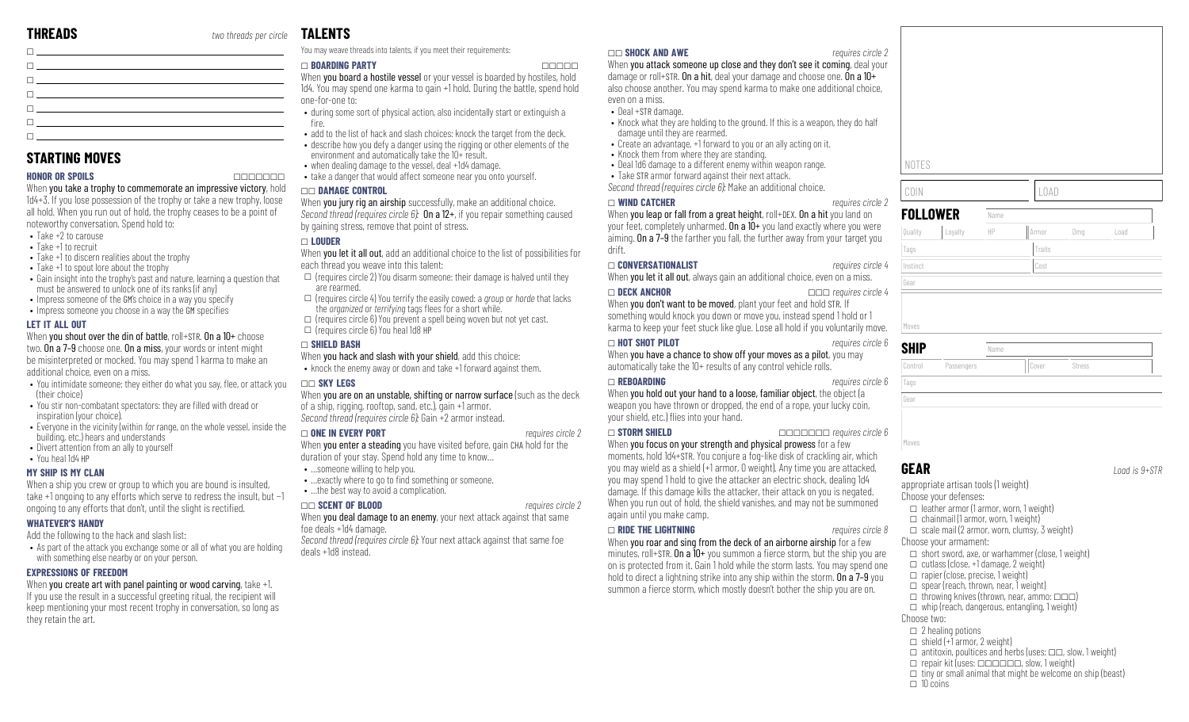## THREADS

*two threads per circle*

- ☐
- ☐
- ☐
- ☐
- ☐
- ☐
- ☐

## STARTING MOVES

### HONOR OR SPOILS ☐☐☐☐☐☐☐

When **you take a trophy to commemorate an impressive victory**, hold 1d4+3. If you lose possession of the trophy or take a new trophy, loose all hold. When you run out of hold, the trophy ceases to be a point of noteworthy conversation. Spend hold to:

- Take +2 to carouse
- Take +1 to recruit
- Take +1 to discern realities about the trophy
- Take +1 to spout lore about the trophy
- Gain insight into the trophy's past and nature, learning a question that must be answered to unlock one of its ranks (if any)
- Impress someone of the GM's choice in a way you specify
- Impress someone you choose in a way the GM specifies

### LET IT ALL OUT

When **you shout over the din of battle**, roll+STR. **On a 10+** choose two. **On a 7–9** choose one. **On a miss**, your words or intent might be misinterpreted or mocked. You may spend 1 karma to make an additional choice, even on a miss.

- You intimidate someone: they either do what you say, flee, or attack you (their choice)
- You stir non-combatant spectators: they are filled with dread or inspiration (your choice).
- Everyone in the vicinity (within *far* range, on the whole vessel, inside the building, etc.) hears and understands
- Divert attention from an ally to yourself
- You heal 1d4 HP

### MY SHIP IS MY CLAN

When a ship you crew or group to which you are bound is insulted, take +1 ongoing to any efforts which serve to redress the insult, but −1 ongoing to any efforts that don't, until the slight is rectified.

### WHATEVER'S HANDY

Add the following to the hack and slash list:

- As part of the attack you exchange some or all of what you are holding with something else nearby or on your person.

### EXPRESSIONS OF FREEDOM

When **you create art with panel painting or wood carving**, take +1. If you use the result in a successful greeting ritual, the recipient will keep mentioning your most recent trophy in conversation, so long as they retain the art.

## TALENTS

You may weave threads into talents, if you meet their requirements:

### ☐ BOARDING PARTY ☐☐☐☐☐

When **you board a hostile vessel** or your vessel is boarded by hostiles, hold 1d4. You may spend one hold to gain +1 hold. During the battle, spend hold one-for-one to:

- during some sort of physical action, also incidentally start or extinguish a fire.
- add to the list of hack and slash choices: knock the target from the deck.
- describe how you defy a danger using the rigging or other elements of the environment and automatically take the 10+ result.
- when dealing damage to the vessel, deal +1d4 damage.
- take a danger that would affect someone near you onto yourself.

### ☐☐ DAMAGE CONTROL

When **you jury rig an airship** successfully, make an additional choice.
*Second thread (requires circle 6)*: **On a 12+**, if you repair something caused by gaining stress, remove that point of stress.

### ☐ LOUDER

When **you let it all out**, add an additional choice to the list of possibilities for each thread you weave into this talent:

- ☐ (requires circle 2) You disarm someone: their damage is halved until they are rearmed.
- ☐ (requires circle 4) You terrify the easily cowed: a *group* or *horde* that lacks the *organized* or *terrifying* tags flees for a short while.
- ☐ (requires circle 6) You prevent a spell being woven but not yet cast.
- ☐ (requires circle 6) You heal 1d8 HP

### ☐ SHIELD BASH

When **you hack and slash with your shield**, add this choice:

- knock the enemy away or down and take +1 forward against them.

### ☐☐ SKY LEGS

When **you are on an unstable, shifting or narrow surface** (such as the deck of a ship, rigging, rooftop, sand, etc.), gain +1 armor.
*Second thread (requires circle 6)*: Gain +2 armor instead.

### ☐ ONE IN EVERY PORT *requires circle 2*

When **you enter a steading** you have visited before, gain CHA hold for the duration of your stay. Spend hold any time to know…

- …someone willing to help you.
- …exactly where to go to find something or someone.
- …the best way to avoid a complication.

### ☐☐ SCENT OF BLOOD *requires circle 2*

When **you deal damage to an enemy**, your next attack against that same foe deals +1d4 damage.
*Second thread (requires circle 6)*: Your next attack against that same foe deals +1d8 instead.

### ☐☐ SHOCK AND AWE *requires circle 2*

When **you attack someone up close and they don't see it coming**, deal your damage or roll+STR. **On a hit**, deal your damage and choose one. **On a 10+** also choose another. You may spend karma to make one additional choice, even on a miss.

- Deal +STR damage.
- Knock what they are holding to the ground. If this is a weapon, they do half damage until they are rearmed.
- Create an advantage, +1 forward to you or an ally acting on it.
- Knock them from where they are standing.
- Deal 1d6 damage to a different enemy within weapon range.
- Take STR armor forward against their next attack.

*Second thread (requires circle 6)*: Make an additional choice.

### ☐ WIND CATCHER *requires circle 2*

When **you leap or fall from a great height**, roll+DEX. **On a hit** you land on your feet, completely unharmed. **On a 10+** you land exactly where you were aiming. **On a 7–9** the farther you fall, the further away from your target you drift.

### ☐ CONVERSATIONALIST *requires circle 4*

When **you let it all out**, always gain an additional choice, even on a miss.

### ☐ DECK ANCHOR ☐☐ *requires circle 4*

When **you don't want to be moved**, plant your feet and hold STR. If something would knock you down or move you, instead spend 1 hold or 1 karma to keep your feet stuck like glue. Lose all hold if you voluntarily move.

### ☐ HOT SHOT PILOT *requires circle 6*

When **you have a chance to show off your moves as a pilot**, you may automatically take the 10+ results of any control vehicle rolls.

### ☐ REBOARDING *requires circle 6*

When **you hold out your hand to a loose, familiar object**, the object (a weapon you have thrown or dropped, the end of a rope, your lucky coin, your shield, etc.) flies into your hand.

### ☐ STORM SHIELD ☐☐☐☐☐☐☐ *requires circle 6*

When **you focus on your strength and physical prowess** for a few moments, hold 1d4+STR. You conjure a fog-like disk of crackling air, which you may wield as a shield (+1 armor, 0 weight). Any time you are attacked, you may spend 1 hold to give the attacker an electric shock, dealing 1d4 damage. If this damage kills the attacker, their attack on you is negated. When you run out of hold, the shield vanishes, and may not be summoned again until you make camp.

### ☐ RIDE THE LIGHTNING *requires circle 8*

When **you roar and sing from the deck of an airborne airship** for a few minutes, roll+STR. **On a 10+** you summon a fierce storm, but the ship you are on is protected from it. Gain 1 hold while the storm lasts. You may spend one hold to direct a lightning strike into any ship within the storm. **On a 7–9** you summon a fierce storm, which mostly doesn't bother the ship you are on.

NOTES

| COIN | LOAD |
|---|---|
| | |

## FOLLOWER

| Name | | | | | |
|---|---|---|---|---|---|
| Quality | Loyalty | HP | Armor | Dmg | Load |
| Tags | | | Traits | | |
| Instinct | | | Cost | | |
| Gear | | | | | |
| Moves | | | | | |

## SHIP

| Name | | | |
|---|---|---|---|
| Control | Passengers | Cover | Stress |
| Tags | | | |
| Gear | | | |
| Moves | | | |

## GEAR

*Load is 9+STR*

appropriate artisan tools (1 weight)

Choose your defenses:

- ☐ leather armor (1 armor, worn, 1 weight)
- ☐ chainmail (1 armor, worn, 1 weight)
- ☐ scale mail (2 armor, worn, clumsy, 3 weight)

Choose your armament:

- ☐ short sword, axe, or warhammer (close, 1 weight)
- ☐ cutlass (close, +1 damage, 2 weight)
- ☐ rapier (close, precise, 1 weight)
- ☐ spear (reach, thrown, near, 1 weight)
- ☐ throwing knives (thrown, near, ammo: ☐☐☐)
- ☐ whip (reach, dangerous, entangling, 1 weight)

Choose two:

- ☐ 2 healing potions
- ☐ shield (+1 armor, 2 weight)
- ☐ antitoxin, poultices and herbs (uses: ☐☐, slow, 1 weight)
- ☐ repair kit (uses: ☐☐☐☐☐☐, slow, 1 weight)
- ☐ tiny or small animal that might be welcome on ship (beast)
- ☐ 10 coins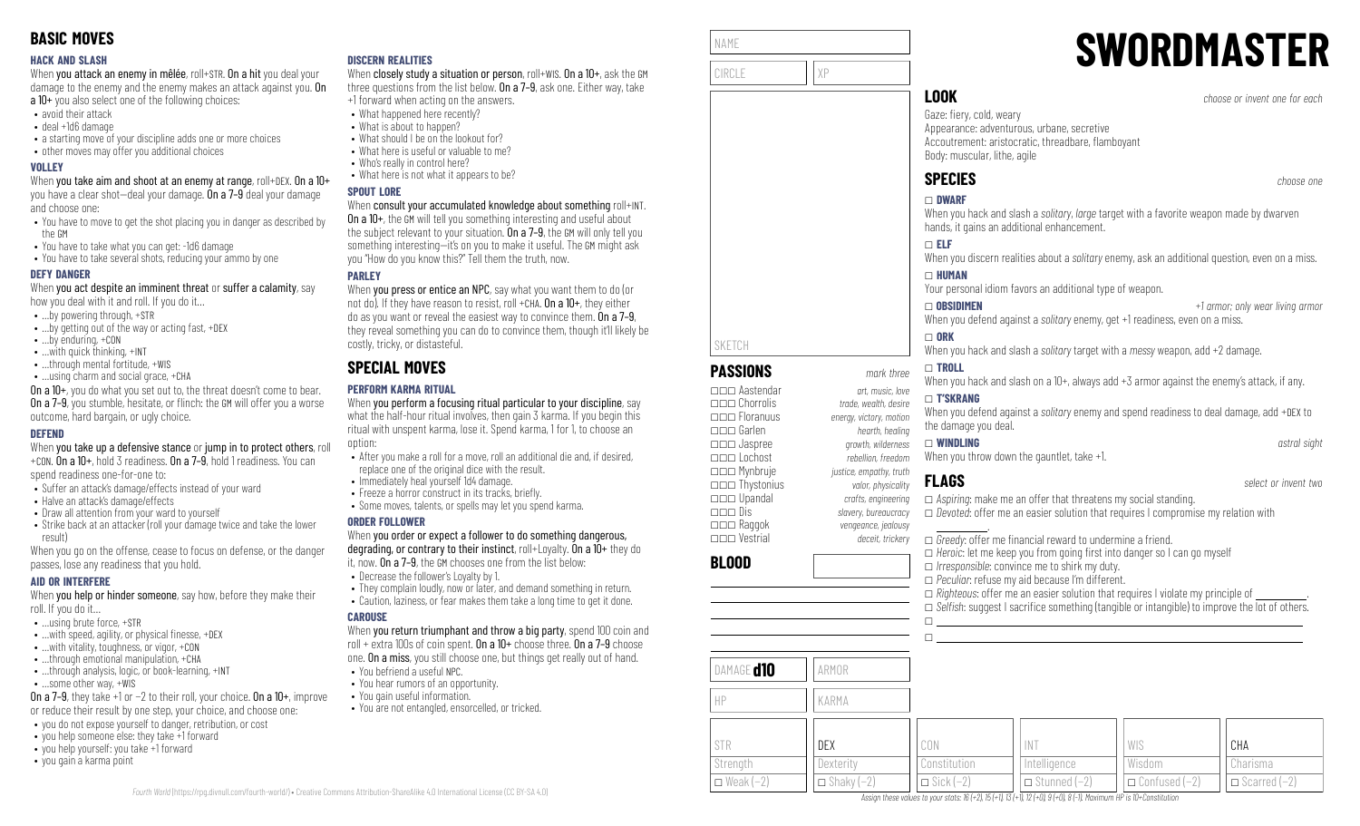## BASIC MOVES

### HACK AND SLASH

When **you attack an enemy in mêlée**, roll+STR. **On a hit** you deal your damage to the enemy and the enemy makes an attack against you. **On a 10+** you also select one of the following choices:

- avoid their attack
- deal +1d6 damage
- a starting move of your discipline adds one or more choices
- other moves may offer you additional choices

### VOLLEY

When **you take aim and shoot at an enemy at range**, roll+DEX. **On a 10+** you have a clear shot—deal your damage. **On a 7–9** deal your damage and choose one:

- You have to move to get the shot placing you in danger as described by the GM
- You have to take what you can get: -1d6 damage
- You have to take several shots, reducing your ammo by one

### DEFY DANGER

When **you act despite an imminent threat** or **suffer a calamity**, say how you deal with it and roll. If you do it…

- …by powering through, +STR
- …by getting out of the way or acting fast, +DEX
- …by enduring, +CON
- …with quick thinking, +INT
- …through mental fortitude, +WIS
- …using charm and social grace, +CHA

**On a 10+**, you do what you set out to, the threat doesn't come to bear. **On a 7–9**, you stumble, hesitate, or flinch: the GM will offer you a worse outcome, hard bargain, or ugly choice.

### DEFEND

When **you take up a defensive stance** or **jump in to protect others**, roll +CON. **On a 10+**, hold 3 readiness. **On a 7–9**, hold 1 readiness. You can spend readiness one-for-one to:

- Suffer an attack's damage/effects instead of your ward
- Halve an attack's damage/effects
- Draw all attention from your ward to yourself
- Strike back at an attacker (roll your damage twice and take the lower result)

When you go on the offense, cease to focus on defense, or the danger passes, lose any readiness that you hold.

### AID OR INTERFERE

When **you help or hinder someone**, say how, before they make their roll. If you do it…

- …using brute force, +STR
- …with speed, agility, or physical finesse, +DEX
- …with vitality, toughness, or vigor, +CON
- …through emotional manipulation, +CHA
- …through analysis, logic, or book-learning, +INT
- …some other way, +WIS

**On a 7–9**, they take +1 or −2 to their roll, your choice. **On a 10+**, improve or reduce their result by one step, your choice, and choose one:

- you do not expose yourself to danger, retribution, or cost
- you help someone else: they take +1 forward
- you help yourself: you take +1 forward
- you gain a karma point

### DISCERN REALITIES

When **closely study a situation or person**, roll+WIS. **On a 10+**, ask the GM three questions from the list below. **On a 7–9**, ask one. Either way, take +1 forward when acting on the answers.

- What happened here recently?
- What is about to happen?
- What should I be on the lookout for?
- What here is useful or valuable to me?
- Who's really in control here?
- What here is not what it appears to be?

### SPOUT LORE

When **consult your accumulated knowledge about something** roll+INT. **On a 10+**, the GM will tell you something interesting and useful about the subject relevant to your situation. **On a 7–9**, the GM will only tell you something interesting—it's on you to make it useful. The GM might ask you "How do you know this?" Tell them the truth, now.

### PARLEY

When **you press or entice an NPC**, say what you want them to do (or not do). If they have reason to resist, roll +CHA. **On a 10+**, they either do as you want or reveal the easiest way to convince them. **On a 7–9**, they reveal something you can do to convince them, though it'll likely be costly, tricky, or distasteful.

## SPECIAL MOVES

### PERFORM KARMA RITUAL

When **you perform a focusing ritual particular to your discipline**, say what the half-hour ritual involves, then gain 3 karma. If you begin this ritual with unspent karma, lose it. Spend karma, 1 for 1, to choose an option:

- After you make a roll for a move, roll an additional die and, if desired, replace one of the original dice with the result.
- Immediately heal yourself 1d4 damage.
- Freeze a horror construct in its tracks, briefly.
- Some moves, talents, or spells may let you spend karma.

### ORDER FOLLOWER

When **you order or expect a follower to do something dangerous, degrading, or contrary to their instinct**, roll+Loyalty. **On a 10+** they do it, now. **On a 7–9**, the GM chooses one from the list below:

- Decrease the follower's Loyalty by 1.
- They complain loudly, now or later, and demand something in return.
- Caution, laziness, or fear makes them take a long time to get it done.

### CAROUSE

When **you return triumphant and throw a big party**, spend 100 coin and roll + extra 100s of coin spent. **On a 10+** choose three. **On a 7–9** choose one. **On a miss**, you still choose one, but things get really out of hand.

- You befriend a useful NPC.
- You hear rumors of an opportunity.
- You gain useful information.
- You are not entangled, ensorcelled, or tricked.

*Fourth World* (https://rpg.divnull.com/fourth-world/) • Creative Commons Attribution-ShareAlike 4.0 International License (CC BY-SA 4.0)

# SWORDMASTER

NAME

CIRCLE | XP

SKETCH

## PASSIONS

*mark three*

- ☐☐☐ Aastendar — *art, music, love*
- ☐☐☐ Chorrolis — *trade, wealth, desire*
- ☐☐☐ Floranuus — *energy, victory, motion*
- ☐☐☐ Garlen — *hearth, healing*
- ☐☐☐ Jaspree — *growth, wilderness*
- ☐☐☐ Lochost — *rebellion, freedom*
- ☐☐☐ Mynbruje — *justice, empathy, truth*
- ☐☐☐ Thystonius — *valor, physicality*
- ☐☐☐ Upandal — *crafts, engineering*
- ☐☐☐ Dis — *slavery, bureaucracy*
- ☐☐☐ Raggok — *vengeance, jealousy*
- ☐☐☐ Vestrial — *deceit, trickery*

## BLOOD

DAMAGE **d10** | ARMOR

HP | KARMA

| STR | DEX | CON | INT | WIS | CHA |
|---|---|---|---|---|---|
| Strength | Dexterity | Constitution | Intelligence | Wisdom | Charisma |
| ☐ Weak (−2) | ☐ Shaky (−2) | ☐ Sick (−2) | ☐ Stunned (−2) | ☐ Confused (−2) | ☐ Scarred (−2) |

*Assign these values to your stats: 16 (+2), 15 (+1), 13 (+1), 12 (+0), 9 (+0), 8 (−1). Maximum HP is 10+Constitution*

## LOOK

*choose or invent one for each*

Gaze: fiery, cold, weary
Appearance: adventurous, urbane, secretive
Accoutrement: aristocratic, threadbare, flamboyant
Body: muscular, lithe, agile

## SPECIES

*choose one*

☐ **DWARF**
When you hack and slash a *solitary*, *large* target with a favorite weapon made by dwarven hands, it gains an additional enhancement.

☐ **ELF**
When you discern realities about a *solitary* enemy, ask an additional question, even on a miss.

☐ **HUMAN**
Your personal idiom favors an additional type of weapon.

☐ **OBSIDIMEN** — *+1 armor; only wear living armor*
When you defend against a *solitary* enemy, get +1 readiness, even on a miss.

☐ **ORK**
When you hack and slash a *solitary* target with a *messy* weapon, add +2 damage.

☐ **TROLL**
When you hack and slash on a 10+, always add +3 armor against the enemy's attack, if any.

☐ **T'SKRANG**
When you defend against a *solitary* enemy and spend readiness to deal damage, add +DEX to the damage you deal.

☐ **WINDLING** — *astral sight*
When you throw down the gauntlet, take +1.

## FLAGS

*select or invent two*

- ☐ *Aspiring*: make me an offer that threatens my social standing.
- ☐ *Devoted*: offer me an easier solution that requires I compromise my relation with ________.
- ☐ *Greedy*: offer me financial reward to undermine a friend.
- ☐ *Heroic*: let me keep you from going first into danger so I can go myself
- ☐ *Irresponsible*: convince me to shirk my duty.
- ☐ *Peculiar*: refuse my aid because I'm different.
- ☐ *Righteous*: offer me an easier solution that requires I violate my principle of ________.
- ☐ *Selfish*: suggest I sacrifice something (tangible or intangible) to improve the lot of others.
- ☐ ________
- ☐ ________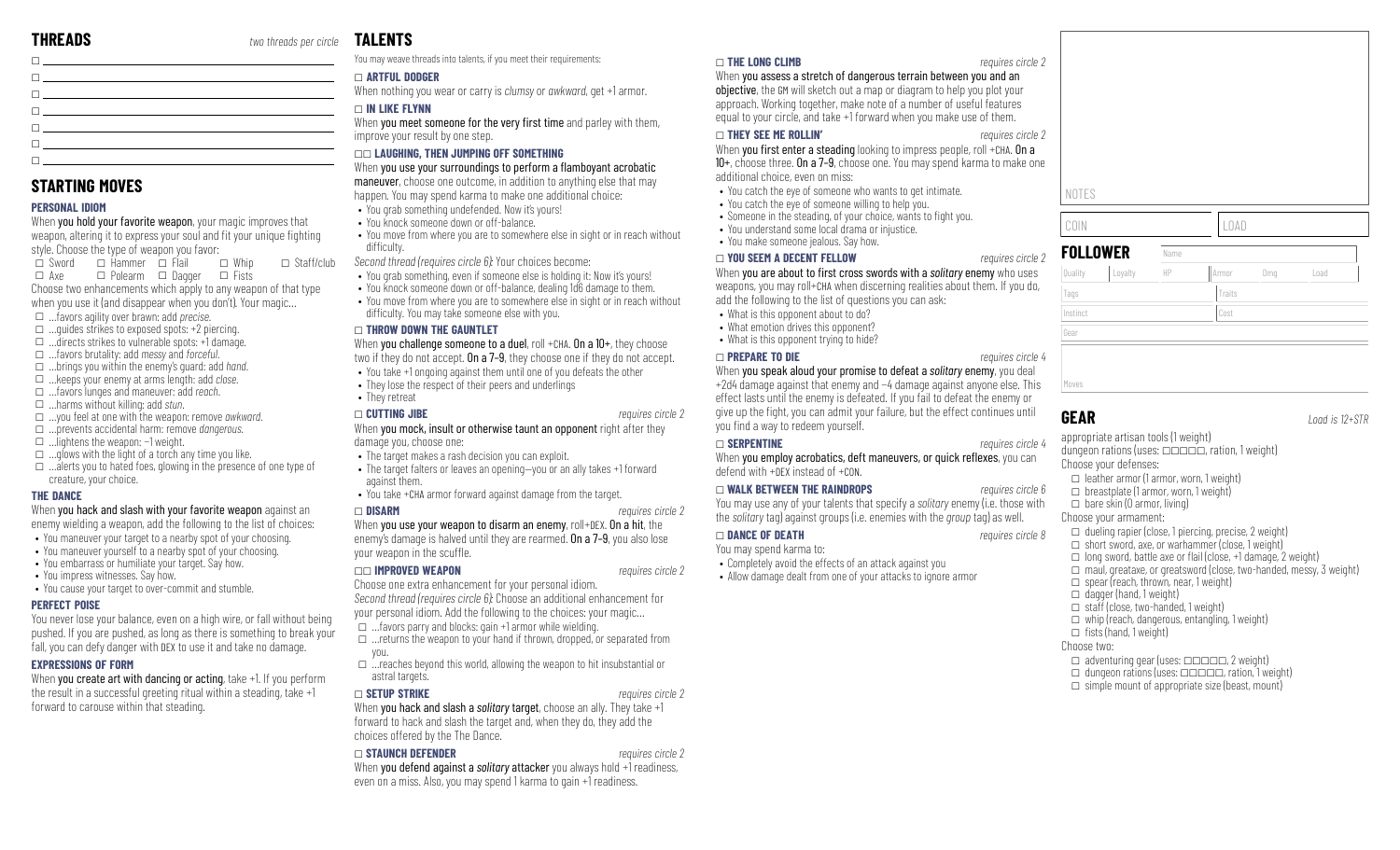## THREADS

*two threads per circle*

- ☐
- ☐
- ☐
- ☐
- ☐
- ☐
- ☐

## STARTING MOVES

### PERSONAL IDIOM

When **you hold your favorite weapon**, your magic improves that weapon, altering it to express your soul and fit your unique fighting style. Choose the type of weapon you favor:

☐ Sword ☐ Hammer ☐ Flail ☐ Whip ☐ Staff/club
☐ Axe ☐ Polearm ☐ Dagger ☐ Fists

Choose two enhancements which apply to any weapon of that type when you use it (and disappear when you don't). Your magic…

- ☐ …favors agility over brawn: add *precise*.
- ☐ …guides strikes to exposed spots: +2 piercing.
- ☐ …directs strikes to vulnerable spots: +1 damage.
- ☐ …favors brutality: add *messy* and *forceful*.
- ☐ …brings you within the enemy's guard: add *hand*.
- ☐ …keeps your enemy at arms length: add *close*.
- ☐ …favors lunges and maneuver: add *reach*.
- ☐ …harms without killing: add *stun*.
- ☐ …you feel at one with the weapon: remove *awkward*.
- ☐ …prevents accidental harm: remove *dangerous*.
- ☐ …lightens the weapon: −1 weight.
- ☐ …glows with the light of a torch any time you like.
- ☐ …alerts you to hated foes, glowing in the presence of one type of creature, your choice.

### THE DANCE

When **you hack and slash with your favorite weapon** against an enemy wielding a weapon, add the following to the list of choices:

- You maneuver your target to a nearby spot of your choosing.
- You maneuver yourself to a nearby spot of your choosing.
- You embarrass or humiliate your target. Say how.
- You impress witnesses. Say how.
- You cause your target to over-commit and stumble.

### PERFECT POISE

You never lose your balance, even on a high wire, or fall without being pushed. If you are pushed, as long as there is something to break your fall, you can defy danger with DEX to use it and take no damage.

### EXPRESSIONS OF FORM

When **you create art with dancing or acting**, take +1. If you perform the result in a successful greeting ritual within a steading, take +1 forward to carouse within that steading.

## TALENTS

You may weave threads into talents, if you meet their requirements:

### ☐ ARTFUL DODGER

When nothing you wear or carry is *clumsy* or *awkward*, get +1 armor.

### ☐ IN LIKE FLYNN

When **you meet someone for the very first time** and parley with them, improve your result by one step.

### ☐☐ LAUGHING, THEN JUMPING OFF SOMETHING

When **you use your surroundings to perform a flamboyant acrobatic maneuver**, choose one outcome, in addition to anything else that may happen. You may spend karma to make one additional choice:

- You grab something undefended. Now it's yours!
- You knock someone down or off-balance.
- You move from where you are to somewhere else in sight or in reach without difficulty.

*Second thread (requires circle 6)*: Your choices become:

- You grab something, even if someone else is holding it: Now it's yours!
- You knock someone down or off-balance, dealing 1d6 damage to them.
- You move from where you are to somewhere else in sight or in reach without difficulty. You may take someone else with you.

### ☐ THROW DOWN THE GAUNTLET

When **you challenge someone to a duel**, roll +CHA. **On a 10+**, they choose two if they do not accept. **On a 7–9**, they choose one if they do not accept.

- You take +1 ongoing against them until one of you defeats the other
- They lose the respect of their peers and underlings
- They retreat

### ☐ CUTTING JIBE

*requires circle 2*

When **you mock, insult or otherwise taunt an opponent** right after they damage you, choose one:

- The target makes a rash decision you can exploit.
- The target falters or leaves an opening—you or an ally takes +1 forward against them.
- You take +CHA armor forward against damage from the target.

### ☐ DISARM

*requires circle 2*

When **you use your weapon to disarm an enemy**, roll+DEX. **On a hit**, the enemy's damage is halved until they are rearmed. **On a 7–9**, you also lose your weapon in the scuffle.

### ☐☐ IMPROVED WEAPON

*requires circle 2*

Choose one extra enhancement for your personal idiom.
*Second thread (requires circle 6)*: Choose an additional enhancement for your personal idiom. Add the following to the choices: your magic…

- ☐ …favors parry and blocks: gain +1 armor while wielding.
- ☐ …returns the weapon to your hand if thrown, dropped, or separated from you.
- ☐ …reaches beyond this world, allowing the weapon to hit insubstantial or astral targets.

### ☐ SETUP STRIKE

*requires circle 2*

When **you hack and slash a *solitary* target**, choose an ally. They take +1 forward to hack and slash the target and, when they do, they add the choices offered by the The Dance.

### ☐ STAUNCH DEFENDER

*requires circle 2*

When **you defend against a *solitary* attacker** you always hold +1 readiness, even on a miss. Also, you may spend 1 karma to gain +1 readiness.

### ☐ THE LONG CLIMB

*requires circle 2*

When **you assess a stretch of dangerous terrain between you and an objective**, the GM will sketch out a map or diagram to help you plot your approach. Working together, make note of a number of useful features equal to your circle, and take +1 forward when you make use of them.

### ☐ THEY SEE ME ROLLIN'

*requires circle 2*

When **you first enter a steading** looking to impress people, roll +CHA. **On a 10+**, choose three. **On a 7–9**, choose one. You may spend karma to make one additional choice, even on miss:

- You catch the eye of someone who wants to get intimate.
- You catch the eye of someone willing to help you.
- Someone in the steading, of your choice, wants to fight you.
- You understand some local drama or injustice.
- You make someone jealous. Say how.

### ☐ YOU SEEM A DECENT FELLOW

*requires circle 2*

When **you are about to first cross swords with a *solitary* enemy** who uses weapons, you may roll+CHA when discerning realities about them. If you do, add the following to the list of questions you can ask:

- What is this opponent about to do?
- What emotion drives this opponent?
- What is this opponent trying to hide?

### ☐ PREPARE TO DIE

*requires circle 4*

When **you speak aloud your promise to defeat a *solitary* enemy**, you deal +2d4 damage against that enemy and −4 damage against anyone else. This effect lasts until the enemy is defeated. If you fail to defeat the enemy or give up the fight, you can admit your failure, but the effect continues until you find a way to redeem yourself.

### ☐ SERPENTINE

*requires circle 4*

When **you employ acrobatics, deft maneuvers, or quick reflexes**, you can defend with +DEX instead of +CON.

### ☐ WALK BETWEEN THE RAINDROPS

*requires circle 6*

You may use any of your talents that specify a *solitary* enemy (i.e. those with the *solitary* tag) against groups (i.e. enemies with the *group* tag) as well.

### ☐ DANCE OF DEATH

*requires circle 8*

You may spend karma to:

- Completely avoid the effects of an attack against you
- Allow damage dealt from one of your attacks to ignore armor

NOTES

COIN | LOAD

## FOLLOWER

| Name | | | | | |
|---|---|---|---|---|---|
| Quality | Loyalty | HP | Armor | Dmg | Load |
| Tags | | | Traits | | |
| Instinct | | | Cost | | |
| Gear | | | | | |
| Moves | | | | | |

## GEAR

*Load is 12+STR*

appropriate artisan tools (1 weight)
dungeon rations (uses: ☐☐☐☐☐, ration, 1 weight)

Choose your defenses:

- ☐ leather armor (1 armor, worn, 1 weight)
- ☐ breastplate (1 armor, worn, 1 weight)
- ☐ bare skin (0 armor, living)

Choose your armament:

- ☐ dueling rapier (close, 1 piercing, precise, 2 weight)
- ☐ short sword, axe, or warhammer (close, 1 weight)
- ☐ long sword, battle axe or flail (close, +1 damage, 2 weight)
- ☐ maul, greataxe, or greatsword (close, two-handed, messy, 3 weight)
- ☐ spear (reach, thrown, near, 1 weight)
- ☐ dagger (hand, 1 weight)
- ☐ staff (close, two-handed, 1 weight)
- ☐ whip (reach, dangerous, entangling, 1 weight)
- ☐ fists (hand, 1 weight)

Choose two:

- ☐ adventuring gear (uses: ☐☐☐☐☐, 2 weight)
- ☐ dungeon rations (uses: ☐☐☐☐☐, ration, 1 weight)
- ☐ simple mount of appropriate size (beast, mount)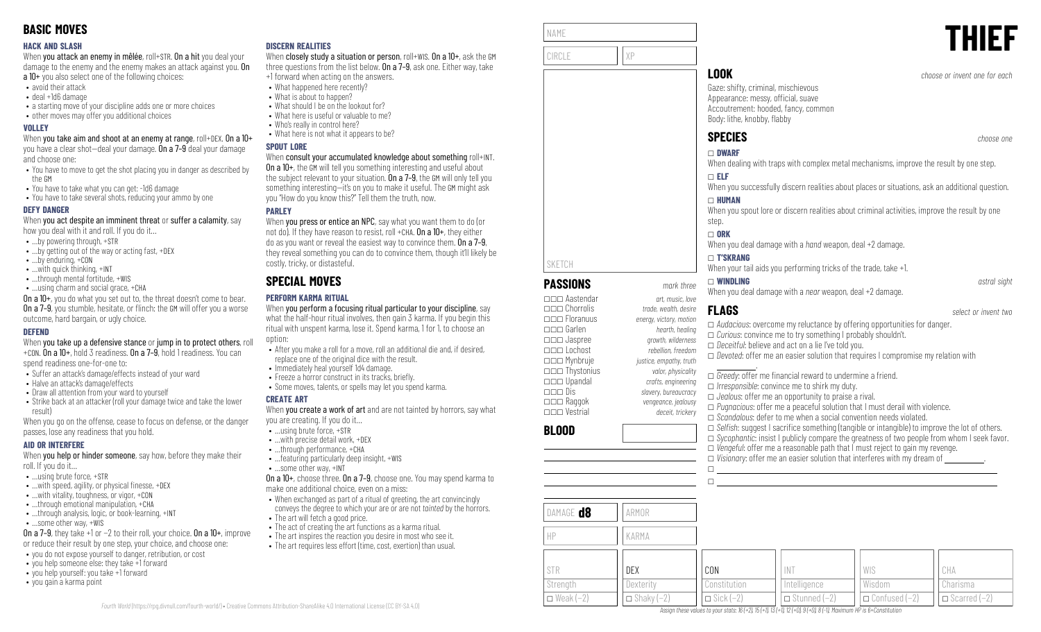## BASIC MOVES

### HACK AND SLASH

When **you attack an enemy in mêlée**, roll+STR. **On a hit** you deal your damage to the enemy and the enemy makes an attack against you. **On a 10+** you also select one of the following choices:

- avoid their attack
- deal +1d6 damage
- a starting move of your discipline adds one or more choices
- other moves may offer you additional choices

### VOLLEY

When **you take aim and shoot at an enemy at range**, roll+DEX. **On a 10+** you have a clear shot—deal your damage. **On a 7–9** deal your damage and choose one:

- You have to move to get the shot placing you in danger as described by the GM
- You have to take what you can get: -1d6 damage
- You have to take several shots, reducing your ammo by one

### DEFY DANGER

When **you act despite an imminent threat** or **suffer a calamity**, say how you deal with it and roll. If you do it…

- …by powering through, +STR
- …by getting out of the way or acting fast, +DEX
- …by enduring, +CON
- …with quick thinking, +INT
- …through mental fortitude, +WIS
- …using charm and social grace, +CHA

**On a 10+**, you do what you set out to, the threat doesn't come to bear. **On a 7–9**, you stumble, hesitate, or flinch: the GM will offer you a worse outcome, hard bargain, or ugly choice.

### DEFEND

When **you take up a defensive stance** or **jump in to protect others**, roll +CON. **On a 10+**, hold 3 readiness. **On a 7–9**, hold 1 readiness. You can spend readiness one-for-one to:

- Suffer an attack's damage/effects instead of your ward
- Halve an attack's damage/effects
- Draw all attention from your ward to yourself
- Strike back at an attacker (roll your damage twice and take the lower result)

When you go on the offense, cease to focus on defense, or the danger passes, lose any readiness that you hold.

### AID OR INTERFERE

When **you help or hinder someone**, say how, before they make their roll. If you do it…

- …using brute force, +STR
- …with speed, agility, or physical finesse, +DEX
- …with vitality, toughness, or vigor, +CON
- …through emotional manipulation, +CHA
- …through analysis, logic, or book-learning, +INT
- …some other way, +WIS

**On a 7–9**, they take +1 or −2 to their roll, your choice. **On a 10+**, improve or reduce their result by one step, your choice, and choose one:

- you do not expose yourself to danger, retribution, or cost
- you help someone else: they take +1 forward
- you help yourself: you take +1 forward
- you gain a karma point

### DISCERN REALITIES

When **closely study a situation or person**, roll+WIS. **On a 10+**, ask the GM three questions from the list below. **On a 7–9**, ask one. Either way, take +1 forward when acting on the answers.

- What happened here recently?
- What is about to happen?
- What should I be on the lookout for?
- What here is useful or valuable to me?
- Who's really in control here?
- What here is not what it appears to be?

### SPOUT LORE

When **consult your accumulated knowledge about something** roll+INT. **On a 10+**, the GM will tell you something interesting and useful about the subject relevant to your situation. **On a 7–9**, the GM will only tell you something interesting—it's on you to make it useful. The GM might ask you "How do you know this?" Tell them the truth, now.

### PARLEY

When **you press or entice an NPC**, say what you want them to do (or not do). If they have reason to resist, roll +CHA. **On a 10+**, they either do as you want or reveal the easiest way to convince them. **On a 7–9**, they reveal something you can do to convince them, though it'll likely be costly, tricky, or distasteful.

## SPECIAL MOVES

### PERFORM KARMA RITUAL

When **you perform a focusing ritual particular to your discipline**, say what the half-hour ritual involves, then gain 3 karma. If you begin this ritual with unspent karma, lose it. Spend karma, 1 for 1, to choose an option:

- After you make a roll for a move, roll an additional die and, if desired, replace one of the original dice with the result.
- Immediately heal yourself 1d4 damage.
- Freeze a horror construct in its tracks, briefly.
- Some moves, talents, or spells may let you spend karma.

### CREATE ART

When **you create a work of art** and are not tainted by horrors, say what you are creating. If you do it…

- …using brute force, +STR
- …with precise detail work, +DEX
- …through performance, +CHA
- …featuring particularly deep insight, +WIS
- …some other way, +INT

**On a 10+**, choose three. **On a 7–9**, choose one. You may spend karma to make one additional choice, even on a miss:

- When exchanged as part of a ritual of greeting, the art convincingly conveys the degree to which your are or are not *tainted* by the horrors.
- The art will fetch a good price.
- The act of creating the art functions as a karma ritual.
- The art inspires the reaction you desire in most who see it.
- The art requires less effort (time, cost, exertion) than usual.

*Fourth World* (https://rpg.divnull.com/fourth-world/) • Creative Commons Attribution-ShareAlike 4.0 International License (CC BY-SA 4.0)

# THIEF

NAME

CIRCLE | XP

SKETCH

## LOOK

*choose or invent one for each*

Gaze: shifty, criminal, mischievous
Appearance: messy, official, suave
Accoutrement: hooded, fancy, common
Body: lithe, knobby, flabby

## SPECIES

*choose one*

☐ **DWARF**
When dealing with traps with complex metal mechanisms, improve the result by one step.

☐ **ELF**
When you successfully discern realities about places or situations, ask an additional question.

☐ **HUMAN**
When you spout lore or discern realities about criminal activities, improve the result by one step.

☐ **ORK**
When you deal damage with a *hand* weapon, deal +2 damage.

☐ **T'SKRANG**
When your tail aids you performing tricks of the trade, take +1.

☐ **WINDLING** *astral sight*
When you deal damage with a *near* weapon, deal +2 damage.

## PASSIONS

*mark three*

| | |
|---|---|
| ☐☐☐ Aastendar | *art, music, love* |
| ☐☐☐ Chorrolis | *trade, wealth, desire* |
| ☐☐☐ Floranuus | *energy, victory, motion* |
| ☐☐☐ Garlen | *hearth, healing* |
| ☐☐☐ Jaspree | *growth, wilderness* |
| ☐☐☐ Lochost | *rebellion, freedom* |
| ☐☐☐ Mynbruje | *justice, empathy, truth* |
| ☐☐☐ Thystonius | *valor, physicality* |
| ☐☐☐ Upandal | *crafts, engineering* |
| ☐☐☐ Dis | *slavery, bureaucracy* |
| ☐☐☐ Raggok | *vengeance, jealousy* |
| ☐☐☐ Vestrial | *deceit, trickery* |

## BLOOD

## FLAGS

*select or invent two*

☐ *Audacious*: overcome my reluctance by offering opportunities for danger.
☐ *Curious*: convince me to try something I probably shouldn't.
☐ *Deceitful*: believe and act on a lie I've told you.
☐ *Devoted*: offer me an easier solution that requires I compromise my relation with ________.
☐ *Greedy*: offer me financial reward to undermine a friend.
☐ *Irresponsible*: convince me to shirk my duty.
☐ *Jealous*: offer me an opportunity to praise a rival.
☐ *Pugnacious*: offer me a peaceful solution that I must derail with violence.
☐ *Scandalous*: defer to me when a social convention needs violated.
☐ *Selfish*: suggest I sacrifice something (tangible or intangible) to improve the lot of others.
☐ *Sycophantic*: insist I publicly compare the greatness of two people from whom I seek favor.
☐ *Vengeful*: offer me a reasonable path that I must reject to gain my revenge.
☐ *Visionary*: offer me an easier solution that interferes with my dream of ________.
☐ ________
☐ ________

DAMAGE **d8** | ARMOR

HP | KARMA

| STR | DEX | CON | INT | WIS | CHA |
|---|---|---|---|---|---|
| Strength | Dexterity | Constitution | Intelligence | Wisdom | Charisma |
| ☐ Weak (−2) | ☐ Shaky (−2) | ☐ Sick (−2) | ☐ Stunned (−2) | ☐ Confused (−2) | ☐ Scarred (−2) |

*Assign these values to your stats: 16 (+2), 15 (+1), 13 (+1), 12 (+0), 9 (+0), 8 (−1). Maximum HP is 6+Constitution*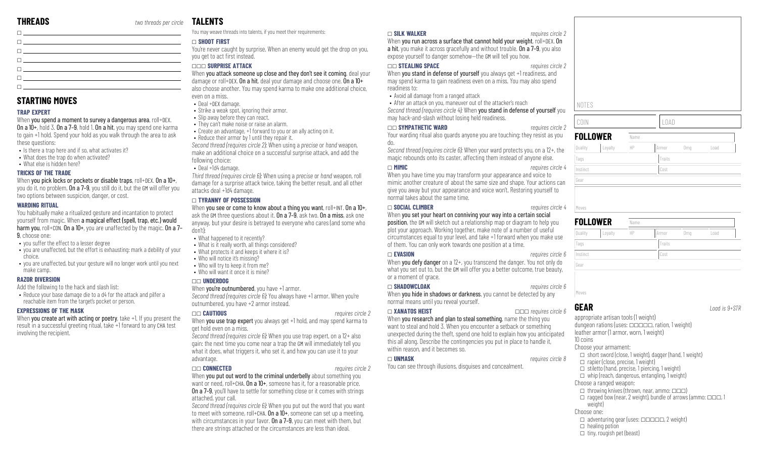## THREADS

*two threads per circle*

- ☐ ______
- ☐ ______
- ☐ ______
- ☐ ______
- ☐ ______
- ☐ ______
- ☐ ______

## STARTING MOVES

### TRAP EXPERT

When **you spend a moment to survey a dangerous area**, roll+DEX. **On a 10+**, hold 3. **On a 7–9**, hold 1. **On a hit**, you may spend one karma to gain +1 hold. Spend your hold as you walk through the area to ask these questions:

- Is there a trap here and if so, what activates it?
- What does the trap do when activated?
- What else is hidden here?

### TRICKS OF THE TRADE

When **you pick locks or pockets or disable traps**, roll+DEX. **On a 10+**, you do it, no problem. **On a 7–9**, you still do it, but the GM will offer you two options between suspicion, danger, or cost.

### WARDING RITUAL

You habitually make a ritualized gesture and incantation to protect yourself from magic. When **a magical effect (spell, trap, etc.) would harm you**, roll+CON. **On a 10+**, you are unaffected by the magic. **On a 7–9**, choose one:

- you suffer the effect to a lesser degree
- you are unaffected, but the effort is exhausting: mark a debility of your choice.
- you are unaffected, but your gesture will no longer work until you next make camp.

### RAZOR DIVERSION

Add the following to the hack and slash list:

- Reduce your base damage die to a d4 for the attack and pilfer a reachable item from the target's pocket or person.

### EXPRESSIONS OF THE MASK

When **you create art with acting or poetry**, take +1. If you present the result in a successful greeting ritual, take +1 forward to any CHA test involving the recipient.

## TALENTS

You may weave threads into talents, if you meet their requirements:

### ☐ SHOOT FIRST

You're never caught by surprise. When an enemy would get the drop on you, you get to act first instead.

### ☐☐☐ SURPRISE ATTACK

When **you attack someone up close and they don't see it coming**, deal your damage or roll+DEX. **On a hit**, deal your damage and choose one. **On a 10+** also choose another. You may spend karma to make one additional choice, even on a miss.

- Deal +DEX damage.
- Strike a weak spot, ignoring their armor.
- Slip away before they can react.
- They can't make noise or raise an alarm.
- Create an advantage, +1 forward to you or an ally acting on it.
- Reduce their armor by 1 until they repair it.

*Second thread (requires circle 2):* When using a *precise* or *hand* weapon, make an additional choice on a successful surprise attack, and add the following choice:

- Deal +1d4 damage.

*Third thread (requires circle 6):* When using a *precise* or *hand* weapon, roll damage for a surprise attack twice, taking the better result, and all other attacks deal +1d4 damage.

### ☐ TYRANNY OF POSSESSION

When **you see or come to know about a thing you want**, roll+INT. **On a 10+**, ask the GM three questions about it. **On a 7–9**, ask two. **On a miss**, ask one anyway, but your desire is betrayed to everyone who cares (and some who don't):

- What happened to it recently?
- What is it really worth, all things considered?
- What protects it and keeps it where it is?
- Who will notice it's missing?
- Who will try to keep it from me?
- Who will want it once it is mine?

### ☐☐ UNDERDOG

When **you're outnumbered**, you have +1 armor.

*Second thread (requires circle 6):* You always have +1 armor. When you're outnumbered, you have +2 armor instead.

### ☐☐ CAUTIOUS

*requires circle 2*

When **you use trap expert** you always get +1 hold, and may spend karma to get hold even on a miss.

*Second thread (requires circle 6):* When you use trap expert, on a 12+ also gain: the next time you come near a trap the GM will immediately tell you what it does, what triggers it, who set it, and how you can use it to your advantage.

### ☐☐ CONNECTED

*requires circle 2*

When **you put out word to the criminal underbelly** about something you want or need, roll+CHA. **On a 10+**, someone has it, for a reasonable price. **On a 7–9**, you'll have to settle for something close or it comes with strings attached, your call.

*Second thread (requires circle 6):* When you put out the word that you want to meet with someone, roll+CHA. **On a 10+**, someone can set up a meeting, with circumstances in your favor. **On a 7–9**, you can meet with them, but there are strings attached or the circumstances are less than ideal.

### ☐ SILK WALKER

*requires circle 2*

When **you run across a surface that cannot hold your weight**, roll+DEX. **On a hit**, you make it across gracefully and without trouble. **On a 7–9**, you also expose yourself to danger somehow—the GM will tell you how.

### ☐☐ STEALING SPACE

*requires circle 2*

When **you stand in defense of yourself** you always get +1 readiness, and may spend karma to gain readiness even on a miss. You may also spend readiness to:

- Avoid all damage from a ranged attack
- After an attack on you, maneuver out of the attacker's reach

*Second thread (requires circle 4):* When **you stand in defense of yourself** you may hack-and-slash without losing held readiness.

### ☐☐ SYMPATHETIC WARD

*requires circle 2*

Your warding ritual also guards anyone you are touching; they resist as you do.

*Second thread (requires circle 6):* When your ward protects you, on a 12+, the magic rebounds onto its caster, affecting them instead of anyone else.

### ☐ MIMIC

*requires circle 4*

When you have time you may transform your appearance and voice to mimic another creature of about the same size and shape. Your actions can give you away but your appearance and voice won't. Restoring yourself to normal takes about the same time.

### ☐ SOCIAL CLIMBER

*requires circle 4*

When **you set your heart on conniving your way into a certain social position**, the GM will sketch out a relationship map or diagram to help you plot your approach. Working together, make note of a number of useful circumstances equal to your level, and take +1 forward when you make use of them. You can only work towards one position at a time.

### ☐ EVASION

*requires circle 6*

When **you defy danger** on a 12+, you transcend the danger. You not only do what you set out to, but the GM will offer you a better outcome, true beauty, or a moment of grace.

### ☐ SHADOWCLOAK

*requires circle 6*

When **you hide in shadows or darkness**, you cannot be detected by any normal means until you reveal yourself.

### ☐☐☐ XANATOS HEIST

*requires circle 6*

When **you research and plan to steal something**, name the thing you want to steal and hold 3. When you encounter a setback or something unexpected during the theft, spend one hold to explain how you anticipated this all along. Describe the contingencies you put in place to handle it, within reason, and it becomes so.

### ☐ UNMASK

*requires circle 8*

You can see through illusions, disguises and concealment.

NOTES

| COIN | LOAD |
|---|---|
| | |

## FOLLOWER

| Name | | | | | |
|---|---|---|---|---|---|
| Quality | Loyalty | HP | Armor | Dmg | Load |
| Tags | | | Traits | | |
| Instinct | | | Cost | | |
| Gear | | | | | |

Moves

## FOLLOWER

| Name | | | | | |
|---|---|---|---|---|---|
| Quality | Loyalty | HP | Armor | Dmg | Load |
| Tags | | | Traits | | |
| Instinct | | | Cost | | |
| Gear | | | | | |

Moves

## GEAR

*Load is 9+STR*

appropriate artisan tools (1 weight)
dungeon rations (uses: ☐☐☐☐☐, ration, 1 weight)
leather armor (1 armor, worn, 1 weight)
10 coins

Choose your armament:

- ☐ short sword (close, 1 weight), dagger (hand, 1 weight)
- ☐ rapier (close, precise, 1 weight)
- ☐ stiletto (hand, precise, 1 piercing, 1 weight)
- ☐ whip (reach, dangerous, entangling, 1 weight)

Choose a ranged weapon:

- ☐ throwing knives (thrown, near, ammo: ☐☐☐)
- ☐ ragged bow (near, 2 weight), bundle of arrows (ammo: ☐☐☐, 1 weight)

Choose one:

- ☐ adventuring gear (uses: ☐☐☐☐☐, 2 weight)
- ☐ healing potion
- ☐ tiny, roguish pet (beast)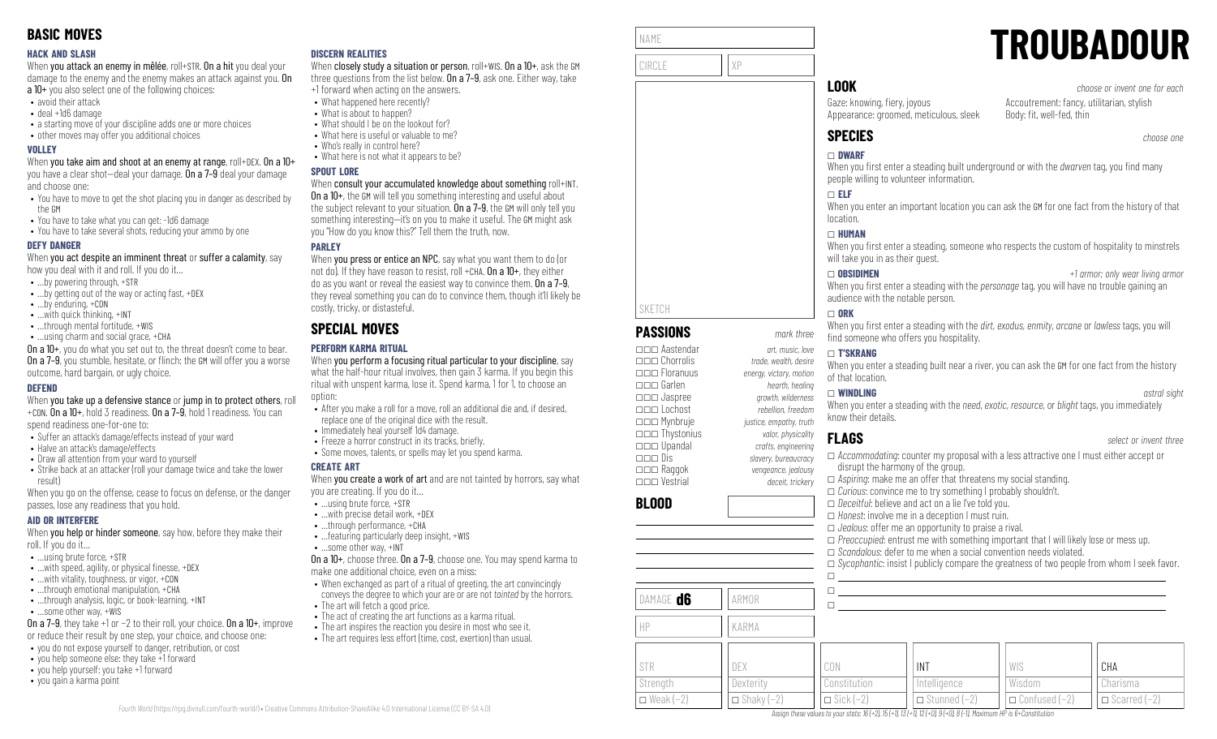## BASIC MOVES

### HACK AND SLASH

When **you attack an enemy in mêlée**, roll+STR. **On a hit** you deal your damage to the enemy and the enemy makes an attack against you. **On a 10+** you also select one of the following choices:

- avoid their attack
- deal +1d6 damage
- a starting move of your discipline adds one or more choices
- other moves may offer you additional choices

### VOLLEY

When **you take aim and shoot at an enemy at range**, roll+DEX. **On a 10+** you have a clear shot—deal your damage. **On a 7–9** deal your damage and choose one:

- You have to move to get the shot placing you in danger as described by the GM
- You have to take what you can get: -1d6 damage
- You have to take several shots, reducing your ammo by one

### DEFY DANGER

When **you act despite an imminent threat** or **suffer a calamity**, say how you deal with it and roll. If you do it…

- …by powering through, +STR
- …by getting out of the way or acting fast, +DEX
- …by enduring, +CON
- …with quick thinking, +INT
- …through mental fortitude, +WIS
- …using charm and social grace, +CHA

**On a 10+**, you do what you set out to, the threat doesn't come to bear. **On a 7–9**, you stumble, hesitate, or flinch: the GM will offer you a worse outcome, hard bargain, or ugly choice.

### DEFEND

When **you take up a defensive stance** or **jump in to protect others**, roll +CON. **On a 10+**, hold 3 readiness. **On a 7–9**, hold 1 readiness. You can spend readiness one-for-one to:

- Suffer an attack's damage/effects instead of your ward
- Halve an attack's damage/effects
- Draw all attention from your ward to yourself
- Strike back at an attacker (roll your damage twice and take the lower result)

When you go on the offense, cease to focus on defense, or the danger passes, lose any readiness that you hold.

### AID OR INTERFERE

When **you help or hinder someone**, say how, before they make their roll. If you do it…

- …using brute force, +STR
- …with speed, agility, or physical finesse, +DEX
- …with vitality, toughness, or vigor, +CON
- …through emotional manipulation, +CHA
- …through analysis, logic, or book-learning, +INT
- …some other way, +WIS

**On a 7–9**, they take +1 or −2 to their roll, your choice. **On a 10+**, improve or reduce their result by one step, your choice, and choose one:

- you do not expose yourself to danger, retribution, or cost
- you help someone else: they take +1 forward
- you help yourself: you take +1 forward
- you gain a karma point

### DISCERN REALITIES

When **closely study a situation or person**, roll+WIS. **On a 10+**, ask the GM three questions from the list below. **On a 7–9**, ask one. Either way, take +1 forward when acting on the answers.

- What happened here recently?
- What is about to happen?
- What should I be on the lookout for?
- What here is useful or valuable to me?
- Who's really in control here?
- What here is not what it appears to be?

### SPOUT LORE

When **consult your accumulated knowledge about something** roll+INT. **On a 10+**, the GM will tell you something interesting and useful about the subject relevant to your situation. **On a 7–9**, the GM will only tell you something interesting—it's on you to make it useful. The GM might ask you "How do you know this?" Tell them the truth, now.

### PARLEY

When **you press or entice an NPC**, say what you want them to do (or not do). If they have reason to resist, roll +CHA. **On a 10+**, they either do as you want or reveal the easiest way to convince them. **On a 7–9**, they reveal something you can do to convince them, though it'll likely be costly, tricky, or distasteful.

## SPECIAL MOVES

### PERFORM KARMA RITUAL

When **you perform a focusing ritual particular to your discipline**, say what the half-hour ritual involves, then gain 3 karma. If you begin this ritual with unspent karma, lose it. Spend karma, 1 for 1, to choose an option:

- After you make a roll for a move, roll an additional die and, if desired, replace one of the original dice with the result.
- Immediately heal yourself 1d4 damage.
- Freeze a horror construct in its tracks, briefly.
- Some moves, talents, or spells may let you spend karma.

### CREATE ART

When **you create a work of art** and are not tainted by horrors, say what you are creating. If you do it…

- …using brute force, +STR
- …with precise detail work, +DEX
- …through performance, +CHA
- …featuring particularly deep insight, +WIS
- …some other way, +INT

**On a 10+**, choose three. **On a 7–9**, choose one. You may spend karma to make one additional choice, even on a miss:

- When exchanged as part of a ritual of greeting, the art convincingly conveys the degree to which your are or are not *tainted* by the horrors.
- The art will fetch a good price.
- The act of creating the art functions as a karma ritual.
- The art inspires the reaction you desire in most who see it.
- The art requires less effort (time, cost, exertion) than usual.

*Fourth World* (https://rpg.divnull.com/fourth-world/) • Creative Commons Attribution-ShareAlike 4.0 International License (CC BY-SA 4.0)

---

NAME

CIRCLE | XP

SKETCH

## PASSIONS

*mark three*

- □□□ Aastendar — *art, music, love*
- □□□ Chorrolis — *trade, wealth, desire*
- □□□ Floranuus — *energy, victory, motion*
- □□□ Garlen — *hearth, healing*
- □□□ Jaspree — *growth, wilderness*
- □□□ Lochost — *rebellion, freedom*
- □□□ Mynbruje — *justice, empathy, truth*
- □□□ Thystonius — *valor, physicality*
- □□□ Upandal — *crafts, engineering*
- □□□ Dis — *slavery, bureaucracy*
- □□□ Raggok — *vengeance, jealousy*
- □□□ Vestrial — *deceit, trickery*

## BLOOD

DAMAGE **d6** | ARMOR

HP | KARMA

# TROUBADOUR

## LOOK

*choose or invent one for each*

Gaze: knowing, fiery, joyous
Appearance: groomed, meticulous, sleek
Accoutrement: fancy, utilitarian, stylish
Body: fit, well-fed, thin

## SPECIES

*choose one*

□ **DWARF**
When you first enter a steading built underground or with the *dwarven* tag, you find many people willing to volunteer information.

□ **ELF**
When you enter an important location you can ask the GM for one fact from the history of that location.

□ **HUMAN**
When you first enter a steading, someone who respects the custom of hospitality to minstrels will take you in as their guest.

□ **OBSIDIMEN** — *+1 armor; only wear living armor*
When you first enter a steading with the *personage* tag, you will have no trouble gaining an audience with the notable person.

□ **ORK**
When you first enter a steading with the *dirt, exodus, enmity, arcane* or *lawless* tags, you will find someone who offers you hospitality.

□ **T'SKRANG**
When you enter a steading built near a river, you can ask the GM for one fact from the history of that location.

□ **WINDLING** — *astral sight*
When you enter a steading with the *need, exotic, resource,* or *blight* tags, you immediately know their details.

## FLAGS

*select or invent three*

- □ *Accommodating*: counter my proposal with a less attractive one I must either accept or disrupt the harmony of the group.
- □ *Aspiring*: make me an offer that threatens my social standing.
- □ *Curious*: convince me to try something I probably shouldn't.
- □ *Deceitful*: believe and act on a lie I've told you.
- □ *Honest*: involve me in a deception I must ruin.
- □ *Jealous*: offer me an opportunity to praise a rival.
- □ *Preoccupied*: entrust me with something important that I will likely lose or mess up.
- □ *Scandalous*: defer to me when a social convention needs violated.
- □ *Sycophantic*: insist I publicly compare the greatness of two people from whom I seek favor.
- □ ______
- □ ______
- □ ______

| STR | DEX | CON | INT | WIS | CHA |
|---|---|---|---|---|---|
| Strength | Dexterity | Constitution | Intelligence | Wisdom | Charisma |
| □ Weak (−2) | □ Shaky (−2) | □ Sick (−2) | □ Stunned (−2) | □ Confused (−2) | □ Scarred (−2) |

*Assign these values to your stats: 16 (+2), 15 (+1), 13 (+1), 12 (+0), 9 (+0), 8 (−1). Maximum HP is 6+Constitution*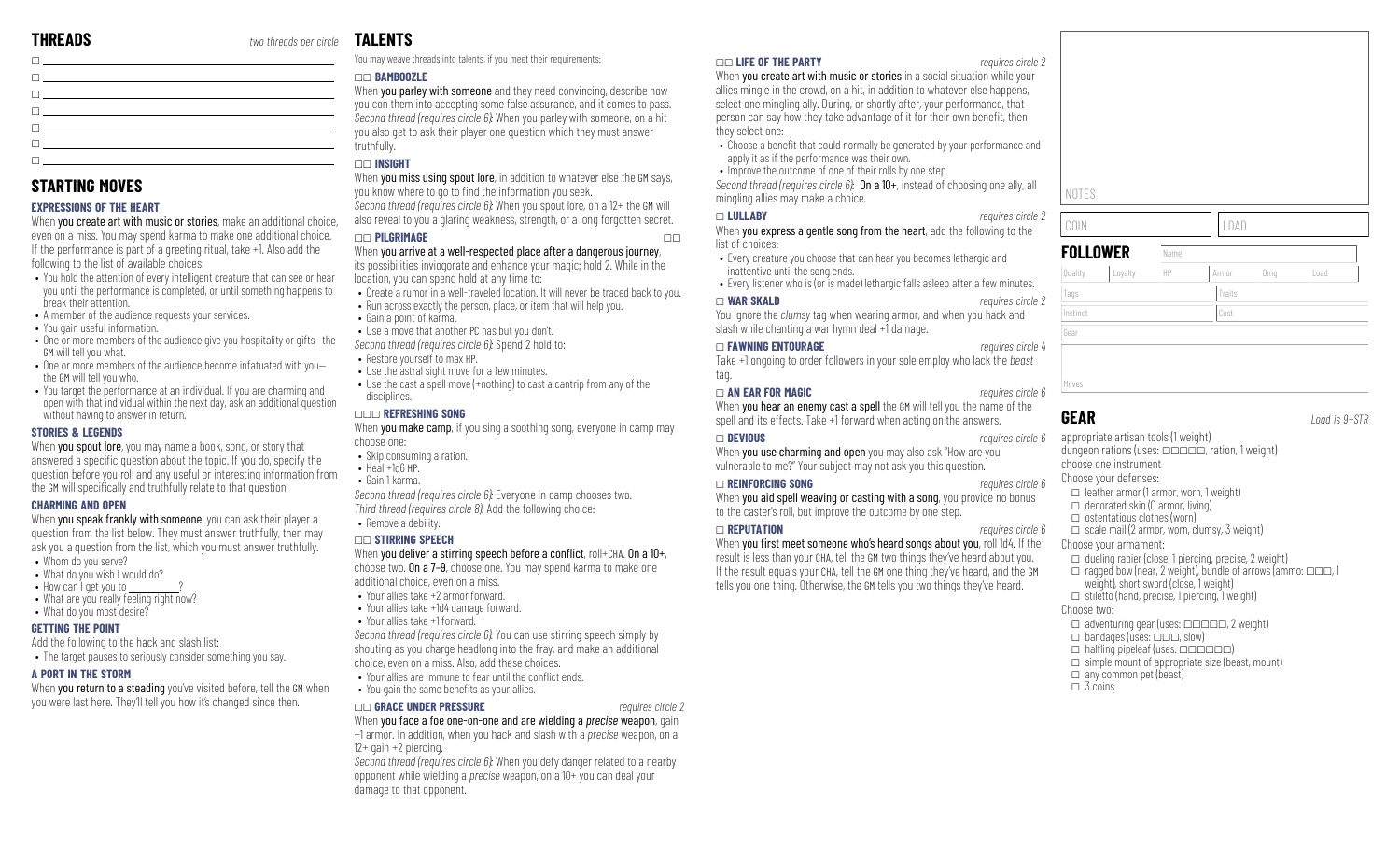## THREADS

*two threads per circle*

- ☐ \_\_\_\_\_\_\_\_\_\_
- ☐ \_\_\_\_\_\_\_\_\_\_
- ☐ \_\_\_\_\_\_\_\_\_\_
- ☐ \_\_\_\_\_\_\_\_\_\_
- ☐ \_\_\_\_\_\_\_\_\_\_
- ☐ \_\_\_\_\_\_\_\_\_\_
- ☐ \_\_\_\_\_\_\_\_\_\_

## STARTING MOVES

### EXPRESSIONS OF THE HEART

When **you create art with music or stories**, make an additional choice, even on a miss. You may spend karma to make one additional choice. If the performance is part of a greeting ritual, take +1. Also add the following to the list of available choices:

- You hold the attention of every intelligent creature that can see or hear you until the performance is completed, or until something happens to break their attention.
- A member of the audience requests your services.
- You gain useful information.
- One or more members of the audience give you hospitality or gifts—the GM will tell you what.
- One or more members of the audience become infatuated with you—the GM will tell you who.
- You target the performance at an individual. If you are charming and open with that individual within the next day, ask an additional question without having to answer in return.

### STORIES & LEGENDS

When **you spout lore**, you may name a book, song, or story that answered a specific question about the topic. If you do, specify the question before you roll and any useful or interesting information from the GM will specifically and truthfully relate to that question.

### CHARMING AND OPEN

When **you speak frankly with someone**, you can ask their player a question from the list below. They must answer truthfully, then may ask you a question from the list, which you must answer truthfully.

- Whom do you serve?
- What do you wish I would do?
- How can I get you to \_\_\_\_\_\_\_\_\_\_?
- What are you really feeling right now?
- What do you most desire?

### GETTING THE POINT

Add the following to the hack and slash list:

- The target pauses to seriously consider something you say.

### A PORT IN THE STORM

When **you return to a steading** you've visited before, tell the GM when you were last here. They'll tell you how it's changed since then.

## TALENTS

You may weave threads into talents, if you meet their requirements:

### ☐☐ BAMBOOZLE

When **you parley with someone** and they need convincing, describe how you con them into accepting some false assurance, and it comes to pass.
*Second thread (requires circle 6)*: When you parley with someone, on a hit you also get to ask their player one question which they must answer truthfully.

### ☐☐ INSIGHT

When **you miss using spout lore**, in addition to whatever else the GM says, you know where to go to find the information you seek.
*Second thread (requires circle 6)*: When you spout lore, on a 12+ the GM will also reveal to you a glaring weakness, strength, or a long forgotten secret.

### ☐☐ PILGRIMAGE ☐☐

When **you arrive at a well-respected place after a dangerous journey**, its possibilities invigorate and enhance your magic; hold 2. While in the location, you can spend hold at any time to:

- Create a rumor in a well-traveled location. It will never be traced back to you.
- Run across exactly the person, place, or item that will help you.
- Gain a point of karma.
- Use a move that another PC has but you don't.

*Second thread (requires circle 6)*: Spend 2 hold to:

- Restore yourself to max HP.
- Use the astral sight move for a few minutes.
- Use the cast a spell move (+nothing) to cast a cantrip from any of the disciplines.

### ☐☐☐ REFRESHING SONG

When **you make camp**, if you sing a soothing song, everyone in camp may choose one:

- Skip consuming a ration.
- Heal +1d6 HP.
- Gain 1 karma.

*Second thread (requires circle 6)*: Everyone in camp chooses two.
*Third thread (requires circle 8)*: Add the following choice:

- Remove a debility.

### ☐☐ STIRRING SPEECH

When **you deliver a stirring speech before a conflict**, roll+CHA. **On a 10+**, choose two. **On a 7–9**, choose one. You may spend karma to make one additional choice, even on a miss.

- Your allies take +2 armor forward.
- Your allies take +1d4 damage forward.
- Your allies take +1 forward.

*Second thread (requires circle 6)*: You can use stirring speech simply by shouting as you charge headlong into the fray, and make an additional choice, even on a miss. Also, add these choices:

- Your allies are immune to fear until the conflict ends.
- You gain the same benefits as your allies.

### ☐☐ GRACE UNDER PRESSURE *requires circle 2*

When **you face a foe one-on-one and are wielding a *precise* weapon**, gain +1 armor. In addition, when you hack and slash with a *precise* weapon, on a 12+ gain +2 piercing.
*Second thread (requires circle 6)*: When you defy danger related to a nearby opponent while wielding a *precise* weapon, on a 10+ you can deal your damage to that opponent.

### ☐☐ LIFE OF THE PARTY *requires circle 2*

When **you create art with music or stories** in a social situation while your allies mingle in the crowd, on a hit, in addition to whatever else happens, select one mingling ally. During, or shortly after, your performance, that person can say how they take advantage of it for their own benefit, then they select one:

- Choose a benefit that could normally be generated by your performance and apply it as if the performance was their own.
- Improve the outcome of one of their rolls by one step

*Second thread (requires circle 6)*: **On a 10+**, instead of choosing one ally, all mingling allies may make a choice.

### ☐ LULLABY *requires circle 2*

When **you express a gentle song from the heart**, add the following to the list of choices:

- Every creature you choose that can hear you becomes lethargic and inattentive until the song ends.
- Every listener who is (or is made) lethargic falls asleep after a few minutes.

### ☐ WAR SKALD *requires circle 2*

You ignore the *clumsy* tag when wearing armor, and when you hack and slash while chanting a war hymn deal +1 damage.

### ☐ FAWNING ENTOURAGE *requires circle 4*

Take +1 ongoing to order followers in your sole employ who lack the *beast* tag.

### ☐ AN EAR FOR MAGIC *requires circle 6*

When **you hear an enemy cast a spell** the GM will tell you the name of the spell and its effects. Take +1 forward when acting on the answers.

### ☐ DEVIOUS *requires circle 6*

When **you use charming and open** you may also ask "How are you vulnerable to me?" Your subject may not ask you this question.

### ☐ REINFORCING SONG *requires circle 6*

When **you aid spell weaving or casting with a song**, you provide no bonus to the caster's roll, but improve the outcome by one step.

### ☐ REPUTATION *requires circle 6*

When **you first meet someone who's heard songs about you**, roll 1d4. If the result is less than your CHA, tell the GM two things they've heard about you. If the result equals your CHA, tell the GM one thing they've heard, and the GM tells you one thing. Otherwise, the GM tells you two things they've heard.

NOTES

| COIN | LOAD |
|---|---|
| | |

## FOLLOWER

| Name | | | | | |
|---|---|---|---|---|---|
| Quality | Loyalty | HP | Armor | Dmg | Load |
| Tags | | | Traits | | |
| Instinct | | | Cost | | |
| Gear | | | | | |
| Moves | | | | | |

## GEAR

*Load is 9+STR*

appropriate artisan tools (1 weight)
dungeon rations (uses: ☐☐☐☐☐, ration, 1 weight)
choose one instrument

Choose your defenses:

- ☐ leather armor (1 armor, worn, 1 weight)
- ☐ decorated skin (0 armor, living)
- ☐ ostentatious clothes (worn)
- ☐ scale mail (2 armor, worn, clumsy, 3 weight)

Choose your armament:

- ☐ dueling rapier (close, 1 piercing, precise, 2 weight)
- ☐ ragged bow (near, 2 weight), bundle of arrows (ammo: ☐☐☐, 1 weight), short sword (close, 1 weight)
- ☐ stiletto (hand, precise, 1 piercing, 1 weight)

Choose two:

- ☐ adventuring gear (uses: ☐☐☐☐☐, 2 weight)
- ☐ bandages (uses: ☐☐☐, slow)
- ☐ halfling pipeleaf (uses: ☐☐☐☐☐☐)
- ☐ simple mount of appropriate size (beast, mount)
- ☐ any common pet (beast)
- ☐ 3 coins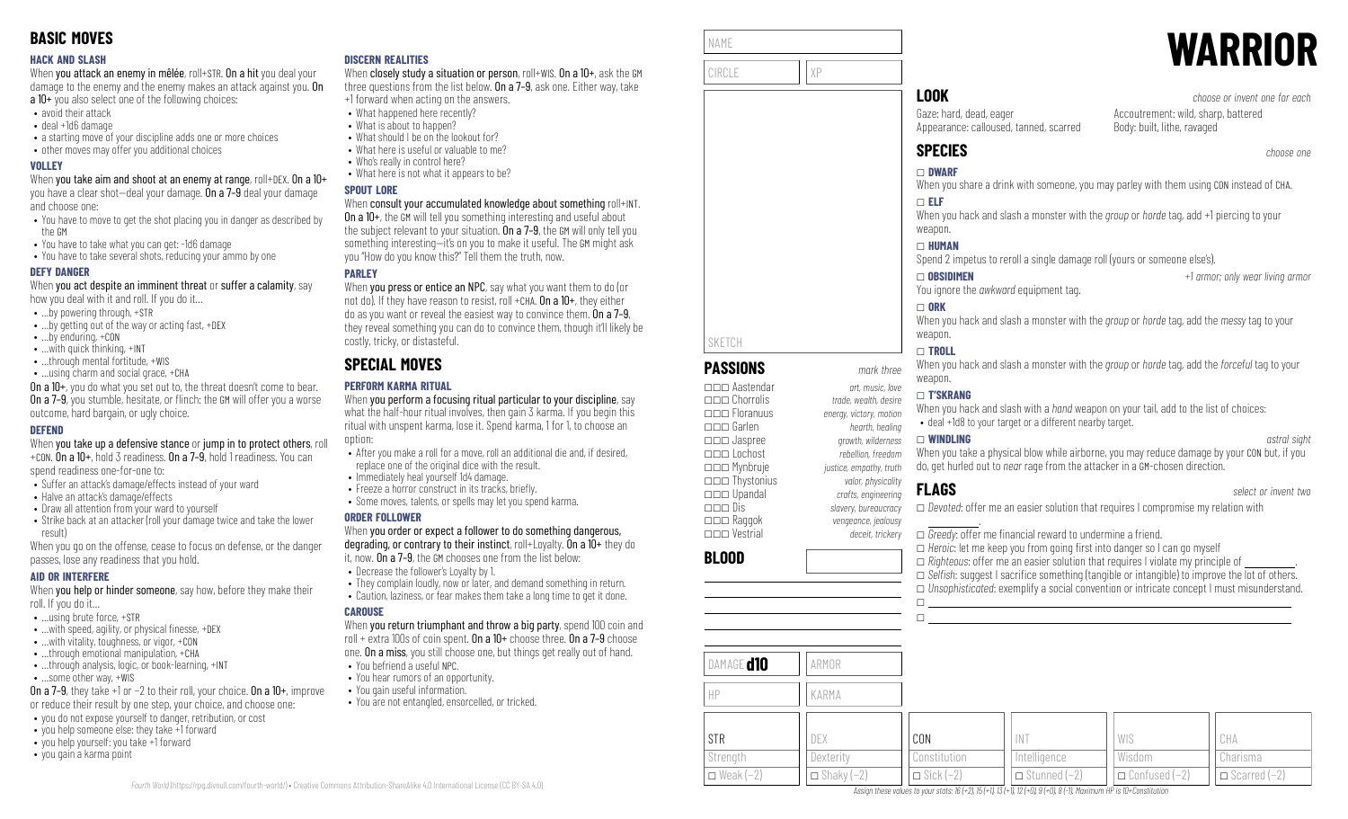## BASIC MOVES

### HACK AND SLASH

When **you attack an enemy in mêlée**, roll+STR. **On a hit** you deal your damage to the enemy and the enemy makes an attack against you. **On a 10+** you also select one of the following choices:

- avoid their attack
- deal +1d6 damage
- a starting move of your discipline adds one or more choices
- other moves may offer you additional choices

### VOLLEY

When **you take aim and shoot at an enemy at range**, roll+DEX. **On a 10+** you have a clear shot—deal your damage. **On a 7–9** deal your damage and choose one:

- You have to move to get the shot placing you in danger as described by the GM
- You have to take what you can get: -1d6 damage
- You have to take several shots, reducing your ammo by one

### DEFY DANGER

When **you act despite an imminent threat** or **suffer a calamity**, say how you deal with it and roll. If you do it…

- …by powering through, +STR
- …by getting out of the way or acting fast, +DEX
- …by enduring, +CON
- …with quick thinking, +INT
- …through mental fortitude, +WIS
- …using charm and social grace, +CHA

**On a 10+**, you do what you set out to, the threat doesn't come to bear. **On a 7–9**, you stumble, hesitate, or flinch: the GM will offer you a worse outcome, hard bargain, or ugly choice.

### DEFEND

When **you take up a defensive stance** or **jump in to protect others**, roll +CON. **On a 10+**, hold 3 readiness. **On a 7–9**, hold 1 readiness. You can spend readiness one-for-one to:

- Suffer an attack's damage/effects instead of your ward
- Halve an attack's damage/effects
- Draw all attention from your ward to yourself
- Strike back at an attacker (roll your damage twice and take the lower result)

When you go on the offense, cease to focus on defense, or the danger passes, lose any readiness that you hold.

### AID OR INTERFERE

When **you help or hinder someone**, say how, before they make their roll. If you do it…

- …using brute force, +STR
- …with speed, agility, or physical finesse, +DEX
- …with vitality, toughness, or vigor, +CON
- …through emotional manipulation, +CHA
- …through analysis, logic, or book-learning, +INT
- …some other way, +WIS

**On a 7–9**, they take +1 or −2 to their roll, your choice. **On a 10+**, improve or reduce their result by one step, your choice, and choose one:

- you do not expose yourself to danger, retribution, or cost
- you help someone else: they take +1 forward
- you help yourself: you take +1 forward
- you gain a karma point

### DISCERN REALITIES

When **closely study a situation or person**, roll+WIS. **On a 10+**, ask the GM three questions from the list below. **On a 7–9**, ask one. Either way, take +1 forward when acting on the answers.

- What happened here recently?
- What is about to happen?
- What should I be on the lookout for?
- What here is useful or valuable to me?
- Who's really in control here?
- What here is not what it appears to be?

### SPOUT LORE

When **consult your accumulated knowledge about something** roll+INT. **On a 10+**, the GM will tell you something interesting and useful about the subject relevant to your situation. **On a 7–9**, the GM will only tell you something interesting—it's on you to make it useful. The GM might ask you "How do you know this?" Tell them the truth, now.

### PARLEY

When **you press or entice an NPC**, say what you want them to do (or not do). If they have reason to resist, roll +CHA. **On a 10+**, they either do as you want or reveal the easiest way to convince them. **On a 7–9**, they reveal something you can do to convince them, though it'll likely be costly, tricky, or distasteful.

## SPECIAL MOVES

### PERFORM KARMA RITUAL

When **you perform a focusing ritual particular to your discipline**, say what the half-hour ritual involves, then gain 3 karma. If you begin this ritual with unspent karma, lose it. Spend karma, 1 for 1, to choose an option:

- After you make a roll for a move, roll an additional die and, if desired, replace one of the original dice with the result.
- Immediately heal yourself 1d4 damage.
- Freeze a horror construct in its tracks, briefly.
- Some moves, talents, or spells may let you spend karma.

### ORDER FOLLOWER

When **you order or expect a follower to do something dangerous, degrading, or contrary to their instinct**, roll+Loyalty. **On a 10+** they do it, now. **On a 7–9**, the GM chooses one from the list below:

- Decrease the follower's Loyalty by 1.
- They complain loudly, now or later, and demand something in return.
- Caution, laziness, or fear makes them take a long time to get it done.

### CAROUSE

When **you return triumphant and throw a big party**, spend 100 coin and roll + extra 100s of coin spent. **On a 10+** choose three. **On a 7–9** choose one. **On a miss**, you still choose one, but things get really out of hand.

- You befriend a useful NPC.
- You hear rumors of an opportunity.
- You gain useful information.
- You are not entangled, ensorcelled, or tricked.

*Fourth World* (https://rpg.divnull.com/fourth-world/) • Creative Commons Attribution-ShareAlike 4.0 International License (CC BY-SA 4.0)

# WARRIOR

NAME

CIRCLE | XP

SKETCH

## PASSIONS
*mark three*

- ☐☐☐ Aastendar — *art, music, love*
- ☐☐☐ Chorrolis — *trade, wealth, desire*
- ☐☐☐ Floranuus — *energy, victory, motion*
- ☐☐☐ Garlen — *hearth, healing*
- ☐☐☐ Jaspree — *growth, wilderness*
- ☐☐☐ Lochost — *rebellion, freedom*
- ☐☐☐ Mynbruje — *justice, empathy, truth*
- ☐☐☐ Thystonius — *valor, physicality*
- ☐☐☐ Upandal — *crafts, engineering*
- ☐☐☐ Dis — *slavery, bureaucracy*
- ☐☐☐ Raggok — *vengeance, jealousy*
- ☐☐☐ Vestrial — *deceit, trickery*

## BLOOD

DAMAGE **d10** | ARMOR

HP | KARMA

## LOOK
*choose or invent one for each*

Gaze: hard, dead, eager

Appearance: calloused, tanned, scarred

Accoutrement: wild, sharp, battered

Body: built, lithe, ravaged

## SPECIES
*choose one*

☐ **DWARF**
When you share a drink with someone, you may parley with them using CON instead of CHA.

☐ **ELF**
When you hack and slash a monster with the *group* or *horde* tag, add +1 piercing to your weapon.

☐ **HUMAN**
Spend 2 impetus to reroll a single damage roll (yours or someone else's).

☐ **OBSIDIMEN** — *+1 armor; only wear living armor*
You ignore the *awkward* equipment tag.

☐ **ORK**
When you hack and slash a monster with the *group* or *horde* tag, add the *messy* tag to your weapon.

☐ **TROLL**
When you hack and slash a monster with the *group* or *horde* tag, add the *forceful* tag to your weapon.

☐ **T'SKRANG**
When you hack and slash with a *hand* weapon on your tail, add to the list of choices:

- deal +1d8 to your target or a different nearby target.

☐ **WINDLING** — *astral sight*
When you take a physical blow while airborne, you may reduce damage by your CON but, if you do, get hurled out to *near* rage from the attacker in a GM-chosen direction.

## FLAGS
*select or invent two*

- ☐ *Devoted*: offer me an easier solution that requires I compromise my relation with ________.
- ☐ *Greedy*: offer me financial reward to undermine a friend.
- ☐ *Heroic*: let me keep you from going first into danger so I can go myself
- ☐ *Righteous*: offer me an easier solution that requires I violate my principle of ________.
- ☐ *Selfish*: suggest I sacrifice something (tangible or intangible) to improve the lot of others.
- ☐ *Unsophisticated*: exemplify a social convention or intricate concept I must misunderstand.
- ☐ ________
- ☐ ________

| STR | DEX | CON | INT | WIS | CHA |
|---|---|---|---|---|---|
| Strength | Dexterity | Constitution | Intelligence | Wisdom | Charisma |
| ☐ Weak (−2) | ☐ Shaky (−2) | ☐ Sick (−2) | ☐ Stunned (−2) | ☐ Confused (−2) | ☐ Scarred (−2) |

*Assign these values to your stats: 16 (+2), 15 (+1), 13 (+1), 12 (+0), 9 (+0), 8 (−1). Maximum HP is 10+Constitution*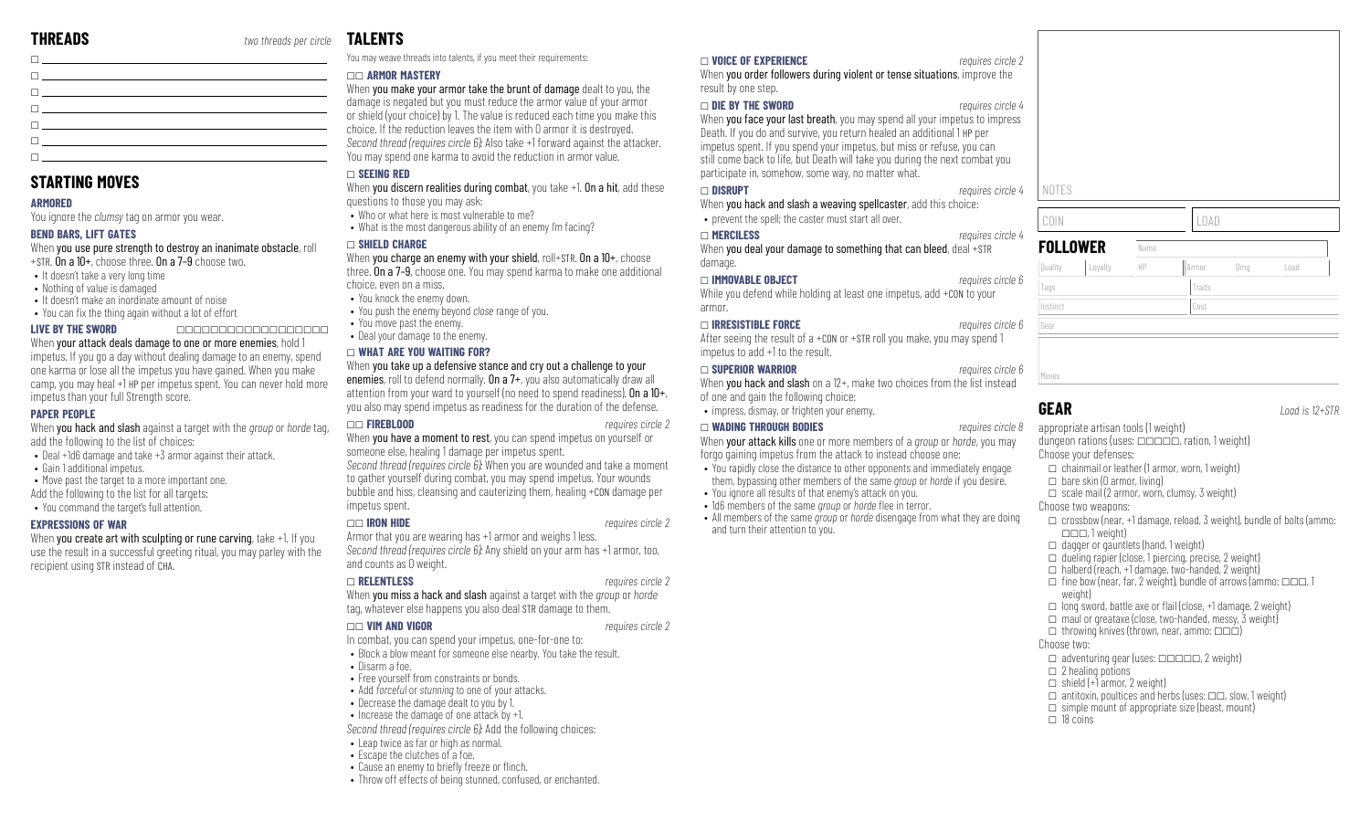## THREADS

*two threads per circle*

- ☐
- ☐
- ☐
- ☐
- ☐
- ☐
- ☐

## STARTING MOVES

### ARMORED

You ignore the *clumsy* tag on armor you wear.

### BEND BARS, LIFT GATES

When **you use pure strength to destroy an inanimate obstacle**, roll +STR. **On a 10+**, choose three. **On a 7–9** choose two.

- It doesn't take a very long time
- Nothing of value is damaged
- It doesn't make an inordinate amount of noise
- You can fix the thing again without a lot of effort

### LIVE BY THE SWORD

☐☐☐☐☐☐☐☐☐☐☐☐☐☐☐☐☐☐

When **your attack deals damage to one or more enemies**, hold 1 impetus. If you go a day without dealing damage to an enemy, spend one karma or lose all the impetus you have gained. When you make camp, you may heal +1 HP per impetus spent. You can never hold more impetus than your full Strength score.

### PAPER PEOPLE

When **you hack and slash** against a target with the *group* or *horde* tag, add the following to the list of choices:

- Deal +1d6 damage and take +3 armor against their attack.
- Gain 1 additional impetus.
- Move past the target to a more important one.

Add the following to the list for all targets:

- You command the target's full attention.

### EXPRESSIONS OF WAR

When **you create art with sculpting or rune carving**, take +1. If you use the result in a successful greeting ritual, you may parley with the recipient using STR instead of CHA.

## TALENTS

You may weave threads into talents, if you meet their requirements:

### ☐☐ ARMOR MASTERY

When **you make your armor take the brunt of damage** dealt to you, the damage is negated but you must reduce the armor value of your armor or shield (your choice) by 1. The value is reduced each time you make this choice. If the reduction leaves the item with 0 armor it is destroyed. *Second thread (requires circle 6):* Also take +1 forward against the attacker. You may spend one karma to avoid the reduction in armor value.

### ☐ SEEING RED

When **you discern realities during combat**, you take +1. **On a hit**, add these questions to those you may ask:

- Who or what here is most vulnerable to me?
- What is the most dangerous ability of an enemy I'm facing?

### ☐ SHIELD CHARGE

When **you charge an enemy with your shield**, roll+STR. **On a 10+**, choose three. **On a 7–9**, choose one. You may spend karma to make one additional choice, even on a miss.

- You knock the enemy down.
- You push the enemy beyond *close* range of you.
- You move past the enemy.
- Deal your damage to the enemy.

### ☐ WHAT ARE YOU WAITING FOR?

When **you take up a defensive stance and cry out a challenge to your enemies**, roll to defend normally. **On a 7+**, you also automatically draw all attention from your enemies to yourself (no need to spend readiness). **On a 10+**, you also may spend impetus as readiness for the duration of the defense.

### ☐☐ FIREBLOOD

*requires circle 2*

When **you have a moment to rest**, you can spend impetus on yourself or someone else, healing 1 damage per impetus spent.
*Second thread (requires circle 6):* When you are wounded and take a moment to gather yourself during combat, you may spend impetus. Your wounds bubble and hiss, cleansing and cauterizing them, healing +CON damage per impetus spent.

### ☐☐ IRON HIDE

*requires circle 2*

Armor that you are wearing has +1 armor and weighs 1 less.
*Second thread (requires circle 6):* Any shield on your arm has +1 armor, too, and counts as 0 weight.

### ☐ RELENTLESS

*requires circle 2*

When **you miss a hack and slash** against a target with the *group* or *horde* tag, whatever else happens you also deal STR damage to them.

### ☐☐ VIM AND VIGOR

*requires circle 2*

In combat, you can spend your impetus, one-for-one to:

- Block a blow meant for someone else nearby. You take the result.
- Disarm a foe.
- Free yourself from constraints or bonds.
- Add *forceful* or *stunning* to one of your attacks.
- Decrease the damage dealt to you by 1.
- Increase the damage of one attack by +1.

*Second thread (requires circle 6):* Add the following choices:

- Leap twice as far or high as normal.
- Escape the clutches of a foe.
- Cause an enemy to briefly freeze or flinch.
- Throw off effects of being stunned, confused, or enchanted.

### ☐ VOICE OF EXPERIENCE

*requires circle 2*

When **you order followers during violent or tense situations**, improve the result by one step.

### ☐ DIE BY THE SWORD

*requires circle 4*

When **you face your last breath**, you may spend all your impetus to impress Death. If you do and survive, you return healed an additional 1 HP per impetus spent. If you spend your impetus, but miss or refuse, you can still come back to life, but Death will take you during the next combat you participate in, somehow, some way, no matter what.

### ☐ DISRUPT

*requires circle 4*

When **you hack and slash a weaving spellcaster**, add this choice:

- prevent the spell; the caster must start all over.

### ☐ MERCILESS

*requires circle 4*

When **you deal your damage to something that can bleed**, deal +STR damage.

### ☐ IMMOVABLE OBJECT

*requires circle 6*

While you defend while holding at least one impetus, add +CON to your armor.

### ☐ IRRESISTIBLE FORCE

*requires circle 6*

After seeing the result of a +CON or +STR roll you make, you may spend 1 impetus to add +1 to the result.

### ☐ SUPERIOR WARRIOR

*requires circle 6*

When **you hack and slash** on a 12+, make two choices from the list instead of one and gain the following choice:

- impress, dismay, or frighten your enemy.

### ☐ WADING THROUGH BODIES

*requires circle 8*

When **your attack kills** one or more members of a *group* or *horde*, you may forgo gaining impetus from the attack to instead choose one:

- You rapidly close the distance to other opponents and immediately engage them, bypassing other members of the same *group* or *horde* if you desire.
- You ignore all results of that enemy's attack on you.
- 1d6 members of the same *group* or *horde* flee in terror.
- All members of the same *group* or *horde* disengage from what they are doing and turn their attention to you.

NOTES

COIN | LOAD

## FOLLOWER

| Name | | | | | |
|---|---|---|---|---|---|
| Quality | Loyalty | HP | Armor | Dmg | Load |
| Tags | | | Traits | | |
| Instinct | | | Cost | | |
| Gear | | | | | |
| Moves | | | | | |

## GEAR

*Load is 12+STR*

appropriate artisan tools (1 weight)
dungeon rations (uses: ☐☐☐☐☐, ration, 1 weight)

Choose your defenses:

- ☐ chainmail or leather (1 armor, worn, 1 weight)
- ☐ bare skin (0 armor, living)
- ☐ scale mail (2 armor, worn, clumsy, 3 weight)

Choose two weapons:

- ☐ crossbow (near, +1 damage, reload, 3 weight), bundle of bolts (ammo: ☐☐☐, 1 weight)
- ☐ dagger or gauntlets (hand, 1 weight)
- ☐ dueling rapier (close, 1 piercing, precise, 2 weight)
- ☐ halberd (reach, +1 damage, two-handed, 2 weight)
- ☐ fine bow (near, far, 2 weight), bundle of arrows (ammo: ☐☐☐, 1 weight)
- ☐ long sword, battle axe or flail (close, +1 damage, 2 weight)
- ☐ maul or greataxe (close, two-handed, messy, 3 weight)
- ☐ throwing knives (thrown, near, ammo: ☐☐☐)

Choose two:

- ☐ adventuring gear (uses: ☐☐☐☐☐, 2 weight)
- ☐ 2 healing potions
- ☐ shield (+1 armor, 2 weight)
- ☐ antitoxin, poultices and herbs (uses: ☐☐, slow, 1 weight)
- ☐ simple mount of appropriate size (beast, mount)
- ☐ 18 coins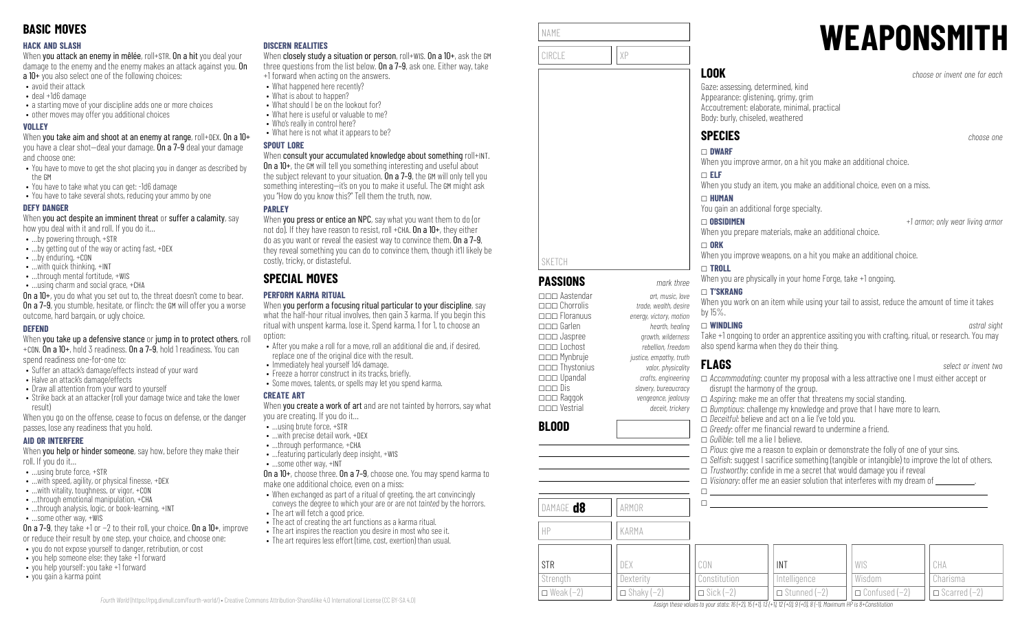# BASIC MOVES

### HACK AND SLASH

When **you attack an enemy in mêlée**, roll+STR. **On a hit** you deal your damage to the enemy and the enemy makes an attack against you. **On a 10+** you also select one of the following choices:

- avoid their attack
- deal +1d6 damage
- a starting move of your discipline adds one or more choices
- other moves may offer you additional choices

### VOLLEY

When **you take aim and shoot at an enemy at range**, roll+DEX. **On a 10+** you have a clear shot—deal your damage. **On a 7–9** deal your damage and choose one:

- You have to move to get the shot placing you in danger as described by the GM
- You have to take what you can get: -1d6 damage
- You have to take several shots, reducing your ammo by one

### DEFY DANGER

When **you act despite an imminent threat** or **suffer a calamity**, say how you deal with it and roll. If you do it…

- …by powering through, +STR
- …by getting out of the way or acting fast, +DEX
- …by enduring, +CON
- …with quick thinking, +INT
- …through mental fortitude, +WIS
- …using charm and social grace, +CHA

**On a 10+**, you do what you set out to, the threat doesn't come to bear. **On a 7–9**, you stumble, hesitate, or flinch: the GM will offer you a worse outcome, hard bargain, or ugly choice.

### DEFEND

When **you take up a defensive stance** or **jump in to protect others**, roll +CON. **On a 10+**, hold 3 readiness. **On a 7–9**, hold 1 readiness. You can spend readiness one-for-one to:

- Suffer an attack's damage/effects instead of your ward
- Halve an attack's damage/effects
- Draw all attention from your ward to yourself
- Strike back at an attacker (roll your damage twice and take the lower result)

When you go on the offense, cease to focus on defense, or the danger passes, lose any readiness that you hold.

### AID OR INTERFERE

When **you help or hinder someone**, say how, before they make their roll. If you do it…

- …using brute force, +STR
- …with speed, agility, or physical finesse, +DEX
- …with vitality, toughness, or vigor, +CON
- …through emotional manipulation, +CHA
- …through analysis, logic, or book-learning, +INT
- …some other way, +WIS

**On a 7–9**, they take +1 or −2 to their roll, your choice. **On a 10+**, improve or reduce their result by one step, your choice, and choose one:

- you do not expose yourself to danger, retribution, or cost
- you help someone else: they take +1 forward
- you help yourself: you take +1 forward
- you gain a karma point

### DISCERN REALITIES

When **closely study a situation or person**, roll+WIS. **On a 10+**, ask the GM three questions from the list below. **On a 7–9**, ask one. Either way, take +1 forward when acting on the answers.

- What happened here recently?
- What is about to happen?
- What should I be on the lookout for?
- What here is useful or valuable to me?
- Who's really in control here?
- What here is not what it appears to be?

### SPOUT LORE

When **consult your accumulated knowledge about something** roll+INT. **On a 10+**, the GM will tell you something interesting and useful about the subject relevant to your situation. **On a 7–9**, the GM will only tell you something interesting—it's on you to make it useful. The GM might ask you "How do you know this?" Tell them the truth, now.

### PARLEY

When **you press or entice an NPC**, say what you want them to do (or not do). If they have reason to resist, roll +CHA. **On a 10+**, they either do as you want or reveal the easiest way to convince them. **On a 7–9**, they reveal something you can do to convince them, though it'll likely be costly, tricky, or distasteful.

# SPECIAL MOVES

### PERFORM KARMA RITUAL

When **you perform a focusing ritual particular to your discipline**, say what the half-hour ritual involves, then gain 3 karma. If you begin this ritual with unspent karma, lose it. Spend karma, 1 for 1, to choose an option:

- After you make a roll for a move, roll an additional die and, if desired, replace one of the original dice with the result.
- Immediately heal yourself 1d4 damage.
- Freeze a horror construct in its tracks, briefly.
- Some moves, talents, or spells may let you spend karma.

### CREATE ART

When **you create a work of art** and are not tainted by horrors, say what you are creating. If you do it…

- …using brute force, +STR
- …with precise detail work, +DEX
- …through performance, +CHA
- …featuring particularly deep insight, +WIS
- …some other way, +INT

**On a 10+**, choose three. **On a 7–9**, choose one. You may spend karma to make one additional choice, even on a miss:

- When exchanged as part of a ritual of greeting, the art convincingly conveys the degree to which your are or are not *tainted* by the horrors.
- The art will fetch a good price.
- The act of creating the art functions as a karma ritual.
- The art inspires the reaction you desire in most who see it.
- The art requires less effort (time, cost, exertion) than usual.

*Fourth World* (https://rpg.divnull.com/fourth-world/) • Creative Commons Attribution-ShareAlike 4.0 International License (CC BY-SA 4.0)

# WEAPONSMITH

NAME

CIRCLE | XP

SKETCH

## PASSIONS
*mark three*

- ☐☐☐ Aastendar — *art, music, love*
- ☐☐☐ Chorrolis — *trade, wealth, desire*
- ☐☐☐ Floranuus — *energy, victory, motion*
- ☐☐☐ Garlen — *hearth, healing*
- ☐☐☐ Jaspree — *growth, wilderness*
- ☐☐☐ Lochost — *rebellion, freedom*
- ☐☐☐ Mynbruje — *justice, empathy, truth*
- ☐☐☐ Thystonius — *valor, physicality*
- ☐☐☐ Upandal — *crafts, engineering*
- ☐☐☐ Dis — *slavery, bureaucracy*
- ☐☐☐ Raggok — *vengeance, jealousy*
- ☐☐☐ Vestrial — *deceit, trickery*

## BLOOD

DAMAGE **d8** | ARMOR

HP | KARMA

## LOOK
*choose or invent one for each*

Gaze: assessing, determined, kind
Appearance: glistening, grimy, grim
Accoutrement: elaborate, minimal, practical
Body: burly, chiseled, weathered

## SPECIES
*choose one*

☐ **DWARF**
When you improve armor, on a hit you make an additional choice.

☐ **ELF**
When you study an item, you make an additional choice, even on a miss.

☐ **HUMAN**
You gain an additional forge specialty.

☐ **OBSIDIMEN** — *+1 armor; only wear living armor*
When you prepare materials, make an additional choice.

☐ **ORK**
When you improve weapons, on a hit you make an additional choice.

☐ **TROLL**
When you are physically in your home Forge, take +1 ongoing.

☐ **T'SKRANG**
When you work on an item while using your tail to assist, reduce the amount of time it takes by 15%.

☐ **WINDLING** — *astral sight*
Take +1 ongoing to order an apprentice assiting you with crafting, ritual, or research. You may also spend karma when they do their thing.

## FLAGS
*select or invent two*

- ☐ *Accommodating*: counter my proposal with a less attractive one I must either accept or disrupt the harmony of the group.
- ☐ *Aspiring*: make me an offer that threatens my social standing.
- ☐ *Bumptious*: challenge my knowledge and prove that I have more to learn.
- ☐ *Deceitful*: believe and act on a lie I've told you.
- ☐ *Greedy*: offer me financial reward to undermine a friend.
- ☐ *Gullible*: tell me a lie I believe.
- ☐ *Pious*: give me a reason to explain or demonstrate the folly of one of your sins.
- ☐ *Selfish*: suggest I sacrifice something (tangible or intangible) to improve the lot of others.
- ☐ *Trustworthy*: confide in me a secret that would damage you if reveal
- ☐ *Visionary*: offer me an easier solution that interferes with my dream of ________.
- ☐ ________
- ☐ ________

| STR | DEX | CON | INT | WIS | CHA |
|---|---|---|---|---|---|
| Strength | Dexterity | Constitution | Intelligence | Wisdom | Charisma |
| ☐ Weak (−2) | ☐ Shaky (−2) | ☐ Sick (−2) | ☐ Stunned (−2) | ☐ Confused (−2) | ☐ Scarred (−2) |

*Assign these values to your stats: 16 (+2), 15 (+1), 13 (+1), 12 (+0), 9 (+0), 8 (−1). Maximum HP is 8+Constitution*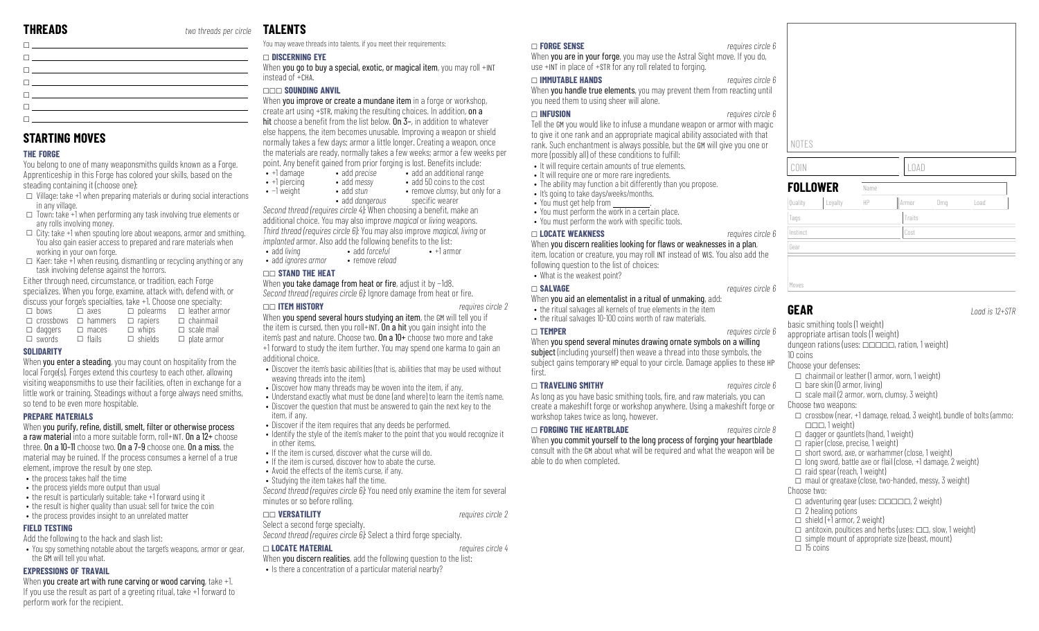## THREADS

*two threads per circle*

- ☐
- ☐
- ☐
- ☐
- ☐
- ☐
- ☐

## STARTING MOVES

### THE FORGE

You belong to one of many weaponsmiths guilds known as a Forge. Apprenticeship in this Forge has colored your skills, based on the steading containing it (choose one):

- ☐ Village: take +1 when preparing materials or during social interactions in any village.
- ☐ Town: take +1 when performing any task involving true elements or any rolls involving money.
- ☐ City: take +1 when spouting lore about weapons, armor and smithing. You also gain easier access to prepared and rare materials when working in your own forge.
- ☐ Kaer: take +1 when reusing, dismantling or recycling anything or any task involving defense against the horrors.

Either through need, circumstance, or tradition, each Forge specializes. When you forge, examine, attack with, defend with, or discuss your forge's specialties, take +1. Choose one specialty:

| | | | |
|---|---|---|---|
| ☐ bows | ☐ axes | ☐ polearms | ☐ leather armor |
| ☐ crossbows | ☐ hammers | ☐ rapiers | ☐ chainmail |
| ☐ daggers | ☐ maces | ☐ whips | ☐ scale mail |
| ☐ swords | ☐ flails | ☐ shields | ☐ plate armor |

### SOLIDARITY

When **you enter a steading**, you may count on hospitality from the local Forge(s). Forges extend this courtesy to each other, allowing visiting weaponsmiths to use their facilities, often in exchange for a little work or training. Steadings without a forge always need smiths, so tend to be even more hospitable.

### PREPARE MATERIALS

When **you purify, refine, distill, smelt, filter or otherwise process a raw material** into a more suitable form, roll+INT. **On a 12+** choose three. **On a 10–11** choose two. **On a 7–9** choose one. **On a miss**, the material may be ruined. If the process consumes a kernel of a true element, improve the result by one step.

- the process takes half the time
- the process yields more output than usual
- the result is particularly suitable: take +1 forward using it
- the result is higher quality than usual: sell for twice the coin
- the process provides insight to an unrelated matter

### FIELD TESTING

Add the following to the hack and slash list:

- You spy something notable about the target's weapons, armor or gear, the GM will tell you what.

### EXPRESSIONS OF TRAVAIL

When **you create art with rune carving or wood carving**, take +1. If you use the result as part of a greeting ritual, take +1 forward to perform work for the recipient.

## TALENTS

You may weave threads into talents, if you meet their requirements:

### ☐ DISCERNING EYE

When **you go to buy a special, exotic, or magical item**, you may roll +INT instead of +CHA.

### ☐☐☐ SOUNDING ANVIL

When **you improve or create a mundane item** in a forge or workshop, create art using +STR, making the resulting choices. In addition, **on a hit** choose a benefit from the list below. **On 3–**, in addition to whatever else happens, the item becomes unusable. Improving a weapon or shield normally takes a few days; armor a little longer. Creating a weapon, once the materials are ready, normally takes a few weeks; armor a few weeks per point. Any benefit gained from prior forging is lost. Benefits include:

- +1 damage
- +1 piercing
- –1 weight
- add *precise*
- add *messy*
- add *stun*
- add *dangerous*
- add an additional range
- add 50 coins to the cost
- remove *clumsy*, but only for a specific wearer

*Second thread (requires circle 4)*: When choosing a benefit, make an additional choice. You may also improve *magical* or *living* weapons.
*Third thread (requires circle 6)*: You may also improve *magical*, *living* or *implanted* armor. Also add the following benefits to the list:

- add *living*
- add *ignores armor*
- add *forceful*
- remove *reload*
- +1 armor

### ☐☐ STAND THE HEAT

When **you take damage from heat or fire**, adjust it by –1d8.
*Second thread (requires circle 6)*: Ignore damage from heat or fire.

### ☐☐ ITEM HISTORY

*requires circle 2*

When **you spend several hours studying an item**, the GM will tell you if the item is cursed, then you roll+INT. **On a hit** you gain insight into the item's past and nature. Choose two. **On a 10+** choose two more and take +1 forward to study the item further. You may spend one karma to gain an additional choice.

- Discover the item's basic abilities (that is, abilities that may be used without weaving threads into the item).
- Discover how many threads may be woven into the item, if any.
- Understand exactly what must be done (and where) to learn the item's name.
- Discover the question that must be answered to gain the next key to the item, if any.
- Discover if the item requires that any deeds be performed.
- Identify the style of the item's maker to the point that you would recognize it in other items.
- If the item is cursed, discover what the curse will do.
- If the item is cursed, discover how to abate the curse.
- Avoid the effects of the item's curse, if any.
- Studying the item takes half the time.

*Second thread (requires circle 6)*: You need only examine the item for several minutes or so before rolling.

### ☐☐ VERSATILITY

*requires circle 2*

Select a second forge specialty.
*Second thread (requires circle 6)*: Select a third forge specialty.

### ☐ LOCATE MATERIAL

*requires circle 4*

When **you discern realities**, add the following question to the list:

- Is there a concentration of a particular material nearby?

### ☐ FORGE SENSE

*requires circle 6*

When **you are in your forge**, you may use the Astral Sight move. If you do, use +INT in place of +STR for any roll related to forging.

### ☐ IMMUTABLE HANDS

*requires circle 6*

When **you handle true elements**, you may prevent them from reacting until you need them to using sheer will alone.

### ☐ INFUSION

*requires circle 6*

Tell the GM you would like to infuse a mundane weapon or armor with magic to give it one rank and an appropriate magical ability associated with that rank. Such enchantment is always possible, but the GM will give you one or more (possibly all) of these conditions to fulfill:

- It will require certain amounts of true elements.
- It will require one or more rare ingredients.
- The ability may function a bit differently than you propose.
- It's going to take days/weeks/months.
- You must get help from ________.
- You must perform the work in a certain place.
- You must perform the work with specific tools.

### ☐ LOCATE WEAKNESS

*requires circle 6*

When **you discern realities looking for flaws or weaknesses in a plan**, item, location or creature, you may roll INT instead of WIS. You also add the following question to the list of choices:

- What is the weakest point?

### ☐ SALVAGE

*requires circle 6*

When **you aid an elementalist in a ritual of unmaking**, add:

- the ritual salvages all kernels of true elements in the item
- the ritual salvages 10-100 coins worth of raw materials.

### ☐ TEMPER

*requires circle 6*

When **you spend several minutes drawing ornate symbols on a willing subject** (including yourself) then weave a thread into those symbols, the subject gains temporary HP equal to your circle. Damage applies to these HP first.

### ☐ TRAVELING SMITHY

*requires circle 6*

As long as you have basic smithing tools, fire, and raw materials, you can create a makeshift forge or workshop anywhere. Using a makeshift forge or workshop takes twice as long, however.

### ☐ FORGING THE HEARTBLADE

*requires circle 8*

When **you commit yourself to the long process of forging your heartblade** consult with the GM about what will be required and what the weapon will be able to do when completed.

NOTES

COIN | LOAD

## FOLLOWER

| Name | | | | | |
|---|---|---|---|---|---|
| Quality | Loyalty | HP | Armor | Dmg | Load |
| Tags | | | Traits | | |
| Instinct | | | Cost | | |
| Gear | | | | | |
| Moves | | | | | |

## GEAR

*Load is 12+STR*

basic smithing tools (1 weight)
appropriate artisan tools (1 weight)
dungeon rations (uses: ☐☐☐☐☐, ration, 1 weight)
10 coins

Choose your defenses:

- ☐ chainmail or leather (1 armor, worn, 1 weight)
- ☐ bare skin (0 armor, living)
- ☐ scale mail (2 armor, worn, clumsy, 3 weight)

Choose two weapons:

- ☐ crossbow (near, +1 damage, reload, 3 weight), bundle of bolts (ammo: ☐☐☐, 1 weight)
- ☐ dagger or gauntlets (hand, 1 weight)
- ☐ rapier (close, precise, 1 weight)
- ☐ short sword, axe, or warhammer (close, 1 weight)
- ☐ long sword, battle axe or flail (close, +1 damage, 2 weight)
- ☐ raid spear (reach, 1 weight)
- ☐ maul or greataxe (close, two-handed, messy, 3 weight)

Choose two:

- ☐ adventuring gear (uses: ☐☐☐☐☐, 2 weight)
- ☐ 2 healing potions
- ☐ shield (+1 armor, 2 weight)
- ☐ antitoxin, poultices and herbs (uses: ☐☐, slow, 1 weight)
- ☐ simple mount of appropriate size (beast, mount)
- ☐ 15 coins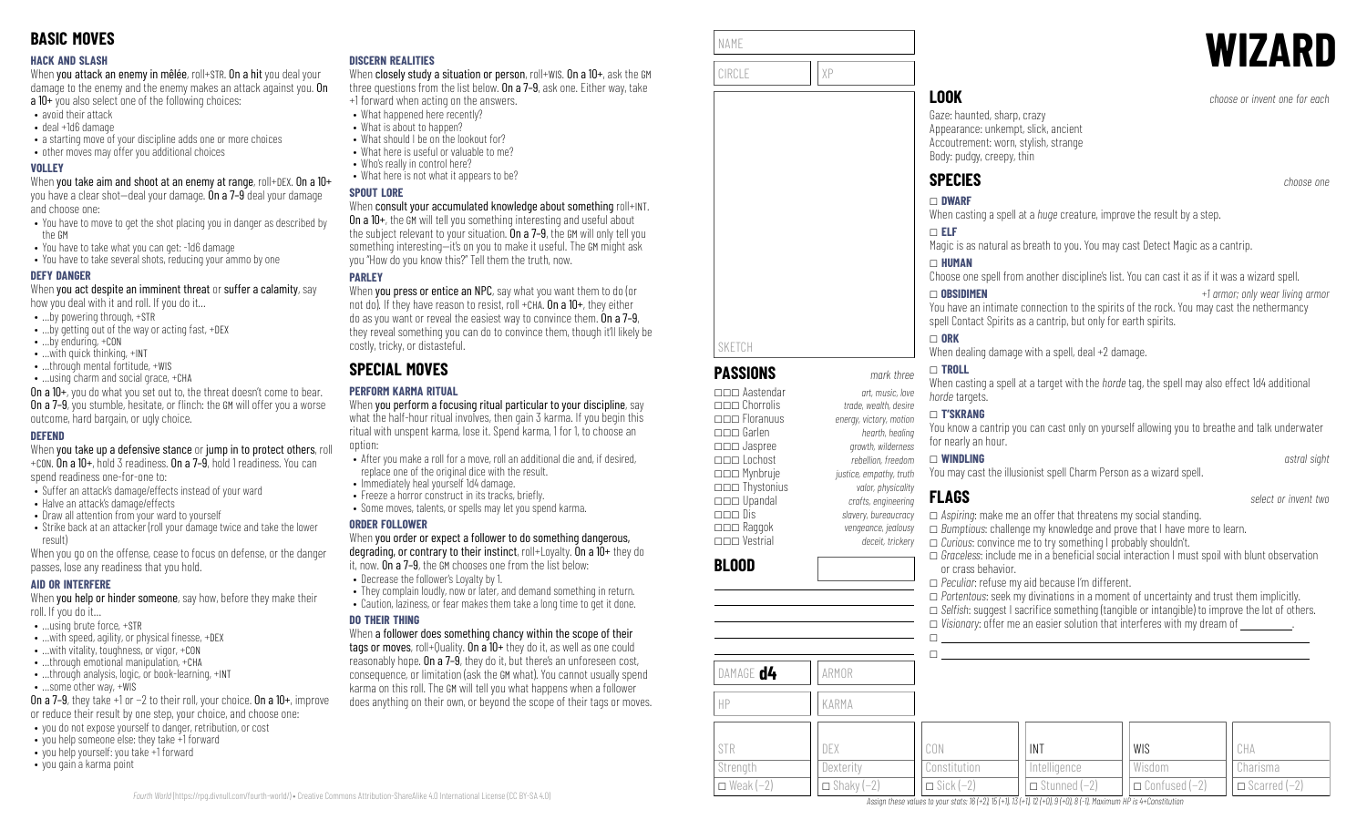## BASIC MOVES

### HACK AND SLASH

When **you attack an enemy in mêlée**, roll+STR. **On a hit** you deal your damage to the enemy and the enemy makes an attack against you. **On a 10+** you also select one of the following choices:

- avoid their attack
- deal +1d6 damage
- a starting move of your discipline adds one or more choices
- other moves may offer you additional choices

### VOLLEY

When **you take aim and shoot at an enemy at range**, roll+DEX. **On a 10+** you have a clear shot—deal your damage. **On a 7–9** deal your damage and choose one:

- You have to move to get the shot placing you in danger as described by the GM
- You have to take what you can get: -1d6 damage
- You have to take several shots, reducing your ammo by one

### DEFY DANGER

When **you act despite an imminent threat** or **suffer a calamity**, say how you deal with it and roll. If you do it…

- …by powering through, +STR
- …by getting out of the way or acting fast, +DEX
- …by enduring, +CON
- …with quick thinking, +INT
- …through mental fortitude, +WIS
- …using charm and social grace, +CHA

**On a 10+**, you do what you set out to, the threat doesn't come to bear. **On a 7–9**, you stumble, hesitate, or flinch: the GM will offer you a worse outcome, hard bargain, or ugly choice.

### DEFEND

When **you take up a defensive stance** or **jump in to protect others**, roll +CON. **On a 10+**, hold 3 readiness. **On a 7–9**, hold 1 readiness. You can spend readiness one-for-one to:

- Suffer an attack's damage/effects instead of your ward
- Halve an attack's damage/effects
- Draw all attention from your ward to yourself
- Strike back at an attacker (roll your damage twice and take the lower result)

When you go on the offense, cease to focus on defense, or the danger passes, lose any readiness that you hold.

### AID OR INTERFERE

When **you help or hinder someone**, say how, before they make their roll. If you do it…

- …using brute force, +STR
- …with speed, agility, or physical finesse, +DEX
- …with vitality, toughness, or vigor, +CON
- …through emotional manipulation, +CHA
- …through analysis, logic, or book-learning, +INT
- …some other way, +WIS

**On a 7–9**, they take +1 or −2 to their roll, your choice. **On a 10+**, improve or reduce their result by one step, your choice, and choose one:

- you do not expose yourself to danger, retribution, or cost
- you help someone else: they take +1 forward
- you help yourself: you take +1 forward
- you gain a karma point

### DISCERN REALITIES

When **closely study a situation or person**, roll+WIS. **On a 10+**, ask the GM three questions from the list below. **On a 7–9**, ask one. Either way, take +1 forward when acting on the answers.

- What happened here recently?
- What is about to happen?
- What should I be on the lookout for?
- What here is useful or valuable to me?
- Who's really in control here?
- What here is not what it appears to be?

### SPOUT LORE

When **consult your accumulated knowledge about something** roll+INT. **On a 10+**, the GM will tell you something interesting and useful about the subject relevant to your situation. **On a 7–9**, the GM will only tell you something interesting—it's on you to make it useful. The GM might ask you "How do you know this?" Tell them the truth, now.

### PARLEY

When **you press or entice an NPC**, say what you want them to do (or not do). If they have reason to resist, roll +CHA. **On a 10+**, they either do as you want or reveal the easiest way to convince them. **On a 7–9**, they reveal something you can do to convince them, though it'll likely be costly, tricky, or distasteful.

## SPECIAL MOVES

### PERFORM KARMA RITUAL

When **you perform a focusing ritual particular to your discipline**, say what the half-hour ritual involves, then gain 3 karma. If you begin this ritual with unspent karma, lose it. Spend karma, 1 for 1, to choose an option:

- After you make a roll for a move, roll an additional die and, if desired, replace one of the original dice with the result.
- Immediately heal yourself 1d4 damage.
- Freeze a horror construct in its tracks, briefly.
- Some moves, talents, or spells may let you spend karma.

### ORDER FOLLOWER

When **you order or expect a follower to do something dangerous, degrading, or contrary to their instinct**, roll+Loyalty. **On a 10+** they do it, now. **On a 7–9**, the GM chooses one from the list below:

- Decrease the follower's Loyalty by 1.
- They complain loudly, now or later, and demand something in return.
- Caution, laziness, or fear makes them take a long time to get it done.

### DO THEIR THING

When **a follower does something chancy within the scope of their tags or moves**, roll+Quality. **On a 10+** they do it, as well as one could reasonably hope. **On a 7–9**, they do it, but there's an unforeseen cost, consequence, or limitation (ask the GM what). You cannot usually spend karma on this roll. The GM will tell you what happens when a follower does anything on their own, or beyond the scope of their tags or moves.

*Fourth World* (https://rpg.divnull.com/fourth-world/) • Creative Commons Attribution-ShareAlike 4.0 International License (CC BY-SA 4.0)

# WIZARD

NAME

CIRCLE | XP

SKETCH

## PASSIONS

*mark three*

- ☐☐☐ Aastendar — *art, music, love*
- ☐☐☐ Chorrolis — *trade, wealth, desire*
- ☐☐☐ Floranuus — *energy, victory, motion*
- ☐☐☐ Garlen — *hearth, healing*
- ☐☐☐ Jaspree — *growth, wilderness*
- ☐☐☐ Lochost — *rebellion, freedom*
- ☐☐☐ Mynbruje — *justice, empathy, truth*
- ☐☐☐ Thystonius — *valor, physicality*
- ☐☐☐ Upandal — *crafts, engineering*
- ☐☐☐ Dis — *slavery, bureaucracy*
- ☐☐☐ Raggok — *vengeance, jealousy*
- ☐☐☐ Vestrial — *deceit, trickery*

## BLOOD

DAMAGE **d4** | ARMOR

HP | KARMA

| STR | DEX | CON | INT | WIS | CHA |
|---|---|---|---|---|---|
| Strength | Dexterity | Constitution | Intelligence | Wisdom | Charisma |
| ☐ Weak (−2) | ☐ Shaky (−2) | ☐ Sick (−2) | ☐ Stunned (−2) | ☐ Confused (−2) | ☐ Scarred (−2) |

*Assign these values to your stats: 16 (+2), 15 (+1), 13 (+1), 12 (+0), 9 (+0), 8 (−1). Maximum HP is 4+Constitution*

## LOOK

*choose or invent one for each*

Gaze: haunted, sharp, crazy
Appearance: unkempt, slick, ancient
Accoutrement: worn, stylish, strange
Body: pudgy, creepy, thin

## SPECIES

*choose one*

☐ **DWARF**
When casting a spell at a *huge* creature, improve the result by a step.

☐ **ELF**
Magic is as natural as breath to you. You may cast Detect Magic as a cantrip.

☐ **HUMAN**
Choose one spell from another discipline's list. You can cast it as if it was a wizard spell.

☐ **OBSIDIMEN** — *+1 armor; only wear living armor*
You have an intimate connection to the spirits of the rock. You may cast the nethermancy spell Contact Spirits as a cantrip, but only for earth spirits.

☐ **ORK**
When dealing damage with a spell, deal +2 damage.

☐ **TROLL**
When casting a spell at a target with the *horde* tag, the spell may also effect 1d4 additional *horde* targets.

☐ **T'SKRANG**
You know a cantrip you can cast only on yourself allowing you to breathe and talk underwater for nearly an hour.

☐ **WINDLING** — *astral sight*
You may cast the illusionist spell Charm Person as a wizard spell.

## FLAGS

*select or invent two*

- ☐ *Aspiring*: make me an offer that threatens my social standing.
- ☐ *Bumptious*: challenge my knowledge and prove that I have more to learn.
- ☐ *Curious*: convince me to try something I probably shouldn't.
- ☐ *Graceless*: include me in a beneficial social interaction I must spoil with blunt observation or crass behavior.
- ☐ *Peculiar*: refuse my aid because I'm different.
- ☐ *Portentous*: seek my divinations in a moment of uncertainty and trust them implicitly.
- ☐ *Selfish*: suggest I sacrifice something (tangible or intangible) to improve the lot of others.
- ☐ *Visionary*: offer me an easier solution that interferes with my dream of ________.
- ☐ ________
- ☐ ________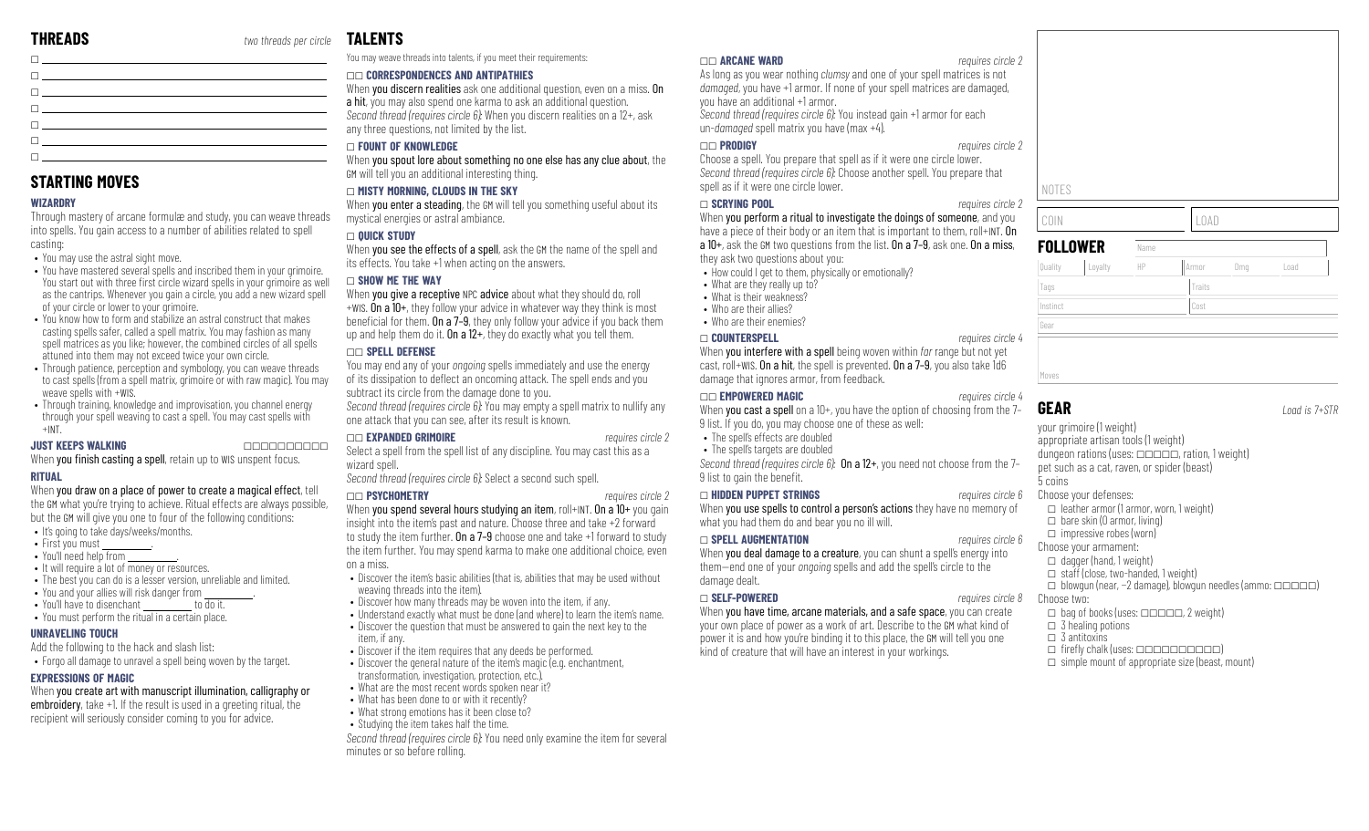## THREADS

*two threads per circle*

- ☐ ______
- ☐ ______
- ☐ ______
- ☐ ______
- ☐ ______
- ☐ ______
- ☐ ______

## STARTING MOVES

### WIZARDRY

Through mastery of arcane formulæ and study, you can weave threads into spells. You gain access to a number of abilities related to spell casting:

- You may use the astral sight move.
- You have mastered several spells and inscribed them in your grimoire. You start out with three first circle wizard spells in your grimoire as well as the cantrips. Whenever you gain a circle, you add a new wizard spell of your circle or lower to your grimoire.
- You know how to form and stabilize an astral construct that makes casting spells safer, called a spell matrix. You may fashion as many spell matrices as you like; however, the combined circles of all spells attuned into them may not exceed twice your own circle.
- Through patience, perception and symbology, you can weave threads to cast spells (from a spell matrix, grimoire or with raw magic). You may weave spells with +WIS.
- Through training, knowledge and improvisation, you channel energy through your spell weaving to cast a spell. You may cast spells with +INT.

### JUST KEEPS WALKING ☐☐☐☐☐☐☐☐☐☐

When **you finish casting a spell**, retain up to WIS unspent focus.

### RITUAL

When **you draw on a place of power to create a magical effect**, tell the GM what you're trying to achieve. Ritual effects are always possible, but the GM will give you one to four of the following conditions:

- It's going to take days/weeks/months.
- First you must ______.
- You'll need help from ______.
- It will require a lot of money or resources.
- The best you can do is a lesser version, unreliable and limited.
- You and your allies will risk danger from ______.
- You'll have to disenchant ______ to do it.
- You must perform the ritual in a certain place.

### UNRAVELING TOUCH

Add the following to the hack and slash list:

- Forgo all damage to unravel a spell being woven by the target.

### EXPRESSIONS OF MAGIC

When **you create art with manuscript illumination, calligraphy or embroidery**, take +1. If the result is used in a greeting ritual, the recipient will seriously consider coming to you for advice.

## TALENTS

You may weave threads into talents, if you meet their requirements:

### ☐☐ CORRESPONDENCES AND ANTIPATHIES

When **you discern realities** ask one additional question, even on a miss. **On a hit**, you may also spend one karma to ask an additional question.
*Second thread (requires circle 6)*: When you discern realities on a 12+, ask any three questions, not limited by the list.

### ☐ FOUNT OF KNOWLEDGE

When **you spout lore about something no one else has any clue about**, the GM will tell you an additional interesting thing.

### ☐ MISTY MORNING, CLOUDS IN THE SKY

When **you enter a steading**, the GM will tell you something useful about its mystical energies or astral ambiance.

### ☐ QUICK STUDY

When **you see the effects of a spell**, ask the GM the name of the spell and its effects. You take +1 when acting on the answers.

### ☐ SHOW ME THE WAY

When **you give a receptive** NPC **advice** about what they should do, roll +WIS. **On a 10+**, they follow your advice in whatever way they think is most beneficial for them. **On a 7–9**, they only follow your advice if you back them up and help them do it. **On a 12+**, they do exactly what you tell them.

### ☐☐ SPELL DEFENSE

You may end any of your *ongoing* spells immediately and use the energy of its dissipation to deflect an oncoming attack. The spell ends and you subtract its circle from the damage done to you.
*Second thread (requires circle 6)*: You may empty a spell matrix to nullify any one attack that you can see, after its result is known.

### ☐☐ EXPANDED GRIMOIRE *requires circle 2*

Select a spell from the spell list of any discipline. You may cast this as a wizard spell.
*Second thread (requires circle 6)*: Select a second such spell.

### ☐☐ PSYCHOMETRY *requires circle 2*

When **you spend several hours studying an item**, roll+INT. **On a 10+** you gain insight into the item's past and nature. Choose three and take +2 forward to study the item further. **On a 7–9** choose one and take +1 forward to study the item further. You may spend karma to make one additional choice, even on a miss.

- Discover the item's basic abilities (that is, abilities that may be used without weaving threads into the item).
- Discover how many threads may be woven into the item, if any.
- Understand exactly what must be done (and where) to learn the item's name.
- Discover the question that must be answered to gain the next key to the item, if any.
- Discover if the item requires that any deeds be performed.
- Discover the general nature of the item's magic (e.g. enchantment, transformation, investigation, protection, etc.).
- What are the most recent words spoken near it?
- What has been done to or with it recently?
- What strong emotions has it been close to?
- Studying the item takes half the time.

*Second thread (requires circle 6)*: You need only examine the item for several minutes or so before rolling.

### ☐☐ ARCANE WARD *requires circle 2*

As long as you wear nothing *clumsy* and one of your spell matrices is not *damaged*, you have +1 armor. If none of your spell matrices are damaged, you have an additional +1 armor.
*Second thread (requires circle 6)*: You instead gain +1 armor for each un-*damaged* spell matrix you have (max +4).

### ☐☐ PRODIGY *requires circle 2*

Choose a spell. You prepare that spell as if it were one circle lower.
*Second thread (requires circle 6)*: Choose another spell. You prepare that spell as if it were one circle lower.

### ☐ SCRYING POOL *requires circle 2*

When **you perform a ritual to investigate the doings of someone**, and you have a piece of their body or an item that is important to them, roll+INT. **On a 10+**, ask the GM two questions from the list. **On a 7–9**, ask one. **On a miss**, they ask two questions about you:

- How could I get to them, physically or emotionally?
- What are they really up to?
- What is their weakness?
- Who are their allies?
- Who are their enemies?

### ☐ COUNTERSPELL *requires circle 4*

When **you interfere with a spell** being woven within *far* range but not yet cast, roll+WIS. **On a hit**, the spell is prevented. **On a 7–9**, you also take 1d6 damage that ignores armor, from feedback.

### ☐☐ EMPOWERED MAGIC *requires circle 4*

When **you cast a spell** on a 10+, you have the option of choosing from the 7–9 list. If you do, you may choose one of these as well:

- The spell's effects are doubled
- The spell's targets are doubled

*Second thread (requires circle 6)*: **On a 12+**, you need not choose from the 7–9 list to gain the benefit.

### ☐ HIDDEN PUPPET STRINGS *requires circle 6*

When **you use spells to control a person's actions** they have no memory of what you had them do and bear you no ill will.

### ☐ SPELL AUGMENTATION *requires circle 6*

When **you deal damage to a creature**, you can shunt a spell's energy into them—end one of your *ongoing* spells and add the spell's circle to the damage dealt.

### ☐ SELF-POWERED *requires circle 8*

When **you have time, arcane materials, and a safe space**, you can create your own place of power as a work of art. Describe to the GM what kind of power it is and how you're binding it to this place, the GM will tell you one kind of creature that will have an interest in your workings.

NOTES

| COIN | LOAD |
|---|---|
| | |

## FOLLOWER

| Name | | | | | |
|---|---|---|---|---|---|
| Quality | Loyalty | HP | Armor | Dmg | Load |
| Tags | | | Traits | | |
| Instinct | | | Cost | | |
| Gear | | | | | |
| Moves | | | | | |

## GEAR

*Load is 7+STR*

your grimoire (1 weight)
appropriate artisan tools (1 weight)
dungeon rations (uses: ☐☐☐☐☐, ration, 1 weight)
pet such as a cat, raven, or spider (beast)
5 coins

Choose your defenses:

- ☐ leather armor (1 armor, worn, 1 weight)
- ☐ bare skin (0 armor, living)
- ☐ impressive robes (worn)

Choose your armament:

- ☐ dagger (hand, 1 weight)
- ☐ staff (close, two-handed, 1 weight)
- ☐ blowgun (near, −2 damage), blowgun needles (ammo: ☐☐☐☐☐)

Choose two:

- ☐ bag of books (uses: ☐☐☐☐☐, 2 weight)
- ☐ 3 healing potions
- ☐ 3 antitoxins
- ☐ firefly chalk (uses: ☐☐☐☐☐☐☐☐☐☐)
- ☐ simple mount of appropriate size (beast, mount)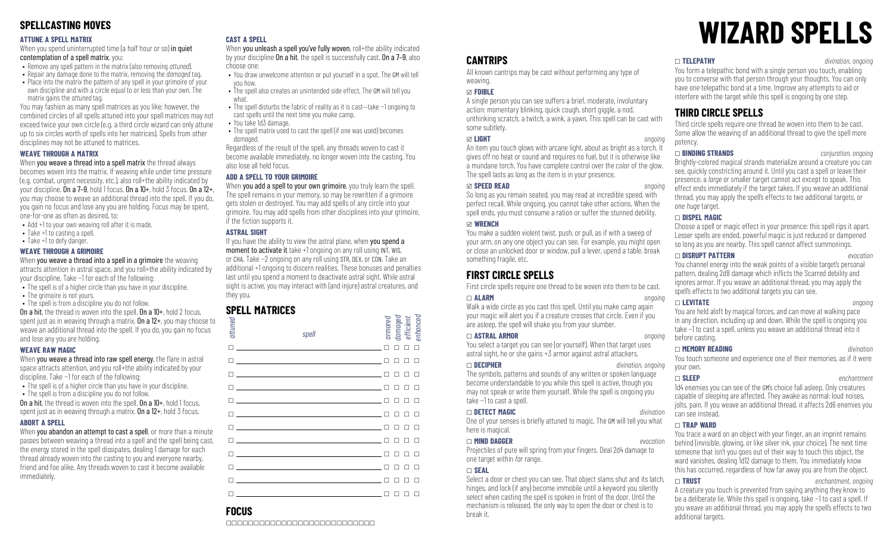# SPELLCASTING MOVES

### ATTUNE A SPELL MATRIX

When you spend uninterrupted time (a half hour or so) **in quiet contemplation of a spell matrix**, you:

- Remove any spell pattern in the matrix (also removing *attuned*).
- Repair any damage done to the matrix, removing the *damaged* tag.
- Place into the matrix the pattern of any spell in your grimoire of your own discipline and with a circle equal to or less than your own. The matrix gains the *attuned* tag.

You may fashion as many spell matrices as you like; however, the combined circles of all spells attuned into your spell matrices may not exceed twice your own circle (e.g. a third circle wizard can only attune up to six circles worth of spells into her matrices). Spells from other disciplines may not be attuned to matrices.

### WEAVE THROUGH A MATRIX

When **you weave a thread into a spell matrix** the thread always becomes woven into the matrix. If weaving while under time pressure (e.g. combat, urgent necessity, etc.), also roll+the ability indicated by your discipline. **On a 7–9**, hold 1 focus. **On a 10+**, hold 3 focus. **On a 12+**, you may choose to weave an additional thread into the spell. If you do, you gain no focus and lose any you are holding. Focus may be spent, one-for-one as often as desired, to:

- Add +1 to your own weaving roll after it is made.
- Take +1 to casting a spell.
- Take +1 to defy danger.

### WEAVE THROUGH A GRIMOIRE

When **you weave a thread into a spell in a grimoire** the weaving attracts attention in astral space, and you roll+the ability indicated by your discipline. Take −1 for each of the following:

- The spell is of a higher circle than you have in your discipline.
- The grimoire is not yours.
- The spell is from a discipline you do not follow.

**On a hit**, the thread is woven into the spell. **On a 10+**, hold 2 focus, spent just as in weaving through a matrix. **On a 12+**, you may choose to weave an additional thread into the spell. If you do, you gain no focus and lose any you are holding.

### WEAVE RAW MAGIC

When **you weave a thread into raw spell energy**, the flare in astral space attracts attention, and you roll+the ability indicated by your discipline. Take −1 for each of the following:

- The spell is of a higher circle than you have in your discipline.
- The spell is from a discipline you do not follow.

**On a hit**, the thread is woven into the spell. **On a 10+**, hold 1 focus, spent just as in weaving through a matrix. **On a 12+**, hold 3 focus.

### ABORT A SPELL

When **you abandon an attempt to cast a spell**, or more than a minute passes between weaving a thread into a spell and the spell being cast, the energy stored in the spell dissipates, dealing 1 damage for each thread already woven into the casting to you and everyone nearby, friend and foe alike. Any threads woven to cast it become available immediately.

### CAST A SPELL

When **you unleash a spell you've fully woven**, roll+the ability indicated by your discipline **On a hit**, the spell is successfully cast. **On a 7–9**, also choose one:

- You draw unwelcome attention or put yourself in a spot. The GM will tell you how.
- The spell also creates an unintended side effect. The GM will tell you what.
- The spell disturbs the fabric of reality as it is cast—take −1 ongoing to cast spells until the next time you make camp.
- You take 1d3 damage.
- The spell matrix used to cast the spell (if one was used) becomes *damaged*.

Regardless of the result of the spell, any threads woven to cast it become available immediately, no longer woven into the casting. You also lose all held focus.

### ADD A SPELL TO YOUR GRIMOIRE

When **you add a spell to your own grimoire**, you truly learn the spell. The spell remains in your memory, so may be rewritten if a grimoire gets stolen or destroyed. You may add spells of any circle into your grimoire. You may add spells from other disciplines into your grimoire, if the fiction supports it.

### ASTRAL SIGHT

If you have the ability to view the astral plane, when **you spend a moment to activate it** take +1 ongoing on any roll using INT, WIS, or CHA. Take −2 ongoing on any roll using STR, DEX, or CON. Take an additional +1 ongoing to discern realities. These bonuses and penalties last until you spend a moment to deactivate astral sight. While astral sight is active, you may interact with (and injure) astral creatures, and they you.

## SPELL MATRICES

| attuned | spell | armored | damaged | efficient | enhanced |
|---|---|---|---|---|---|
| ☐ | | ☐ | ☐ | ☐ | ☐ |
| ☐ | | ☐ | ☐ | ☐ | ☐ |
| ☐ | | ☐ | ☐ | ☐ | ☐ |
| ☐ | | ☐ | ☐ | ☐ | ☐ |
| ☐ | | ☐ | ☐ | ☐ | ☐ |
| ☐ | | ☐ | ☐ | ☐ | ☐ |
| ☐ | | ☐ | ☐ | ☐ | ☐ |
| ☐ | | ☐ | ☐ | ☐ | ☐ |
| ☐ | | ☐ | ☐ | ☐ | ☐ |
| ☐ | | ☐ | ☐ | ☐ | ☐ |
| ☐ | | ☐ | ☐ | ☐ | ☐ |
| ☐ | | ☐ | ☐ | ☐ | ☐ |

## FOCUS

☐☐☐☐☐☐☐☐☐☐☐☐☐☐☐☐☐☐☐☐☐☐☐☐☐☐☐

# WIZARD SPELLS

## CANTRIPS

All known cantrips may be cast without performing any type of weaving.

### ☑ FOIBLE

A single person you can see suffers a brief, moderate, involuntary action: momentary blinking, quick cough, short giggle, a nod, unthinking scratch, a twitch, a wink, a yawn. This spell can be cast with some subtlety.

### ☑ LIGHT — *ongoing*

An item you touch glows with arcane light, about as bright as a torch. It gives off no heat or sound and requires no fuel, but it is otherwise like a mundane torch. You have complete control over the color of the glow. The spell lasts as long as the item is in your presence.

### ☑ SPEED READ — *ongoing*

So long as you remain seated, you may read at incredible speed, with perfect recall. While ongoing, you cannot take other actions. When the spell ends, you must consume a ration or suffer the stunned debility.

### ☑ WRENCH

You make a sudden violent twist, push, or pull, as if with a sweep of your arm, on any one object you can see. For example, you might open or close an unlocked door or window, pull a lever, upend a table, break something fragile, etc.

## FIRST CIRCLE SPELLS

First circle spells require one thread to be woven into them to be cast.

### ☐ ALARM — *ongoing*

Walk a wide circle as you cast this spell. Until you make camp again your magic will alert you if a creature crosses that circle. Even if you are asleep, the spell will shake you from your slumber.

### ☐ ASTRAL ARMOR — *ongoing*

You select a target you can see (or yourself). When that target uses astral sight, he or she gains +3 armor against astral attackers.

### ☐ DECIPHER — *divination, ongoing*

The symbols, patterns and sounds of any written or spoken language become understandable to you while this spell is active, though you may not speak or write them yourself. While the spell is ongoing you take −1 to cast a spell.

### ☐ DETECT MAGIC — *divination*

One of your senses is briefly attuned to magic. The GM will tell you what here is magical.

### ☐ MIND DAGGER — *evocation*

Projectiles of pure will spring from your fingers. Deal 2d4 damage to one target within *far* range.

### ☐ SEAL

Select a door or chest you can see. That object slams shut and its latch, hinges, and lock (if any) become immobile until a keyword you silently select when casting the spell is spoken in front of the door. Until the mechanism is released, the only way to open the door or chest is to break it.

### ☐ TELEPATHY — *divination, ongoing*

You form a telepathic bond with a single person you touch, enabling you to converse with that person through your thoughts. You can only have one telepathic bond at a time. Improve any attempts to aid or interfere with the target while this spell is ongoing by one step.

## THIRD CIRCLE SPELLS

Third circle spells require one thread be woven into them to be cast. Some allow the weaving of an additional thread to give the spell more potency.

### ☐ BINDING STRANDS — *conjuration, ongoing*

Brightly-colored magical strands materialize around a creature you can see, quickly constricting around it. Until you cast a spell or leave their presence, a *large* or smaller target cannot act except to speak. This effect ends immediately if the target takes. If you weave an additional thread, you may apply the spell's effects to two additional targets, or one *huge* target.

### ☐ DISPEL MAGIC

Choose a spell or magic effect in your presence: this spell rips it apart. Lesser spells are ended, powerful magic is just reduced or dampened so long as you are nearby. This spell cannot affect summonings.

### ☐ DISRUPT PATTERN — *evocation*

You channel energy into the weak points of a visible target's personal pattern, dealing 2d8 damage which inflicts the Scarred debility and ignores armor. If you weave an additional thread, you may apply the spell's effects to two additional targets you can see.

### ☐ LEVITATE — *ongoing*

You are held aloft by magical forces, and can move at walking pace in any direction, including up and down. While the spell is ongoing you take −1 to cast a spell, unless you weave an additional thread into it before casting.

### ☐ MEMORY READING — *divination*

You touch someone and experience one of their memories, as if it were your own.

### ☐ SLEEP — *enchantment*

1d4 enemies you can see of the GM's choice fall asleep. Only creatures capable of sleeping are affected. They awake as normal: loud noises, jolts, pain. If you weave an additional thread, it affects 2d6 enemies you can see instead.

### ☐ TRAP WARD

You trace a ward on an object with your finger, an an imprint remains behind (invisible, glowing, or like silver ink, your choice). The next time someone that isn't you goes out of their way to touch this object, the ward vanishes, dealing 1d12 damage to them. You immediately know this has occurred, regardless of how far away you are from the object.

### ☐ TRUST — *enchantment, ongoing*

A creature you touch is prevented from saying anything they know to be a deliberate lie. While this spell is ongoing, take −1 to cast a spell. If you weave an additional thread, you may apply the spell's effects to two additional targets.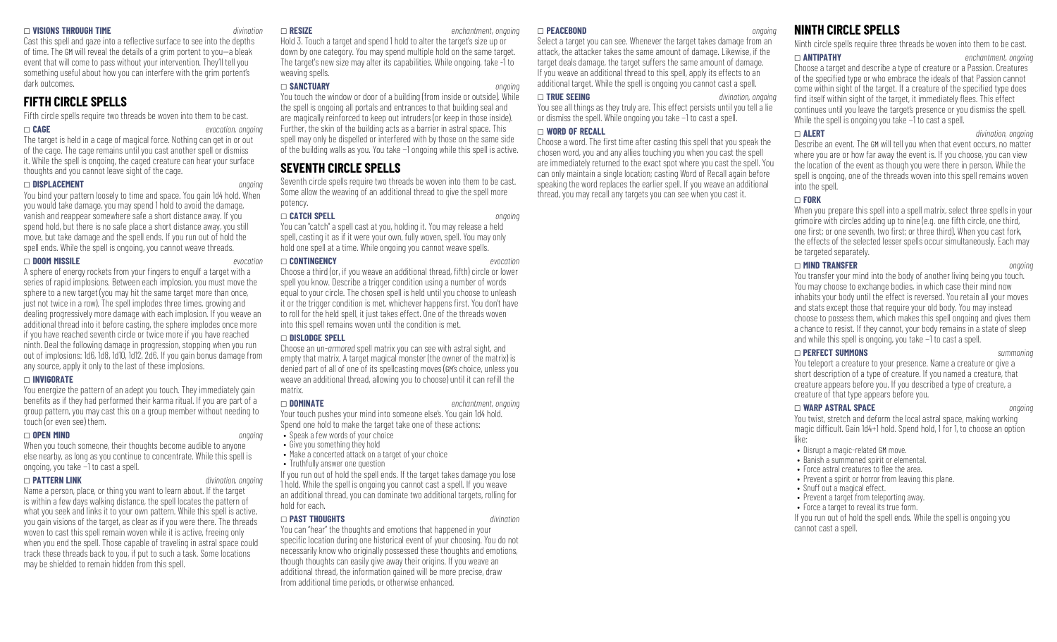□ **VISIONS THROUGH TIME** *divination*

Cast this spell and gaze into a reflective surface to see into the depths of time. The GM will reveal the details of a grim portent to you—a bleak event that will come to pass without your intervention. They'll tell you something useful about how you can interfere with the grim portent's dark outcomes.

## FIFTH CIRCLE SPELLS

Fifth circle spells require two threads be woven into them to be cast.

□ **CAGE** *evocation, ongoing*

The target is held in a cage of magical force. Nothing can get in or out of the cage. The cage remains until you cast another spell or dismiss it. While the spell is ongoing, the caged creature can hear your surface thoughts and you cannot leave sight of the cage.

□ **DISPLACEMENT** *ongoing*

You bind your pattern loosely to time and space. You gain 1d4 hold. When you would take damage, you may spend 1 hold to avoid the damage, vanish and reappear somewhere safe a short distance away. If you spend hold, but there is no safe place a short distance away, you still move, but take damage and the spell ends. If you run out of hold the spell ends. While the spell is ongoing, you cannot weave threads.

□ **DOOM MISSILE** *evocation*

A sphere of energy rockets from your fingers to engulf a target with a series of rapid implosions. Between each implosion, you must move the sphere to a new target (you may hit the same target more than once, just not twice in a row). The spell implodes three times, growing and dealing progressively more damage with each implosion. If you weave an additional thread into it before casting, the sphere implodes once more if you have reached seventh circle or twice more if you have reached ninth. Deal the following damage in progression, stopping when you run out of implosions: 1d6, 1d8, 1d10, 1d12, 2d6. If you gain bonus damage from any source, apply it only to the last of these implosions.

□ **INVIGORATE**

You energize the pattern of an adept you touch. They immediately gain benefits as if they had performed their karma ritual. If you are part of a group pattern, you may cast this on a group member without needing to touch (or even see) them.

□ **OPEN MIND** *ongoing*

When you touch someone, their thoughts become audible to anyone else nearby, as long as you continue to concentrate. While this spell is ongoing, you take −1 to cast a spell.

□ **PATTERN LINK** *divination, ongoing*

Name a person, place, or thing you want to learn about. If the target is within a few days walking distance, the spell locates the pattern of what you seek and links it to your own pattern. While this spell is active, you gain visions of the target, as clear as if you were there. The threads woven to cast this spell remain woven while it is active, freeing only when you end the spell. Those capable of traveling in astral space could track these threads back to you, if put to such a task. Some locations may be shielded to remain hidden from this spell.

□ **RESIZE** *enchantment, ongoing*

Hold 3. Touch a target and spend 1 hold to alter the target's size up or down by one category. You may spend multiple hold on the same target. The target's new size may alter its capabilities. While ongoing, take -1 to weaving spells.

□ **SANCTUARY** *ongoing*

You touch the window or door of a building (from inside or outside). While the spell is ongoing all portals and entrances to that building seal and are magically reinforced to keep out intruders (or keep in those inside). Further, the skin of the building acts as a barrier in astral space. This spell may only be dispelled or interfered with by those on the same side of the building walls as you. You take −1 ongoing while this spell is active.

## SEVENTH CIRCLE SPELLS

Seventh circle spells require two threads be woven into them to be cast. Some allow the weaving of an additional thread to give the spell more potency.

□ **CATCH SPELL** *ongoing*

You can "catch" a spell cast at you, holding it. You may release a held spell, casting it as if it were your own, fully woven, spell. You may only hold one spell at a time. While ongoing you cannot weave spells.

□ **CONTINGENCY** *evocation*

Choose a third (or, if you weave an additional thread, fifth) circle or lower spell you know. Describe a trigger condition using a number of words equal to your circle. The chosen spell is held until you choose to unleash it or the trigger condition is met, whichever happens first. You don't have to roll for the held spell, it just takes effect. One of the threads woven into this spell remains woven until the condition is met.

□ **DISLODGE SPELL**

Choose an un-*armored* spell matrix you can see with astral sight, and empty that matrix. A target magical monster (the owner of the matrix) is denied part of all of one of its spellcasting moves (GM's choice, unless you weave an additional thread, allowing you to choose) until it can refill the matrix.

□ **DOMINATE** *enchantment, ongoing*

Your touch pushes your mind into someone else's. You gain 1d4 hold. Spend one hold to make the target take one of these actions:

- Speak a few words of your choice
- Give you something they hold
- Make a concerted attack on a target of your choice
- Truthfully answer one question

If you run out of hold the spell ends. If the target takes damage you lose 1 hold. While the spell is ongoing you cannot cast a spell. If you weave an additional thread, you can dominate two additional targets, rolling for hold for each.

□ **PAST THOUGHTS** *divination*

You can "hear" the thoughts and emotions that happened in your specific location during one historical event of your choosing. You do not necessarily know who originally possessed these thoughts and emotions, though thoughts can easily give away their origins. If you weave an additional thread, the information gained will be more precise, draw from additional time periods, or otherwise enhanced.

□ **PEACEBOND** *ongoing*

Select a target you can see. Whenever the target takes damage from an attack, the attacker takes the same amount of damage. Likewise, if the target deals damage, the target suffers the same amount of damage. If you weave an additional thread to this spell, apply its effects to an additional target. While the spell is ongoing you cannot cast a spell.

□ **TRUE SEEING** *divination, ongoing*

You see all things as they truly are. This effect persists until you tell a lie or dismiss the spell. While ongoing you take −1 to cast a spell.

□ **WORD OF RECALL**

Choose a word. The first time after casting this spell that you speak the chosen word, you and any allies touching you when you cast the spell are immediately returned to the exact spot where you cast the spell. You can only maintain a single location; casting Word of Recall again before speaking the word replaces the earlier spell. If you weave an additional thread, you may recall any targets you can see when you cast it.

## NINTH CIRCLE SPELLS

Ninth circle spells require three threads be woven into them to be cast.

□ **ANTIPATHY** *enchantment, ongoing*

Choose a target and describe a type of creature or a Passion. Creatures of the specified type or who embrace the ideals of that Passion cannot come within sight of the target. If a creature of the specified type does find itself within sight of the target, it immediately flees. This effect continues until you leave the target's presence or you dismiss the spell. While the spell is ongoing you take −1 to cast a spell.

□ **ALERT** *divination, ongoing*

Describe an event. The GM will tell you when that event occurs, no matter where you are or how far away the event is. If you choose, you can view the location of the event as though you were there in person. While the spell is ongoing, one of the threads woven into this spell remains woven into the spell.

□ **FORK**

When you prepare this spell into a spell matrix, select three spells in your grimoire with circles adding up to nine (e.g. one fifth circle, one third, one first; or one seventh, two first; or three third). When you cast fork, the effects of the selected lesser spells occur simultaneously. Each may be targeted separately.

□ **MIND TRANSFER** *ongoing*

You transfer your mind into the body of another living being you touch. You may choose to exchange bodies, in which case their mind now inhabits your body until the effect is reversed. You retain all your moves and stats except those that require your old body. You may instead choose to possess them, which makes this spell ongoing and gives them a chance to resist. If they cannot, your body remains in a state of sleep and while this spell is ongoing, you take −1 to cast a spell.

□ **PERFECT SUMMONS** *summoning*

You teleport a creature to your presence. Name a creature or give a short description of a type of creature. If you named a creature, that creature appears before you. If you described a type of creature, a creature of that type appears before you.

□ **WARP ASTRAL SPACE** *ongoing*

You twist, stretch and deform the local astral space, making working magic difficult. Gain 1d4+1 hold. Spend hold, 1 for 1, to choose an option like:

- Disrupt a magic-related GM move.
- Banish a summoned spirit or elemental.
- Force astral creatures to flee the area.
- Prevent a spirit or horror from leaving this plane.
- Snuff out a magical effect.
- Prevent a target from teleporting away.
- Force a target to reveal its true form.

If you run out of hold the spell ends. While the spell is ongoing you cannot cast a spell.